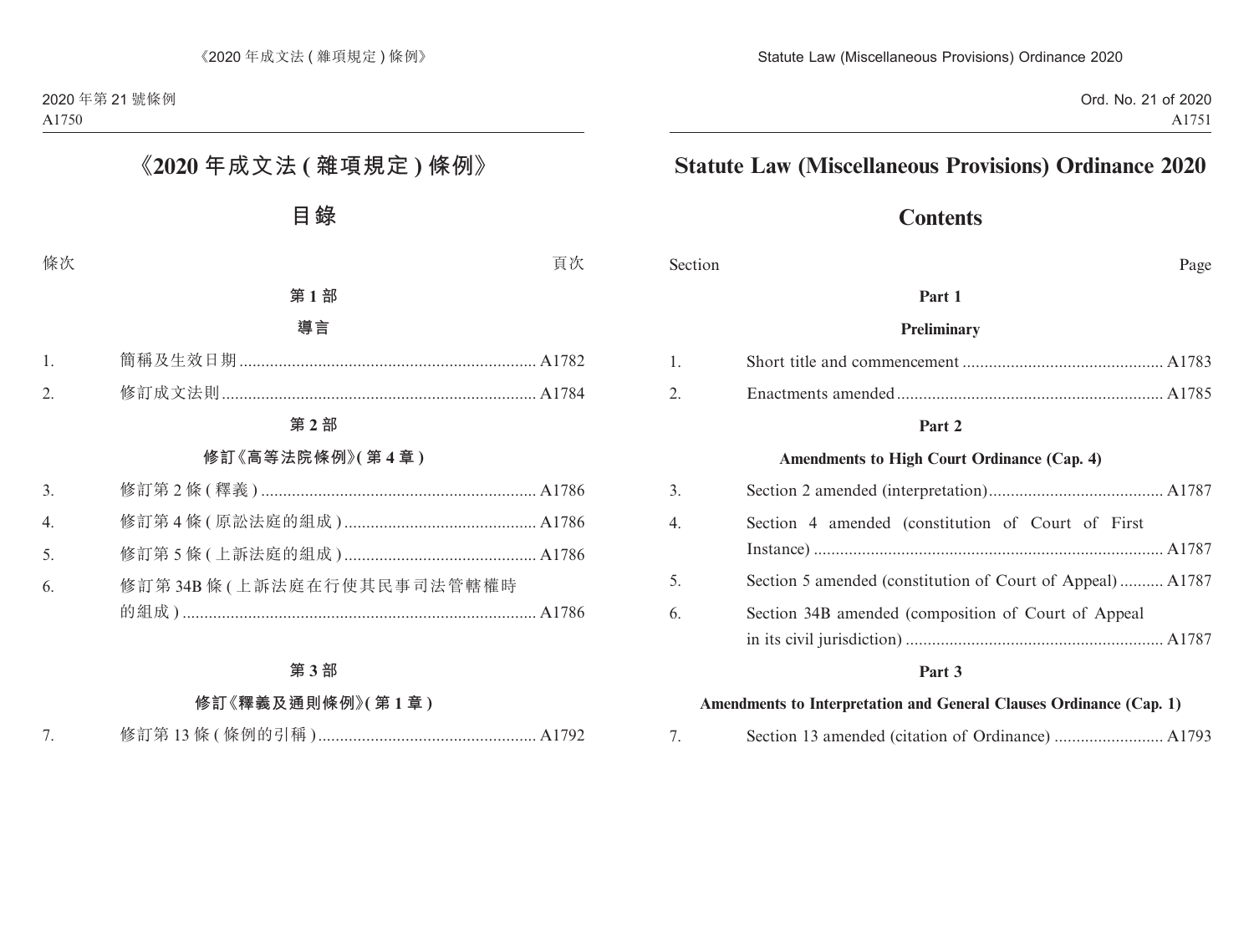2020 年第 21 號條例

A1750

Ord. No. 21 of 2020

A1751

# 《2020 年成文法 ( 雜項規定 ) 條例》

## 目錄

| 條次 | | 頁次 |
|---|---|---|
| | **第 1 部** | |
| | **導言** | |
| 1. | 簡稱及生效日期 | A1782 |
| 2. | 修訂成文法則 | A1784 |
| | **第 2 部** | |
| | **修訂《高等法院條例》( 第 4 章 )** | |
| 3. | 修訂第 2 條 ( 釋義 ) | A1786 |
| 4. | 修訂第 4 條 ( 原訟法庭的組成 ) | A1786 |
| 5. | 修訂第 5 條 ( 上訴法庭的組成 ) | A1786 |
| 6. | 修訂第 34B 條 ( 上訴法庭在行使其民事司法管轄權時的組成 ) | A1786 |
| | **第 3 部** | |
| | **修訂《釋義及通則條例》( 第 1 章 )** | |
| 7. | 修訂第 13 條 ( 條例的引稱 ) | A1792 |

# Statute Law (Miscellaneous Provisions) Ordinance 2020

## Contents

| Section | | Page |
|---|---|---|
| | **Part 1** | |
| | **Preliminary** | |
| 1. | Short title and commencement | A1783 |
| 2. | Enactments amended | A1785 |
| | **Part 2** | |
| | **Amendments to High Court Ordinance (Cap. 4)** | |
| 3. | Section 2 amended (interpretation) | A1787 |
| 4. | Section 4 amended (constitution of Court of First Instance) | A1787 |
| 5. | Section 5 amended (constitution of Court of Appeal) | A1787 |
| 6. | Section 34B amended (composition of Court of Appeal in its civil jurisdiction) | A1787 |
| | **Part 3** | |
| | **Amendments to Interpretation and General Clauses Ordinance (Cap. 1)** | |
| 7. | Section 13 amended (citation of Ordinance) | A1793 |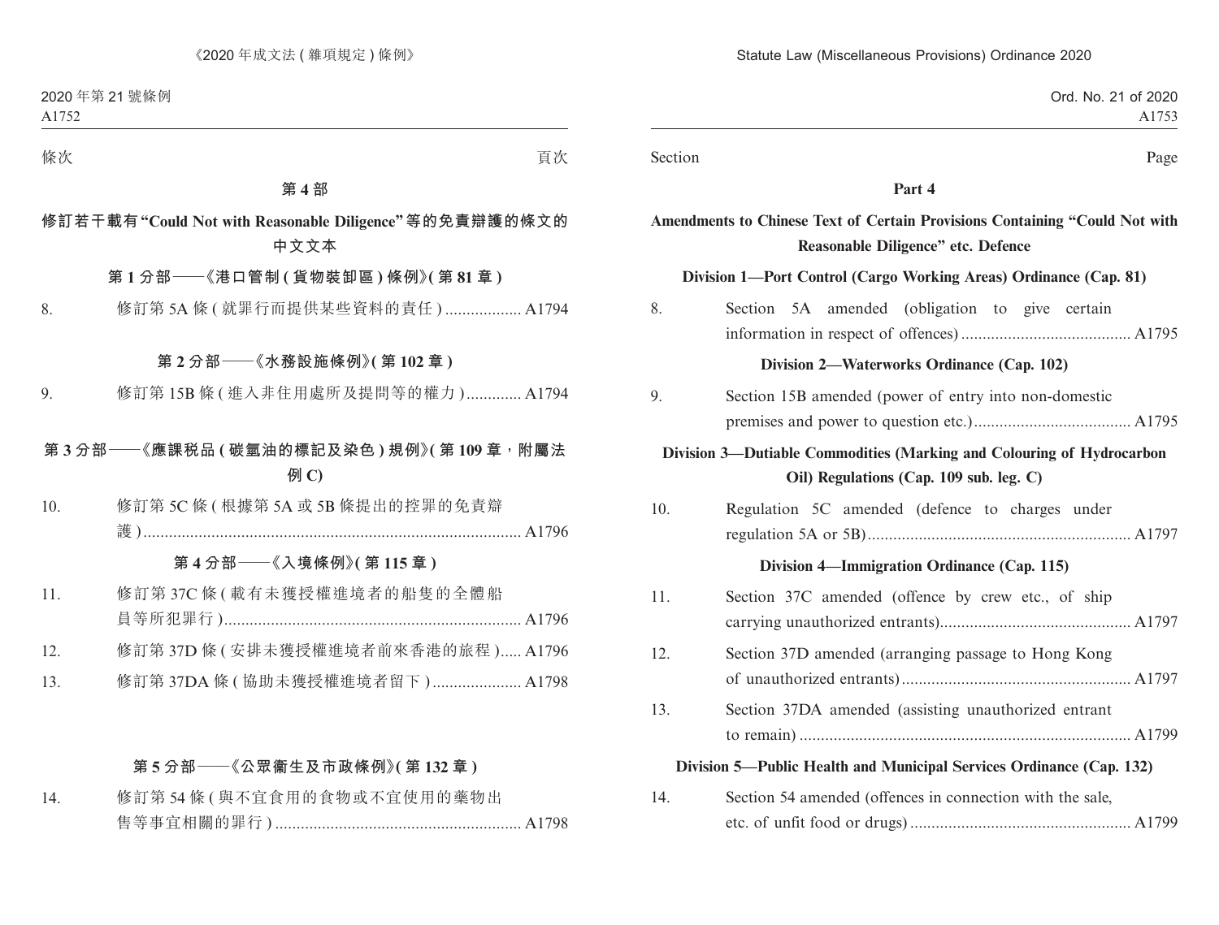| 條次 | | 頁次 |
|---|---|---|

**第 4 部**

**修訂若干載有“Could Not with Reasonable Diligence”等的免責辯護的條文的中文文本**

**第 1 分部——《港口管制 ( 貨物裝卸區 ) 條例》( 第 81 章 )**

8. 修訂第 5A 條 ( 就罪行而提供某些資料的責任 ) .................. A1794

**第 2 分部——《水務設施條例》( 第 102 章 )**

9. 修訂第 15B 條 ( 進入非住用處所及提問等的權力 ) ............. A1794

**第 3 分部——《應課稅品 ( 碳氫油的標記及染色 ) 規例》( 第 109 章，附屬法例 C)**

10. 修訂第 5C 條 ( 根據第 5A 或 5B 條提出的控罪的免責辯護 ) ......................................................................................... A1796

**第 4 分部——《入境條例》( 第 115 章 )**

11. 修訂第 37C 條 ( 載有未獲授權進境者的船隻的全體船員等所犯罪行 ) ...................................................................... A1796

12. 修訂第 37D 條 ( 安排未獲授權進境者前來香港的旅程 )..... A1796

13. 修訂第 37DA 條 ( 協助未獲授權進境者留下 ) ..................... A1798

**第 5 分部——《公眾衞生及市政條例》( 第 132 章 )**

14. 修訂第 54 條 ( 與不宜食用的食物或不宜使用的藥物出售等事宜相關的罪行 ) .......................................................... A1798

| Section | | Page |
|---|---|---|

**Part 4**

**Amendments to Chinese Text of Certain Provisions Containing “Could Not with Reasonable Diligence” etc. Defence**

**Division 1—Port Control (Cargo Working Areas) Ordinance (Cap. 81)**

8. Section 5A amended (obligation to give certain information in respect of offences) ........................................ A1795

**Division 2—Waterworks Ordinance (Cap. 102)**

9. Section 15B amended (power of entry into non-domestic premises and power to question etc.) ..................................... A1795

**Division 3—Dutiable Commodities (Marking and Colouring of Hydrocarbon Oil) Regulations (Cap. 109 sub. leg. C)**

10. Regulation 5C amended (defence to charges under regulation 5A or 5B) ............................................................. A1797

**Division 4—Immigration Ordinance (Cap. 115)**

11. Section 37C amended (offence by crew etc., of ship carrying unauthorized entrants)............................................ A1797

12. Section 37D amended (arranging passage to Hong Kong of unauthorized entrants) ...................................................... A1797

13. Section 37DA amended (assisting unauthorized entrant to remain) ............................................................................. A1799

**Division 5—Public Health and Municipal Services Ordinance (Cap. 132)**

14. Section 54 amended (offences in connection with the sale, etc. of unfit food or drugs) ................................................... A1799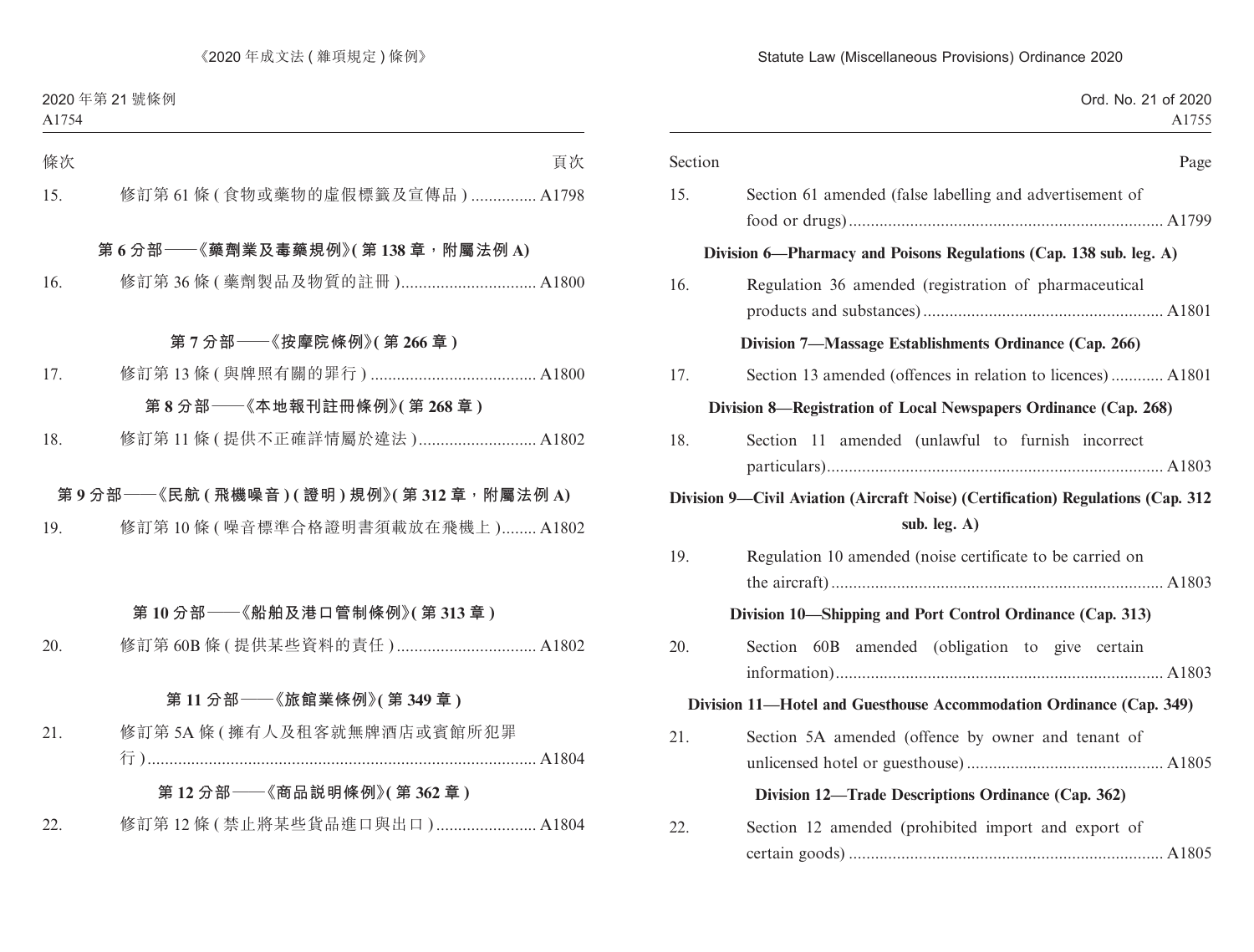條次 頁次

15. 修訂第 61 條 (食物或藥物的虛假標籤及宣傳品) ............... A1798

**第 6 分部——《藥劑業及毒藥規例》(第 138 章,附屬法例 A)**

16. 修訂第 36 條 (藥劑製品及物質的註冊) ............................... A1800

**第 7 分部——《按摩院條例》(第 266 章)**

17. 修訂第 13 條 (與牌照有關的罪行) ...................................... A1800

**第 8 分部——《本地報刊註冊條例》(第 268 章)**

18. 修訂第 11 條 (提供不正確詳情屬於違法) ........................... A1802

**第 9 分部——《民航 (飛機噪音) (證明) 規例》(第 312 章,附屬法例 A)**

19. 修訂第 10 條 (噪音標準合格證明書須載放在飛機上) ........ A1802

**第 10 分部——《船舶及港口管制條例》(第 313 章)**

20. 修訂第 60B 條 (提供某些資料的責任) ................................ A1802

**第 11 分部——《旅館業條例》(第 349 章)**

21. 修訂第 5A 條 (擁有人及租客就無牌酒店或賓館所犯罪行) ......................................................................................... A1804

**第 12 分部——《商品説明條例》(第 362 章)**

22. 修訂第 12 條 (禁止將某些貨品進口與出口) ....................... A1804

Section Page

15. Section 61 amended (false labelling and advertisement of food or drugs) ........................................................................ A1799

**Division 6—Pharmacy and Poisons Regulations (Cap. 138 sub. leg. A)**

16. Regulation 36 amended (registration of pharmaceutical products and substances) ....................................................... A1801

**Division 7—Massage Establishments Ordinance (Cap. 266)**

17. Section 13 amended (offences in relation to licences) ............ A1801

**Division 8—Registration of Local Newspapers Ordinance (Cap. 268)**

18. Section 11 amended (unlawful to furnish incorrect particulars)............................................................................ A1803

**Division 9—Civil Aviation (Aircraft Noise) (Certification) Regulations (Cap. 312 sub. leg. A)**

19. Regulation 10 amended (noise certificate to be carried on the aircraft) ............................................................................ A1803

**Division 10—Shipping and Port Control Ordinance (Cap. 313)**

20. Section 60B amended (obligation to give certain information)........................................................................... A1803

**Division 11—Hotel and Guesthouse Accommodation Ordinance (Cap. 349)**

21. Section 5A amended (offence by owner and tenant of unlicensed hotel or guesthouse) ............................................. A1805

**Division 12—Trade Descriptions Ordinance (Cap. 362)**

22. Section 12 amended (prohibited import and export of certain goods) ........................................................................ A1805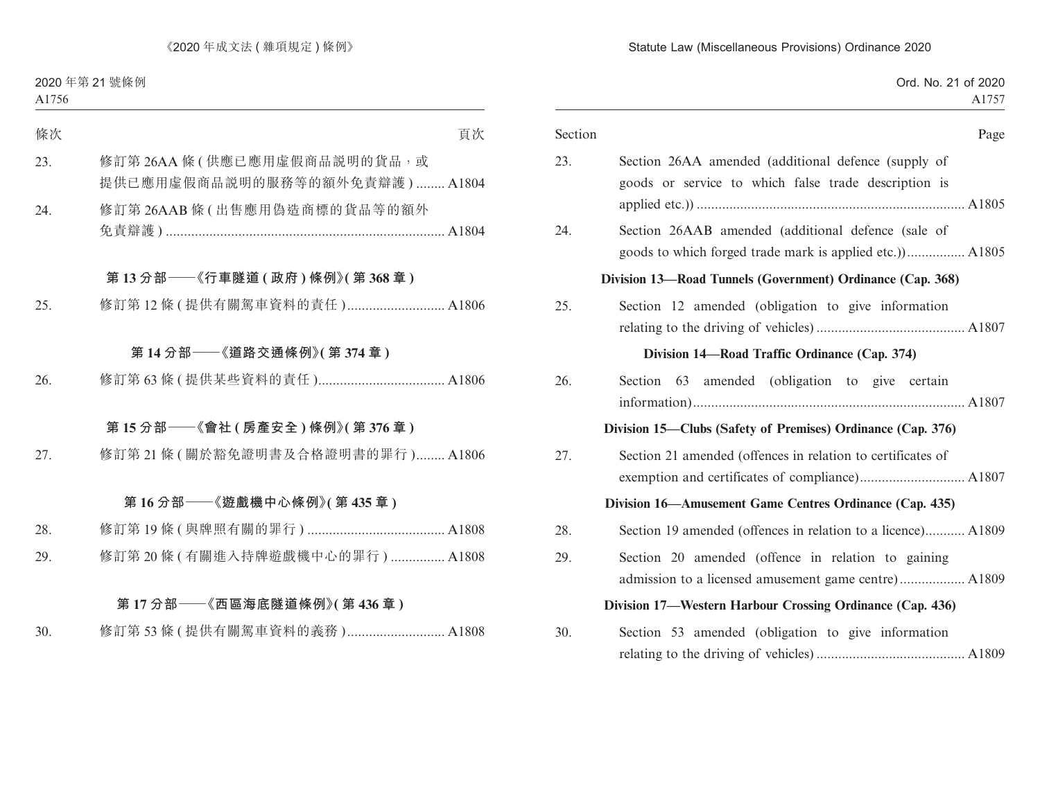| 條次 | | 頁次 |
|---|---|---|
| 23. | 修訂第 26AA 條 (供應已應用虛假商品說明的貨品，或提供已應用虛假商品說明的服務等的額外免責辯護) | A1804 |
| 24. | 修訂第 26AAB 條 (出售應用偽造商標的貨品等的額外免責辯護) | A1804 |

**第 13 分部——《行車隧道 (政府) 條例》(第 368 章)**

| | | |
|---|---|---|
| 25. | 修訂第 12 條 (提供有關駕車資料的責任) | A1806 |

**第 14 分部——《道路交通條例》(第 374 章)**

| | | |
|---|---|---|
| 26. | 修訂第 63 條 (提供某些資料的責任) | A1806 |

**第 15 分部——《會社 (房產安全) 條例》(第 376 章)**

| | | |
|---|---|---|
| 27. | 修訂第 21 條 (關於豁免證明書及合格證明書的罪行) | A1806 |

**第 16 分部——《遊戲機中心條例》(第 435 章)**

| | | |
|---|---|---|
| 28. | 修訂第 19 條 (與牌照有關的罪行) | A1808 |
| 29. | 修訂第 20 條 (有關進入持牌遊戲機中心的罪行) | A1808 |

**第 17 分部——《西區海底隧道條例》(第 436 章)**

| | | |
|---|---|---|
| 30. | 修訂第 53 條 (提供有關駕車資料的義務) | A1808 |

| Section | | Page |
|---|---|---|
| 23. | Section 26AA amended (additional defence (supply of goods or service to which false trade description is applied etc.)) | A1805 |
| 24. | Section 26AAB amended (additional defence (sale of goods to which forged trade mark is applied etc.)) | A1805 |

**Division 13—Road Tunnels (Government) Ordinance (Cap. 368)**

| | | |
|---|---|---|
| 25. | Section 12 amended (obligation to give information relating to the driving of vehicles) | A1807 |

**Division 14—Road Traffic Ordinance (Cap. 374)**

| | | |
|---|---|---|
| 26. | Section 63 amended (obligation to give certain information) | A1807 |

**Division 15—Clubs (Safety of Premises) Ordinance (Cap. 376)**

| | | |
|---|---|---|
| 27. | Section 21 amended (offences in relation to certificates of exemption and certificates of compliance) | A1807 |

**Division 16—Amusement Game Centres Ordinance (Cap. 435)**

| | | |
|---|---|---|
| 28. | Section 19 amended (offences in relation to a licence) | A1809 |
| 29. | Section 20 amended (offence in relation to gaining admission to a licensed amusement game centre) | A1809 |

**Division 17—Western Harbour Crossing Ordinance (Cap. 436)**

| | | |
|---|---|---|
| 30. | Section 53 amended (obligation to give information relating to the driving of vehicles) | A1809 |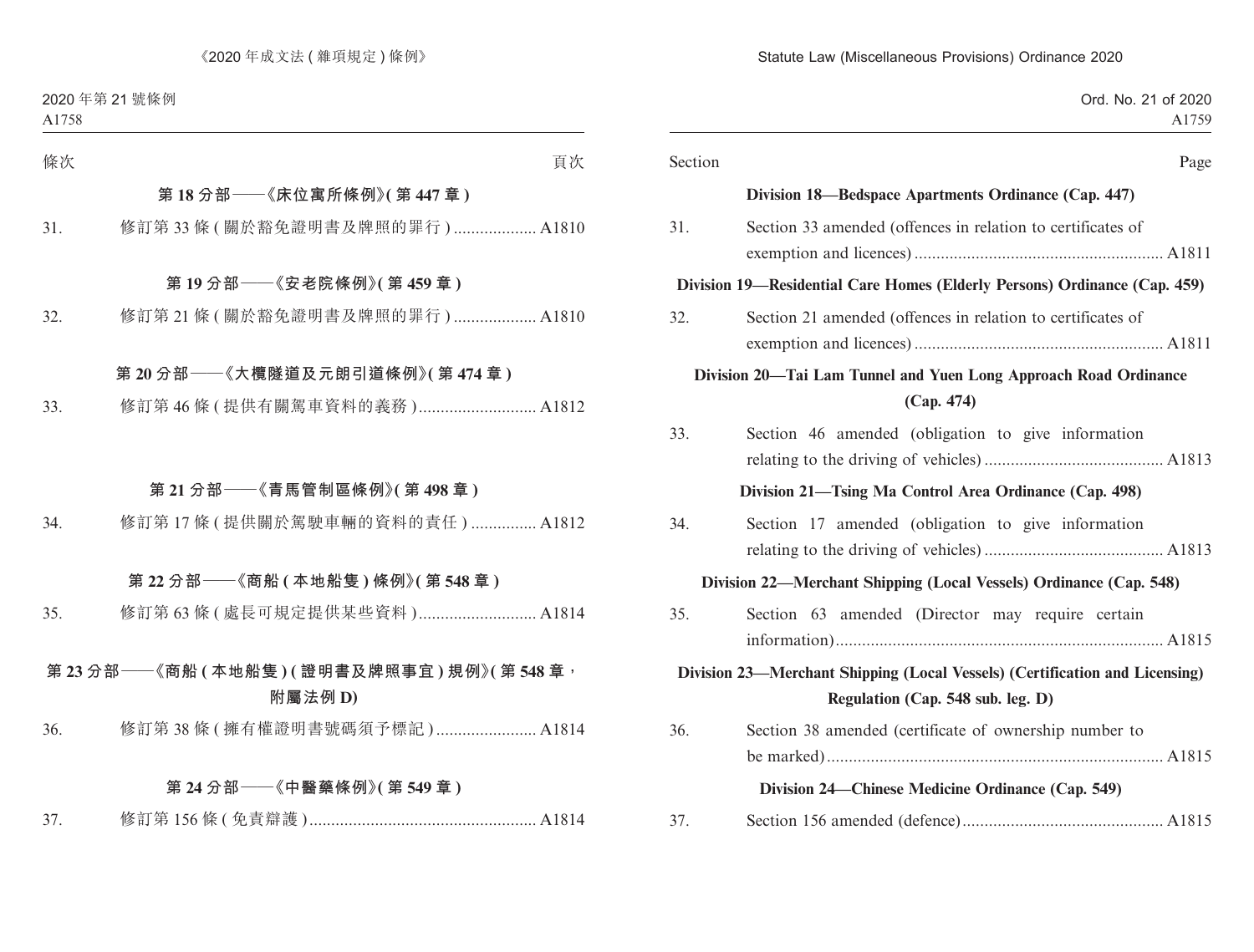| 條次 | | 頁次 |
|---|---|---|
| | **第 18 分部——《床位寓所條例》(第 447 章)** | |
| 31. | 修訂第 33 條 (關於豁免證明書及牌照的罪行) | A1810 |
| | **第 19 分部——《安老院條例》(第 459 章)** | |
| 32. | 修訂第 21 條 (關於豁免證明書及牌照的罪行) | A1810 |
| | **第 20 分部——《大欖隧道及元朗引道條例》(第 474 章)** | |
| 33. | 修訂第 46 條 (提供有關駕車資料的義務) | A1812 |
| | **第 21 分部——《青馬管制區條例》(第 498 章)** | |
| 34. | 修訂第 17 條 (提供關於駕駛車輛的資料的責任) | A1812 |
| | **第 22 分部——《商船 (本地船隻) 條例》(第 548 章)** | |
| 35. | 修訂第 63 條 (處長可規定提供某些資料) | A1814 |
| | **第 23 分部——《商船 (本地船隻) (證明書及牌照事宜) 規例》(第 548 章，附屬法例 D)** | |
| 36. | 修訂第 38 條 (擁有權證明書號碼須予標記) | A1814 |
| | **第 24 分部——《中醫藥條例》(第 549 章)** | |
| 37. | 修訂第 156 條 (免責辯護) | A1814 |

| Section | | Page |
|---|---|---|
| | **Division 18—Bedspace Apartments Ordinance (Cap. 447)** | |
| 31. | Section 33 amended (offences in relation to certificates of exemption and licences) | A1811 |
| | **Division 19—Residential Care Homes (Elderly Persons) Ordinance (Cap. 459)** | |
| 32. | Section 21 amended (offences in relation to certificates of exemption and licences) | A1811 |
| | **Division 20—Tai Lam Tunnel and Yuen Long Approach Road Ordinance (Cap. 474)** | |
| 33. | Section 46 amended (obligation to give information relating to the driving of vehicles) | A1813 |
| | **Division 21—Tsing Ma Control Area Ordinance (Cap. 498)** | |
| 34. | Section 17 amended (obligation to give information relating to the driving of vehicles) | A1813 |
| | **Division 22—Merchant Shipping (Local Vessels) Ordinance (Cap. 548)** | |
| 35. | Section 63 amended (Director may require certain information) | A1815 |
| | **Division 23—Merchant Shipping (Local Vessels) (Certification and Licensing) Regulation (Cap. 548 sub. leg. D)** | |
| 36. | Section 38 amended (certificate of ownership number to be marked) | A1815 |
| | **Division 24—Chinese Medicine Ordinance (Cap. 549)** | |
| 37. | Section 156 amended (defence) | A1815 |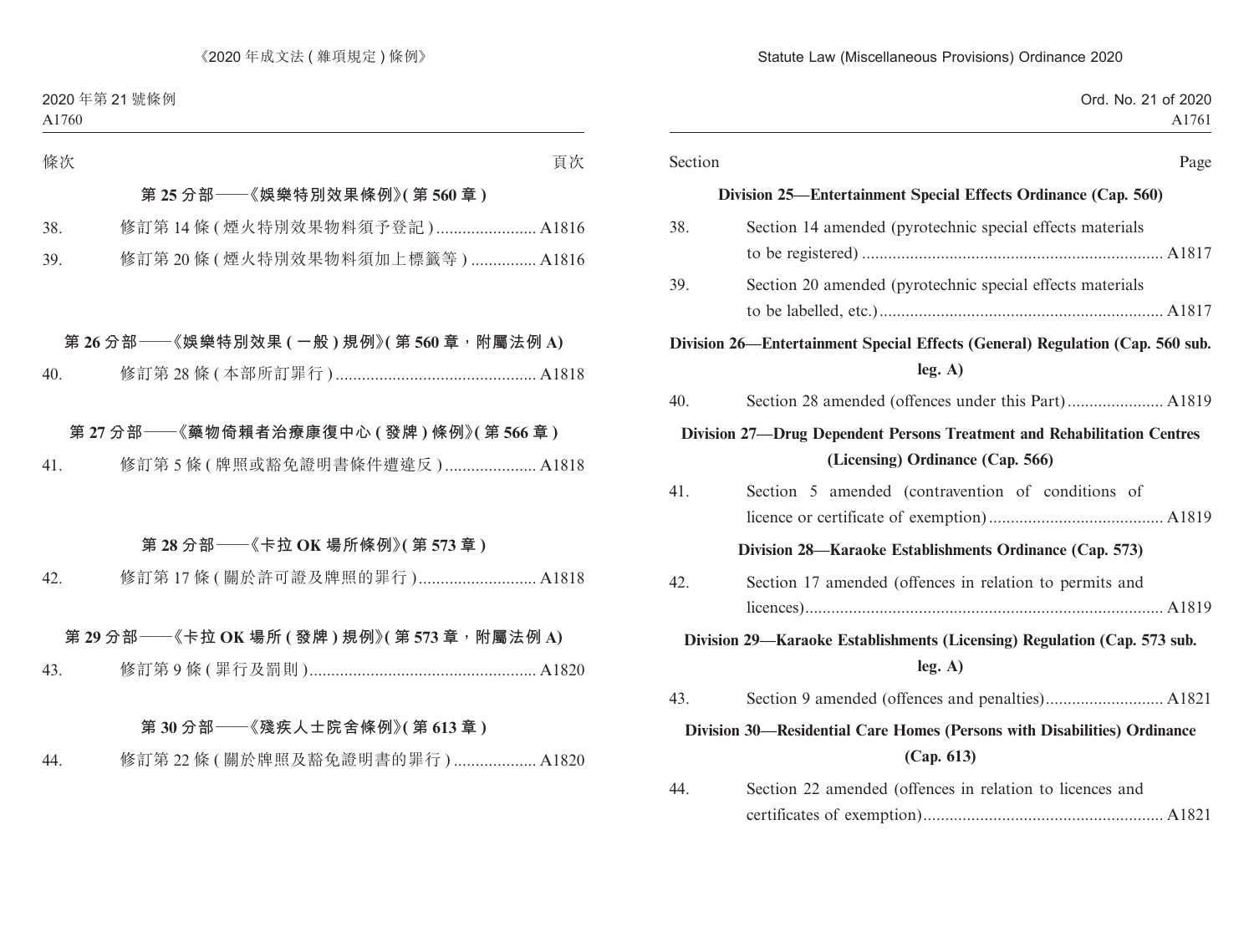| 條次 | | 頁次 |
|---|---|---|

**第 25 分部——《娛樂特別效果條例》(第 560 章)**

| | | |
|---|---|---|
| 38. | 修訂第 14 條 (煙火特別效果物料須予登記) | A1816 |
| 39. | 修訂第 20 條 (煙火特別效果物料須加上標籤等) | A1816 |

**第 26 分部——《娛樂特別效果 (一般) 規例》(第 560 章，附屬法例 A)**

| | | |
|---|---|---|
| 40. | 修訂第 28 條 (本部所訂罪行) | A1818 |

**第 27 分部——《藥物倚賴者治療康復中心 (發牌) 條例》(第 566 章)**

| | | |
|---|---|---|
| 41. | 修訂第 5 條 (牌照或豁免證明書條件遭違反) | A1818 |

**第 28 分部——《卡拉 OK 場所條例》(第 573 章)**

| | | |
|---|---|---|
| 42. | 修訂第 17 條 (關於許可證及牌照的罪行) | A1818 |

**第 29 分部——《卡拉 OK 場所 (發牌) 規例》(第 573 章，附屬法例 A)**

| | | |
|---|---|---|
| 43. | 修訂第 9 條 (罪行及罰則) | A1820 |

**第 30 分部——《殘疾人士院舍條例》(第 613 章)**

| | | |
|---|---|---|
| 44. | 修訂第 22 條 (關於牌照及豁免證明書的罪行) | A1820 |

| Section | | Page |
|---|---|---|

**Division 25—Entertainment Special Effects Ordinance (Cap. 560)**

| | | |
|---|---|---|
| 38. | Section 14 amended (pyrotechnic special effects materials to be registered) | A1817 |
| 39. | Section 20 amended (pyrotechnic special effects materials to be labelled, etc.) | A1817 |

**Division 26—Entertainment Special Effects (General) Regulation (Cap. 560 sub. leg. A)**

| | | |
|---|---|---|
| 40. | Section 28 amended (offences under this Part) | A1819 |

**Division 27—Drug Dependent Persons Treatment and Rehabilitation Centres (Licensing) Ordinance (Cap. 566)**

| | | |
|---|---|---|
| 41. | Section 5 amended (contravention of conditions of licence or certificate of exemption) | A1819 |

**Division 28—Karaoke Establishments Ordinance (Cap. 573)**

| | | |
|---|---|---|
| 42. | Section 17 amended (offences in relation to permits and licences) | A1819 |

**Division 29—Karaoke Establishments (Licensing) Regulation (Cap. 573 sub. leg. A)**

| | | |
|---|---|---|
| 43. | Section 9 amended (offences and penalties) | A1821 |

**Division 30—Residential Care Homes (Persons with Disabilities) Ordinance (Cap. 613)**

| | | |
|---|---|---|
| 44. | Section 22 amended (offences in relation to licences and certificates of exemption) | A1821 |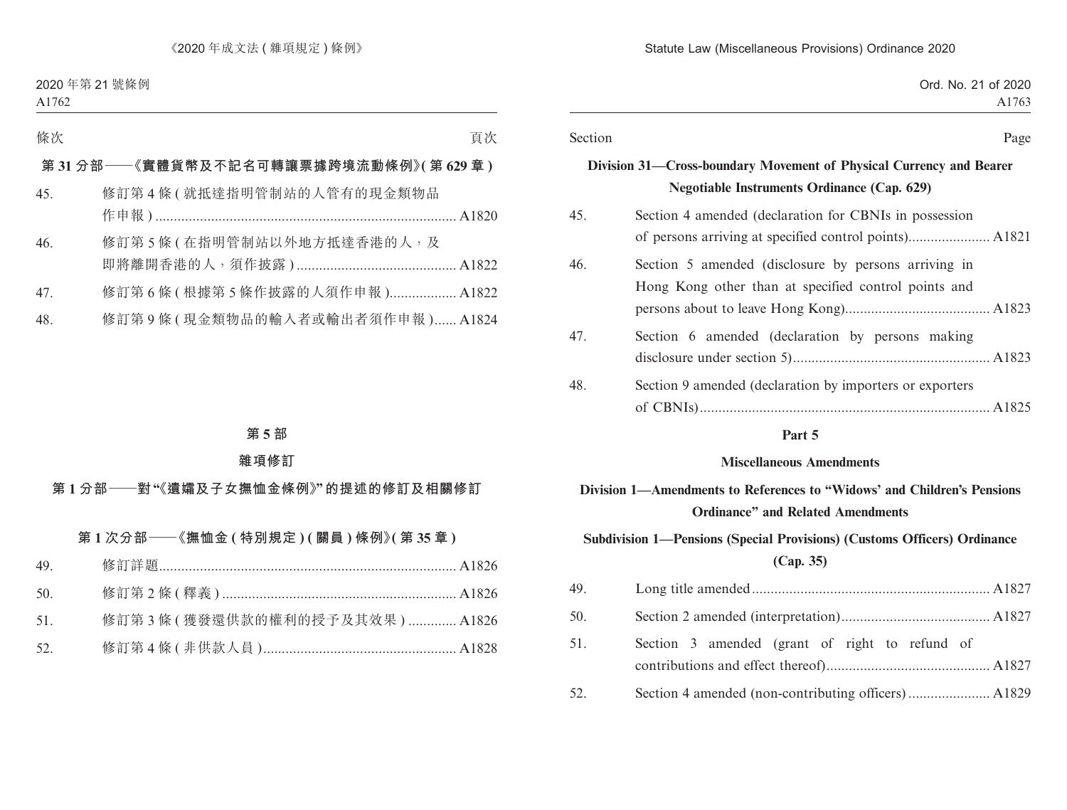條次 頁次

**第 31 分部——《實體貨幣及不記名可轉讓票據跨境流動條例》(第 629 章)**

45. 修訂第 4 條 (就抵達指明管制站的人管有的現金類物品作申報) ................ A1820

46. 修訂第 5 條 (在指明管制站以外地方抵達香港的人，及即將離開香港的人，須作披露) ................ A1822

47. 修訂第 6 條 (根據第 5 條作披露的人須作申報) ................ A1822

48. 修訂第 9 條 (現金類物品的輸入者或輸出者須作申報) ...... A1824

**第 5 部**

**雜項修訂**

**第 1 分部——對“《遺孀及子女撫恤金條例》”的提述的修訂及相關修訂**

**第 1 次分部——《撫恤金 (特別規定) (關員) 條例》(第 35 章)**

49. 修訂詳題 ................ A1826

50. 修訂第 2 條 (釋義) ................ A1826

51. 修訂第 3 條 (獲發還供款的權利的授予及其效果) ............. A1826

52. 修訂第 4 條 (非供款人員) ................ A1828

Section Page

**Division 31—Cross-boundary Movement of Physical Currency and Bearer Negotiable Instruments Ordinance (Cap. 629)**

45. Section 4 amended (declaration for CBNIs in possession of persons arriving at specified control points) ................ A1821

46. Section 5 amended (disclosure by persons arriving in Hong Kong other than at specified control points and persons about to leave Hong Kong) ................ A1823

47. Section 6 amended (declaration by persons making disclosure under section 5) ................ A1823

48. Section 9 amended (declaration by importers or exporters of CBNIs) ................ A1825

**Part 5**

**Miscellaneous Amendments**

**Division 1—Amendments to References to “Widows’ and Children’s Pensions Ordinance” and Related Amendments**

**Subdivision 1—Pensions (Special Provisions) (Customs Officers) Ordinance (Cap. 35)**

49. Long title amended ................ A1827

50. Section 2 amended (interpretation) ................ A1827

51. Section 3 amended (grant of right to refund of contributions and effect thereof) ................ A1827

52. Section 4 amended (non-contributing officers) ................ A1829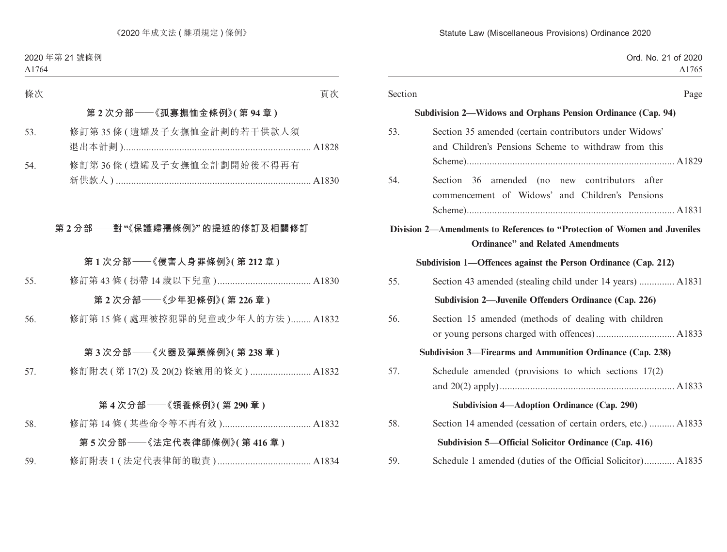| 條次 | | 頁次 |
|---|---|---|
| | **第 2 次分部——《孤寡撫恤金條例》(第 94 章)** | |
| 53. | 修訂第 35 條 (遺孀及子女撫恤金計劃的若干供款人須退出本計劃) | A1828 |
| 54. | 修訂第 36 條 (遺孀及子女撫恤金計劃開始後不得再有新供款人) | A1830 |
| | **第 2 分部——對“《保護婦孺條例》”的提述的修訂及相關修訂** | |
| | **第 1 次分部——《侵害人身罪條例》(第 212 章)** | |
| 55. | 修訂第 43 條 (拐帶 14 歲以下兒童) | A1830 |
| | **第 2 次分部——《少年犯條例》(第 226 章)** | |
| 56. | 修訂第 15 條 (處理被控犯罪的兒童或少年人的方法) | A1832 |
| | **第 3 次分部——《火器及彈藥條例》(第 238 章)** | |
| 57. | 修訂附表 (第 17(2) 及 20(2) 條適用的條文) | A1832 |
| | **第 4 次分部——《領養條例》(第 290 章)** | |
| 58. | 修訂第 14 條 (某些命令等不再有效) | A1832 |
| | **第 5 次分部——《法定代表律師條例》(第 416 章)** | |
| 59. | 修訂附表 1 (法定代表律師的職責) | A1834 |

| Section | | Page |
|---|---|---|
| | **Subdivision 2—Widows and Orphans Pension Ordinance (Cap. 94)** | |
| 53. | Section 35 amended (certain contributors under Widows' and Children's Pensions Scheme to withdraw from this Scheme) | A1829 |
| 54. | Section 36 amended (no new contributors after commencement of Widows' and Children's Pensions Scheme) | A1831 |
| | **Division 2—Amendments to References to "Protection of Women and Juveniles Ordinance" and Related Amendments** | |
| | **Subdivision 1—Offences against the Person Ordinance (Cap. 212)** | |
| 55. | Section 43 amended (stealing child under 14 years) | A1831 |
| | **Subdivision 2—Juvenile Offenders Ordinance (Cap. 226)** | |
| 56. | Section 15 amended (methods of dealing with children or young persons charged with offences) | A1833 |
| | **Subdivision 3—Firearms and Ammunition Ordinance (Cap. 238)** | |
| 57. | Schedule amended (provisions to which sections 17(2) and 20(2) apply) | A1833 |
| | **Subdivision 4—Adoption Ordinance (Cap. 290)** | |
| 58. | Section 14 amended (cessation of certain orders, etc.) | A1833 |
| | **Subdivision 5—Official Solicitor Ordinance (Cap. 416)** | |
| 59. | Schedule 1 amended (duties of the Official Solicitor) | A1835 |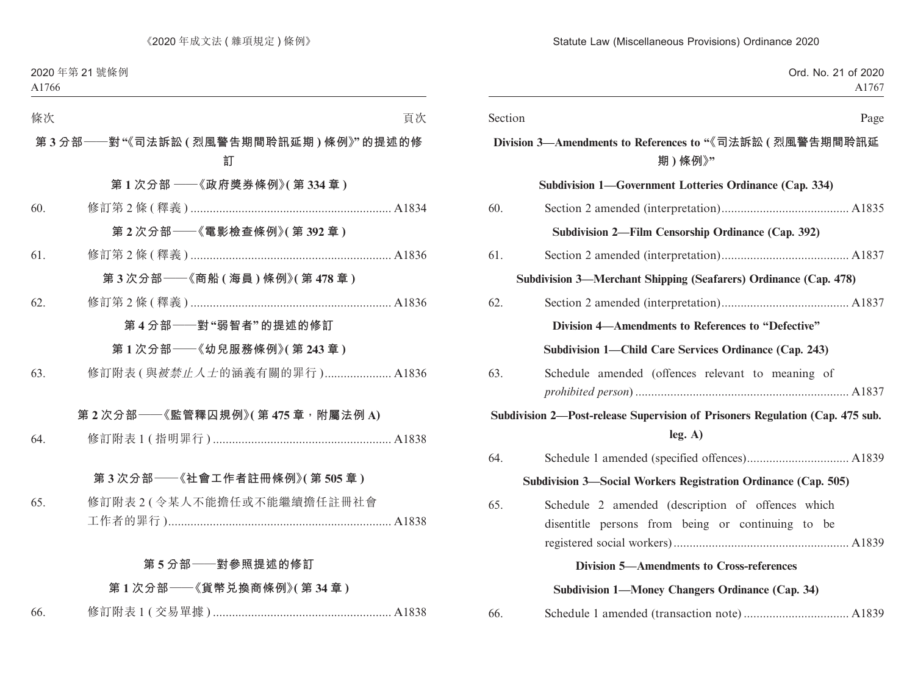條次 頁次

**第 3 分部——對“《司法訴訟 ( 烈風警告期間聆訊延期 ) 條例》”的提述的修訂**

**第 1 次分部 ——《政府獎券條例》( 第 334 章 )**

60. 修訂第 2 條 ( 釋義 ) ............................................................... A1834

**第 2 次分部——《電影檢查條例》( 第 392 章 )**

61. 修訂第 2 條 ( 釋義 ) ............................................................... A1836

**第 3 次分部——《商船 ( 海員 ) 條例》( 第 478 章 )**

62. 修訂第 2 條 ( 釋義 ) ............................................................... A1836

**第 4 分部——對“弱智者”的提述的修訂**

**第 1 次分部——《幼兒服務條例》( 第 243 章 )**

63. 修訂附表 ( 與*被禁止人士*的涵義有關的罪行 ) ..................... A1836

**第 2 次分部——《監管釋囚規例》( 第 475 章，附屬法例 A)**

64. 修訂附表 1 ( 指明罪行 ) ........................................................ A1838

**第 3 次分部——《社會工作者註冊條例》( 第 505 章 )**

65. 修訂附表 2 ( 令某人不能擔任或不能繼續擔任註冊社會工作者的罪行 ) ...................................................................... A1838

**第 5 分部——對參照提述的修訂**

**第 1 次分部——《貨幣兌換商條例》( 第 34 章 )**

66. 修訂附表 1 ( 交易單據 ) ........................................................ A1838

Section Page

**Division 3—Amendments to References to “《司法訴訟 ( 烈風警告期間聆訊延期 ) 條例》”**

**Subdivision 1—Government Lotteries Ordinance (Cap. 334)**

60. Section 2 amended (interpretation)........................................ A1835

**Subdivision 2—Film Censorship Ordinance (Cap. 392)**

61. Section 2 amended (interpretation)........................................ A1837

**Subdivision 3—Merchant Shipping (Seafarers) Ordinance (Cap. 478)**

62. Section 2 amended (interpretation)........................................ A1837

**Division 4—Amendments to References to “Defective”**

**Subdivision 1—Child Care Services Ordinance (Cap. 243)**

63. Schedule amended (offences relevant to meaning of *prohibited person*) .................................................................. A1837

**Subdivision 2—Post-release Supervision of Prisoners Regulation (Cap. 475 sub. leg. A)**

64. Schedule 1 amended (specified offences)................................ A1839

**Subdivision 3—Social Workers Registration Ordinance (Cap. 505)**

65. Schedule 2 amended (description of offences which disentitle persons from being or continuing to be registered social workers)...................................................... A1839

**Division 5—Amendments to Cross-references**

**Subdivision 1—Money Changers Ordinance (Cap. 34)**

66. Schedule 1 amended (transaction note) ................................. A1839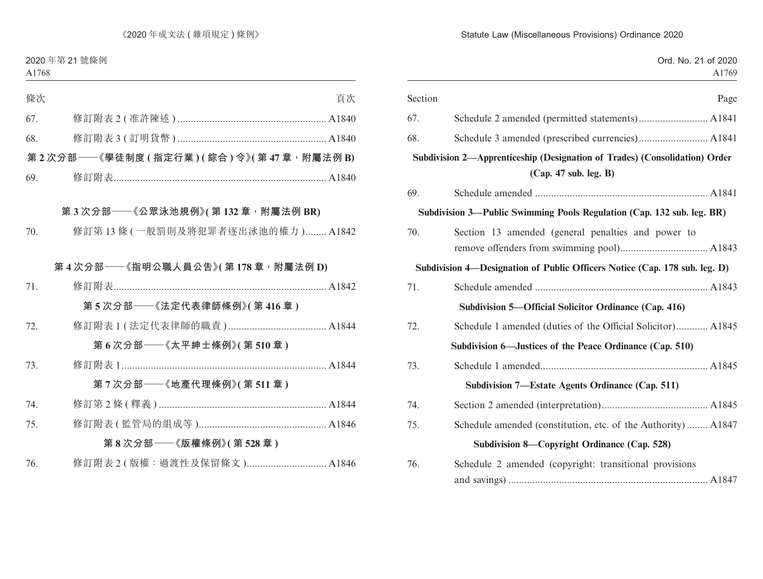| 條次 | | 頁次 |
|---|---|---|
| 67. | 修訂附表 2 (准許陳述) | A1840 |
| 68. | 修訂附表 3 (訂明貨幣) | A1840 |

**第 2 次分部——《學徒制度 (指定行業) (綜合) 令》(第 47 章,附屬法例 B)**

| 條次 | | 頁次 |
|---|---|---|
| 69. | 修訂附表 | A1840 |

**第 3 次分部——《公眾泳池規例》(第 132 章,附屬法例 BR)**

| 條次 | | 頁次 |
|---|---|---|
| 70. | 修訂第 13 條 (一般罰則及將犯罪者逐出泳池的權力) | A1842 |

**第 4 次分部——《指明公職人員公告》(第 178 章,附屬法例 D)**

| 條次 | | 頁次 |
|---|---|---|
| 71. | 修訂附表 | A1842 |

**第 5 次分部——《法定代表律師條例》(第 416 章)**

| 條次 | | 頁次 |
|---|---|---|
| 72. | 修訂附表 1 (法定代表律師的職責) | A1844 |

**第 6 次分部——《太平紳士條例》(第 510 章)**

| 條次 | | 頁次 |
|---|---|---|
| 73. | 修訂附表 1 | A1844 |

**第 7 次分部——《地產代理條例》(第 511 章)**

| 條次 | | 頁次 |
|---|---|---|
| 74. | 修訂第 2 條 (釋義) | A1844 |
| 75. | 修訂附表 (監管局的組成等) | A1846 |

**第 8 次分部——《版權條例》(第 528 章)**

| 條次 | | 頁次 |
|---|---|---|
| 76. | 修訂附表 2 (版權:過渡性及保留條文) | A1846 |

| Section | | Page |
|---|---|---|
| 67. | Schedule 2 amended (permitted statements) | A1841 |
| 68. | Schedule 3 amended (prescribed currencies) | A1841 |

**Subdivision 2—Apprenticeship (Designation of Trades) (Consolidation) Order (Cap. 47 sub. leg. B)**

| Section | | Page |
|---|---|---|
| 69. | Schedule amended | A1841 |

**Subdivision 3—Public Swimming Pools Regulation (Cap. 132 sub. leg. BR)**

| Section | | Page |
|---|---|---|
| 70. | Section 13 amended (general penalties and power to remove offenders from swimming pool) | A1843 |

**Subdivision 4—Designation of Public Officers Notice (Cap. 178 sub. leg. D)**

| Section | | Page |
|---|---|---|
| 71. | Schedule amended | A1843 |

**Subdivision 5—Official Solicitor Ordinance (Cap. 416)**

| Section | | Page |
|---|---|---|
| 72. | Schedule 1 amended (duties of the Official Solicitor) | A1845 |

**Subdivision 6—Justices of the Peace Ordinance (Cap. 510)**

| Section | | Page |
|---|---|---|
| 73. | Schedule 1 amended | A1845 |

**Subdivision 7—Estate Agents Ordinance (Cap. 511)**

| Section | | Page |
|---|---|---|
| 74. | Section 2 amended (interpretation) | A1845 |
| 75. | Schedule amended (constitution, etc. of the Authority) | A1847 |

**Subdivision 8—Copyright Ordinance (Cap. 528)**

| Section | | Page |
|---|---|---|
| 76. | Schedule 2 amended (copyright: transitional provisions and savings) | A1847 |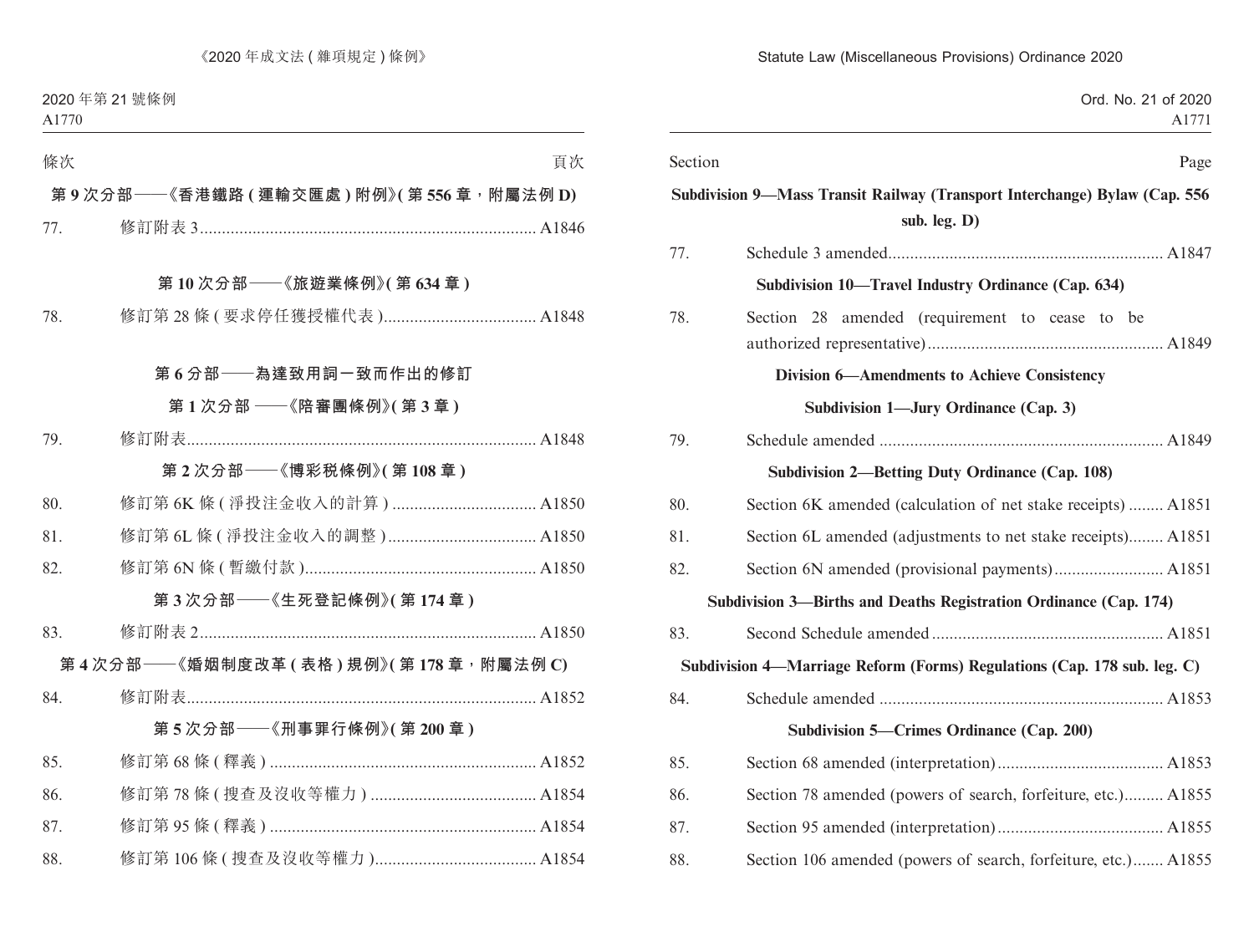條次 頁次

**第 9 次分部——《香港鐵路 ( 運輸交匯處 ) 附例》( 第 556 章，附屬法例 D)**

77. 修訂附表 3 ............................................................................ A1846

**第 10 次分部——《旅遊業條例》( 第 634 章 )**

78. 修訂第 28 條 ( 要求停任獲授權代表 ) .................................. A1848

**第 6 分部——為達致用詞一致而作出的修訂**

**第 1 次分部 ——《陪審團條例》( 第 3 章 )**

79. 修訂附表 ............................................................................... A1848

**第 2 次分部——《博彩税條例》( 第 108 章 )**

80. 修訂第 6K 條 ( 淨投注金收入的計算 ) ................................ A1850

81. 修訂第 6L 條 ( 淨投注金收入的調整 ) ................................. A1850

82. 修訂第 6N 條 ( 暫繳付款 ) .................................................... A1850

**第 3 次分部——《生死登記條例》( 第 174 章 )**

83. 修訂附表 2 ............................................................................ A1850

**第 4 次分部——《婚姻制度改革 ( 表格 ) 規例》( 第 178 章，附屬法例 C)**

84. 修訂附表 ............................................................................... A1852

**第 5 次分部——《刑事罪行條例》( 第 200 章 )**

85. 修訂第 68 條 ( 釋義 ) ............................................................ A1852

86. 修訂第 78 條 ( 搜查及沒收等權力 ) ..................................... A1854

87. 修訂第 95 條 ( 釋義 ) ............................................................ A1854

88. 修訂第 106 條 ( 搜查及沒收等權力 ) ................................... A1854

---

Section Page

**Subdivision 9—Mass Transit Railway (Transport Interchange) Bylaw (Cap. 556 sub. leg. D)**

77. Schedule 3 amended .............................................................. A1847

**Subdivision 10—Travel Industry Ordinance (Cap. 634)**

78. Section 28 amended (requirement to cease to be authorized representative) ...................................................... A1849

**Division 6—Amendments to Achieve Consistency**

**Subdivision 1—Jury Ordinance (Cap. 3)**

79. Schedule amended ................................................................. A1849

**Subdivision 2—Betting Duty Ordinance (Cap. 108)**

80. Section 6K amended (calculation of net stake receipts) ........ A1851

81. Section 6L amended (adjustments to net stake receipts)........ A1851

82. Section 6N amended (provisional payments)......................... A1851

**Subdivision 3—Births and Deaths Registration Ordinance (Cap. 174)**

83. Second Schedule amended ..................................................... A1851

**Subdivision 4—Marriage Reform (Forms) Regulations (Cap. 178 sub. leg. C)**

84. Schedule amended ................................................................. A1853

**Subdivision 5—Crimes Ordinance (Cap. 200)**

85. Section 68 amended (interpretation)...................................... A1853

86. Section 78 amended (powers of search, forfeiture, etc.)......... A1855

87. Section 95 amended (interpretation)...................................... A1855

88. Section 106 amended (powers of search, forfeiture, etc.)....... A1855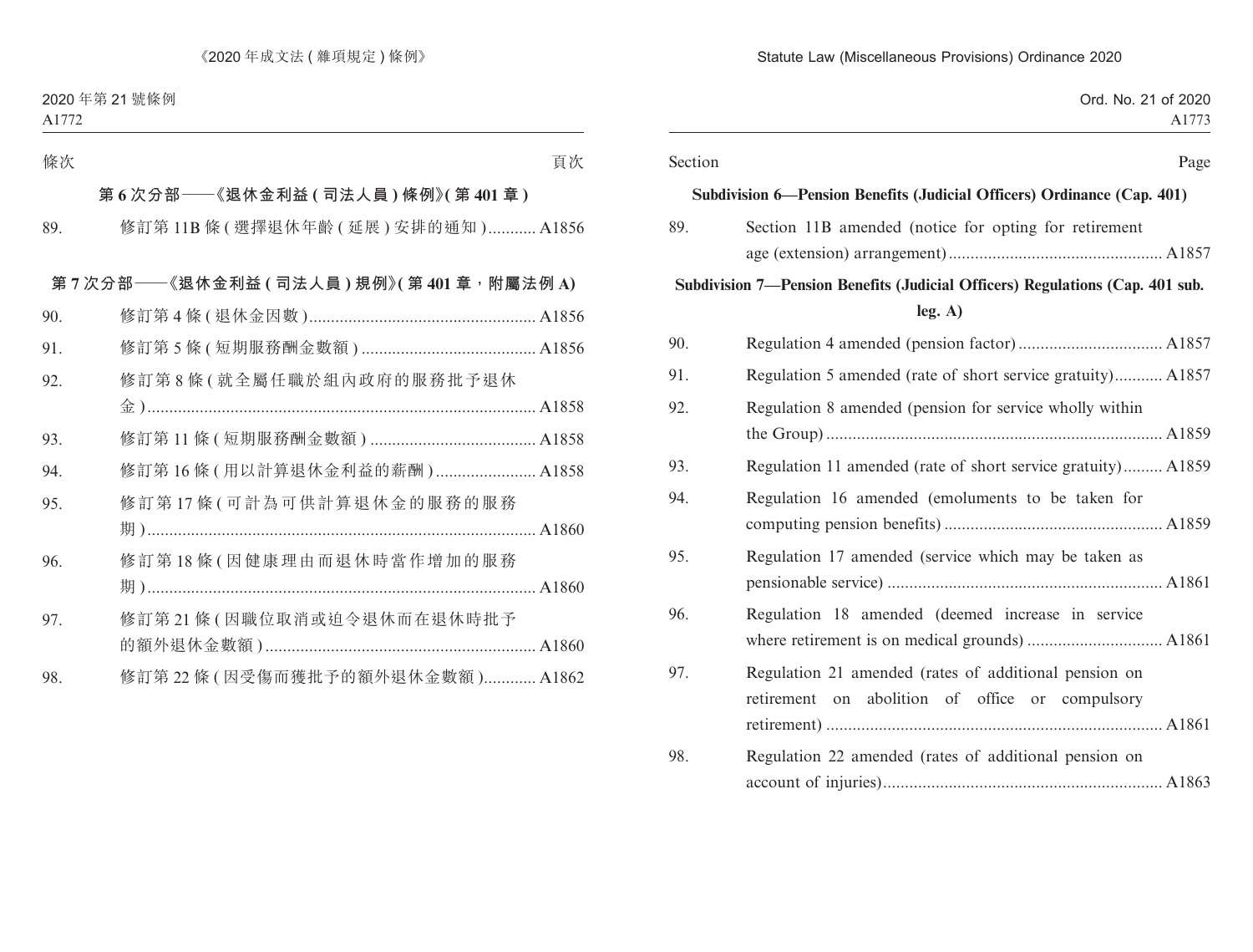| 條次 | | 頁次 |
|---|---|---|
| **第 6 次分部——《退休金利益 ( 司法人員 ) 條例》( 第 401 章 )** | | |
| 89. | 修訂第 11B 條 ( 選擇退休年齡 ( 延展 ) 安排的通知 ) | A1856 |
| **第 7 次分部——《退休金利益 ( 司法人員 ) 規例》( 第 401 章，附屬法例 A)** | | |
| 90. | 修訂第 4 條 ( 退休金因數 ) | A1856 |
| 91. | 修訂第 5 條 ( 短期服務酬金數額 ) | A1856 |
| 92. | 修訂第 8 條 ( 就全屬任職於組內政府的服務批予退休金 ) | A1858 |
| 93. | 修訂第 11 條 ( 短期服務酬金數額 ) | A1858 |
| 94. | 修訂第 16 條 ( 用以計算退休金利益的薪酬 ) | A1858 |
| 95. | 修訂第 17 條 ( 可計為可供計算退休金的服務的服務期 ) | A1860 |
| 96. | 修訂第 18 條 ( 因健康理由而退休時當作增加的服務期 ) | A1860 |
| 97. | 修訂第 21 條 ( 因職位取消或迫令退休而在退休時批予的額外退休金數額 ) | A1860 |
| 98. | 修訂第 22 條 ( 因受傷而獲批予的額外退休金數額 ) | A1862 |

| Section | | Page |
|---|---|---|
| **Subdivision 6—Pension Benefits (Judicial Officers) Ordinance (Cap. 401)** | | |
| 89. | Section 11B amended (notice for opting for retirement age (extension) arrangement) | A1857 |
| **Subdivision 7—Pension Benefits (Judicial Officers) Regulations (Cap. 401 sub. leg. A)** | | |
| 90. | Regulation 4 amended (pension factor) | A1857 |
| 91. | Regulation 5 amended (rate of short service gratuity) | A1857 |
| 92. | Regulation 8 amended (pension for service wholly within the Group) | A1859 |
| 93. | Regulation 11 amended (rate of short service gratuity) | A1859 |
| 94. | Regulation 16 amended (emoluments to be taken for computing pension benefits) | A1859 |
| 95. | Regulation 17 amended (service which may be taken as pensionable service) | A1861 |
| 96. | Regulation 18 amended (deemed increase in service where retirement is on medical grounds) | A1861 |
| 97. | Regulation 21 amended (rates of additional pension on retirement on abolition of office or compulsory retirement) | A1861 |
| 98. | Regulation 22 amended (rates of additional pension on account of injuries) | A1863 |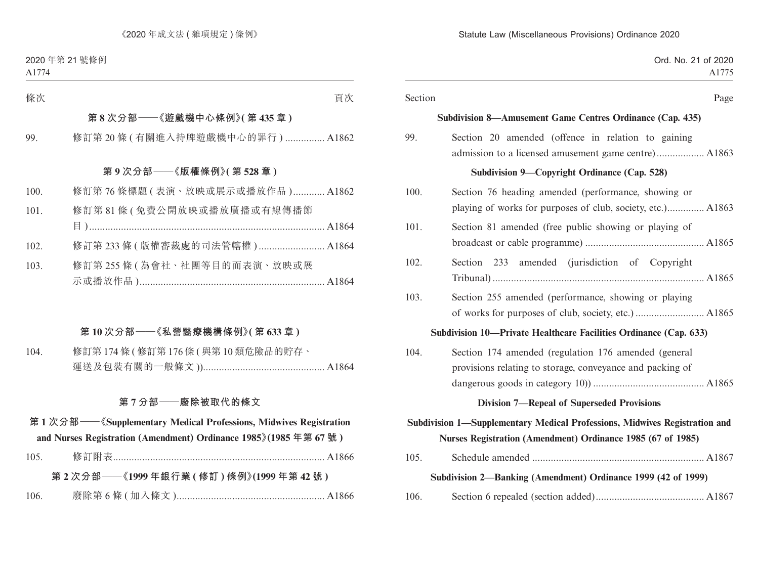條次 頁次

**第 8 次分部——《遊戲機中心條例》( 第 435 章 )**

99. 修訂第 20 條 ( 有關進入持牌遊戲機中心的罪行 ) ............... A1862

**第 9 次分部——《版權條例》( 第 528 章 )**

100. 修訂第 76 條標題 ( 表演、放映或展示或播放作品 ) ............ A1862

101. 修訂第 81 條 ( 免費公開放映或播放廣播或有線傳播節目 ) ........................................................................................ A1864

102. 修訂第 233 條 ( 版權審裁處的司法管轄權 ) ......................... A1864

103. 修訂第 255 條 ( 為會社、社團等目的而表演、放映或展示或播放作品 ) ...................................................................... A1864

**第 10 次分部——《私營醫療機構條例》( 第 633 章 )**

104. 修訂第 174 條 ( 修訂第 176 條 ( 與第 10 類危險品的貯存、運送及包裝有關的一般條文 )) ............................................. A1864

**第 7 分部——廢除被取代的條文**

**第 1 次分部——《Supplementary Medical Professions, Midwives Registration and Nurses Registration (Amendment) Ordinance 1985》(1985 年第 67 號 )**

105. 修訂附表 ................................................................................ A1866

**第 2 次分部——《1999 年銀行業 ( 修訂 ) 條例》(1999 年第 42 號 )**

106. 廢除第 6 條 ( 加入條文 ) ........................................................ A1866

Section Page

**Subdivision 8—Amusement Game Centres Ordinance (Cap. 435)**

99. Section 20 amended (offence in relation to gaining admission to a licensed amusement game centre) .................. A1863

**Subdivision 9—Copyright Ordinance (Cap. 528)**

100. Section 76 heading amended (performance, showing or playing of works for purposes of club, society, etc.).............. A1863

101. Section 81 amended (free public showing or playing of broadcast or cable programme) ............................................. A1865

102. Section 233 amended (jurisdiction of Copyright Tribunal) ................................................................................ A1865

103. Section 255 amended (performance, showing or playing of works for purposes of club, society, etc.) .......................... A1865

**Subdivision 10—Private Healthcare Facilities Ordinance (Cap. 633)**

104. Section 174 amended (regulation 176 amended (general provisions relating to storage, conveyance and packing of dangerous goods in category 10)) .......................................... A1865

**Division 7—Repeal of Superseded Provisions**

**Subdivision 1—Supplementary Medical Professions, Midwives Registration and Nurses Registration (Amendment) Ordinance 1985 (67 of 1985)**

105. Schedule amended ................................................................ A1867

**Subdivision 2—Banking (Amendment) Ordinance 1999 (42 of 1999)**

106. Section 6 repealed (section added)......................................... A1867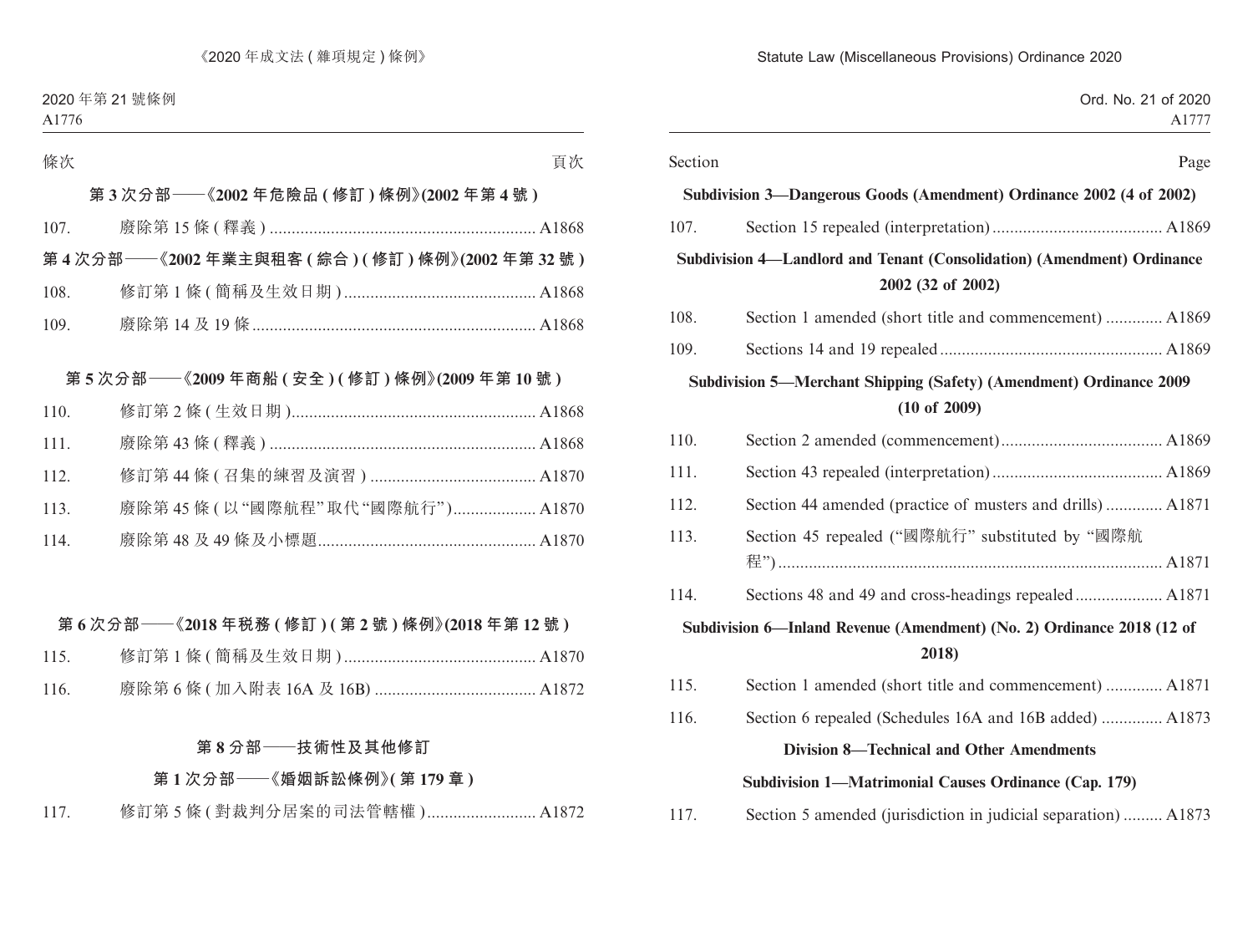條次 頁次

**第 3 次分部——《2002 年危險品 ( 修訂 ) 條例》(2002 年第 4 號 )**

107. 廢除第 15 條 ( 釋義 ) ............................................................. A1868

**第 4 次分部——《2002 年業主與租客 ( 綜合 ) ( 修訂 ) 條例》(2002 年第 32 號 )**

108. 修訂第 1 條 ( 簡稱及生效日期 ) ............................................ A1868

109. 廢除第 14 及 19 條 ................................................................. A1868

**第 5 次分部——《2009 年商船 ( 安全 ) ( 修訂 ) 條例》(2009 年第 10 號 )**

110. 修訂第 2 條 ( 生效日期 )........................................................ A1868

111. 廢除第 43 條 ( 釋義 ) ............................................................. A1868

112. 修訂第 44 條 ( 召集的練習及演習 ) ...................................... A1870

113. 廢除第 45 條 ( 以 "國際航程" 取代 "國際航行")................... A1870

114. 廢除第 48 及 49 條及小標題.................................................. A1870

**第 6 次分部——《2018 年稅務 ( 修訂 ) ( 第 2 號 ) 條例》(2018 年第 12 號 )**

115. 修訂第 1 條 ( 簡稱及生效日期 ) ............................................ A1870

116. 廢除第 6 條 ( 加入附表 16A 及 16B) ..................................... A1872

**第 8 分部——技術性及其他修訂**

**第 1 次分部——《婚姻訴訟條例》( 第 179 章 )**

117. 修訂第 5 條 ( 對裁判分居案的司法管轄權 )......................... A1872

Section Page

**Subdivision 3—Dangerous Goods (Amendment) Ordinance 2002 (4 of 2002)**

107. Section 15 repealed (interpretation) ....................................... A1869

**Subdivision 4—Landlord and Tenant (Consolidation) (Amendment) Ordinance 2002 (32 of 2002)**

108. Section 1 amended (short title and commencement) ............. A1869

109. Sections 14 and 19 repealed .................................................. A1869

**Subdivision 5—Merchant Shipping (Safety) (Amendment) Ordinance 2009 (10 of 2009)**

110. Section 2 amended (commencement)..................................... A1869

111. Section 43 repealed (interpretation) ....................................... A1869

112. Section 44 amended (practice of musters and drills) ............. A1871

113. Section 45 repealed ("國際航行" substituted by "國際航程") ........................................................................................ A1871

114. Sections 48 and 49 and cross-headings repealed .................... A1871

**Subdivision 6—Inland Revenue (Amendment) (No. 2) Ordinance 2018 (12 of 2018)**

115. Section 1 amended (short title and commencement) ............. A1871

116. Section 6 repealed (Schedules 16A and 16B added) .............. A1873

**Division 8—Technical and Other Amendments**

**Subdivision 1—Matrimonial Causes Ordinance (Cap. 179)**

117. Section 5 amended (jurisdiction in judicial separation) ......... A1873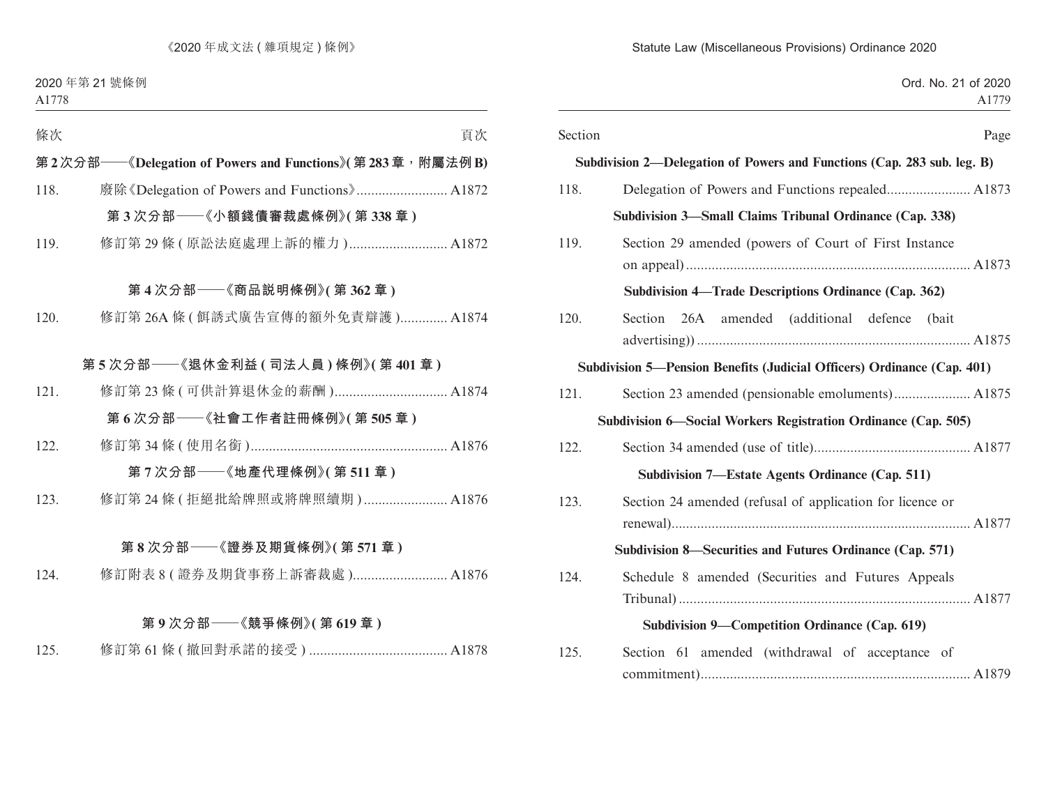條次 頁次

**第 2 次分部——《Delegation of Powers and Functions》(第 283 章，附屬法例 B)**

118. 廢除《Delegation of Powers and Functions》......................... A1872

**第 3 次分部——《小額錢債審裁處條例》(第 338 章)**

119. 修訂第 29 條 (原訟法庭處理上訴的權力)........................... A1872

**第 4 次分部——《商品説明條例》(第 362 章)**

120. 修訂第 26A 條 (餌誘式廣告宣傳的額外免責辯護)............. A1874

**第 5 次分部——《退休金利益 (司法人員) 條例》(第 401 章)**

121. 修訂第 23 條 (可供計算退休金的薪酬)............................... A1874

**第 6 次分部——《社會工作者註冊條例》(第 505 章)**

122. 修訂第 34 條 (使用名銜)...................................................... A1876

**第 7 次分部——《地產代理條例》(第 511 章)**

123. 修訂第 24 條 (拒絕批給牌照或將牌照續期)....................... A1876

**第 8 次分部——《證券及期貨條例》(第 571 章)**

124. 修訂附表 8 (證券及期貨事務上訴審裁處).......................... A1876

**第 9 次分部——《競爭條例》(第 619 章)**

125. 修訂第 61 條 (撤回對承諾的接受)...................................... A1878

Section Page

**Subdivision 2—Delegation of Powers and Functions (Cap. 283 sub. leg. B)**

118. Delegation of Powers and Functions repealed....................... A1873

**Subdivision 3—Small Claims Tribunal Ordinance (Cap. 338)**

119. Section 29 amended (powers of Court of First Instance on appeal)............................................................................. A1873

**Subdivision 4—Trade Descriptions Ordinance (Cap. 362)**

120. Section 26A amended (additional defence (bait advertising))........................................................................... A1875

**Subdivision 5—Pension Benefits (Judicial Officers) Ordinance (Cap. 401)**

121. Section 23 amended (pensionable emoluments)..................... A1875

**Subdivision 6—Social Workers Registration Ordinance (Cap. 505)**

122. Section 34 amended (use of title)........................................... A1877

**Subdivision 7—Estate Agents Ordinance (Cap. 511)**

123. Section 24 amended (refusal of application for licence or renewal).................................................................................. A1877

**Subdivision 8—Securities and Futures Ordinance (Cap. 571)**

124. Schedule 8 amended (Securities and Futures Appeals Tribunal)................................................................................ A1877

**Subdivision 9—Competition Ordinance (Cap. 619)**

125. Section 61 amended (withdrawal of acceptance of commitment)........................................................................... A1879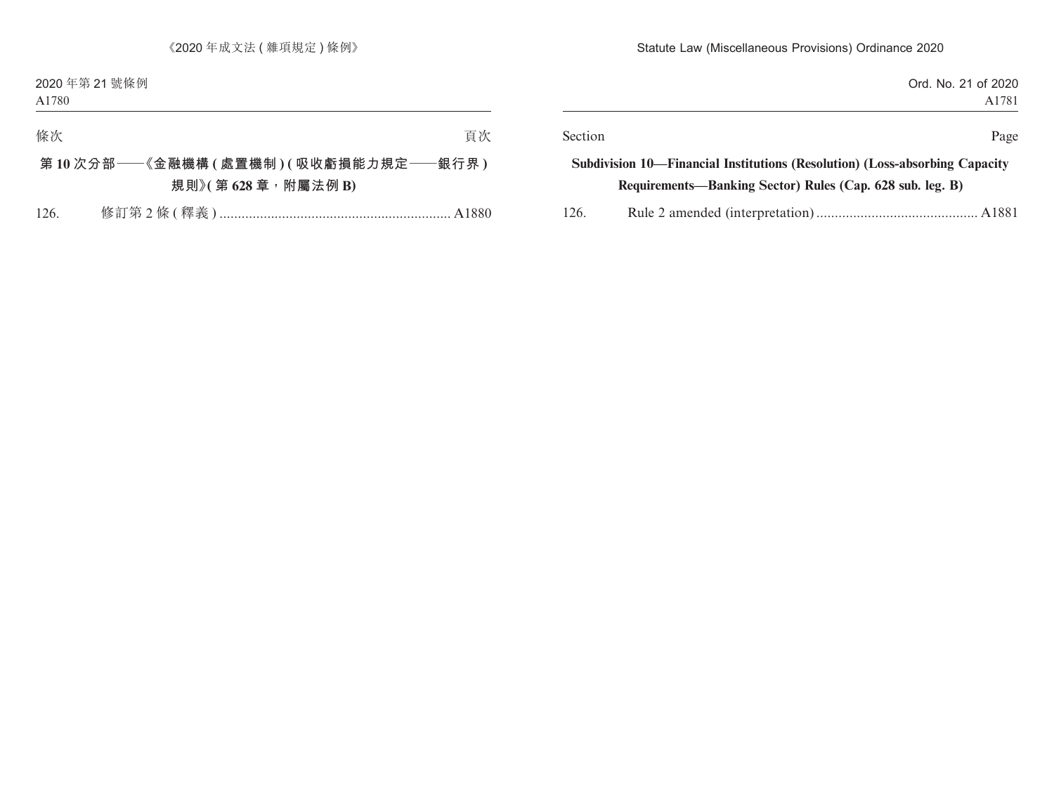條次 頁次

**第 10 次分部——《金融機構 ( 處置機制 ) ( 吸收虧損能力規定——銀行界 ) 規則》( 第 628 章，附屬法例 B)**

126. 修訂第 2 條 ( 釋義 ) ............................................................. A1880

Section Page

**Subdivision 10—Financial Institutions (Resolution) (Loss-absorbing Capacity Requirements—Banking Sector) Rules (Cap. 628 sub. leg. B)**

126. Rule 2 amended (interpretation) ........................................... A1881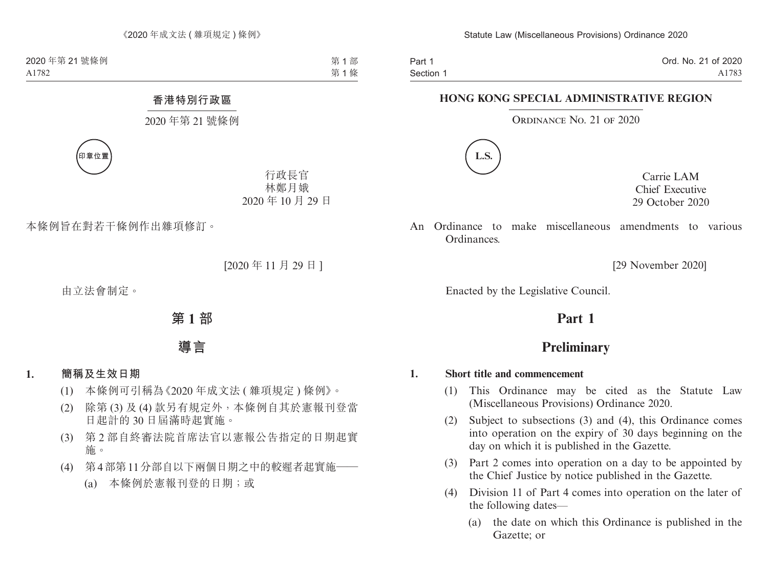香港特別行政區

2020 年第 21 號條例

印章位置

行政長官
林鄭月娥
2020 年 10 月 29 日

本條例旨在對若干條例作出雜項修訂。

[2020 年 11 月 29 日]

由立法會制定。

# 第 1 部

# 導言

**1. 簡稱及生效日期**

(1) 本條例可引稱為《2020 年成文法 ( 雜項規定 ) 條例》。

(2) 除第 (3) 及 (4) 款另有規定外，本條例自其於憲報刊登當日起計的 30 日屆滿時起實施。

(3) 第 2 部自終審法院首席法官以憲報公告指定的日期起實施。

(4) 第 4 部第 11 分部自以下兩個日期之中的較遲者起實施——

(a) 本條例於憲報刊登的日期；或

**HONG KONG SPECIAL ADMINISTRATIVE REGION**

ORDINANCE NO. 21 OF 2020

L.S.

Carrie LAM
Chief Executive
29 October 2020

An Ordinance to make miscellaneous amendments to various Ordinances.

[29 November 2020]

Enacted by the Legislative Council.

# Part 1

# Preliminary

**1. Short title and commencement**

(1) This Ordinance may be cited as the Statute Law (Miscellaneous Provisions) Ordinance 2020.

(2) Subject to subsections (3) and (4), this Ordinance comes into operation on the expiry of 30 days beginning on the day on which it is published in the Gazette.

(3) Part 2 comes into operation on a day to be appointed by the Chief Justice by notice published in the Gazette.

(4) Division 11 of Part 4 comes into operation on the later of the following dates—

(a) the date on which this Ordinance is published in the Gazette; or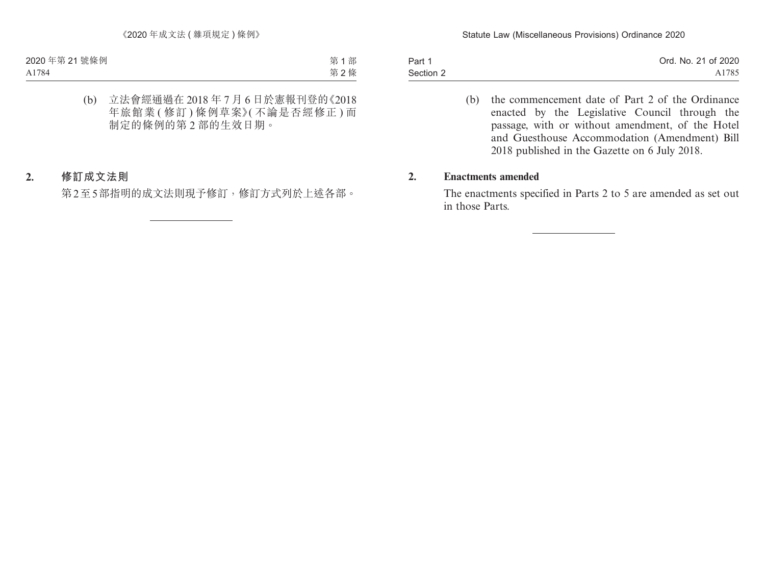(b) 立法會經通過在 2018 年 7 月 6 日於憲報刊登的《2018 年旅館業 (修訂) 條例草案》(不論是否經修正) 而制定的條例的第 2 部的生效日期。

**2. 修訂成文法則**

第 2 至 5 部指明的成文法則現予修訂，修訂方式列於上述各部。

---

(b) the commencement date of Part 2 of the Ordinance enacted by the Legislative Council through the passage, with or without amendment, of the Hotel and Guesthouse Accommodation (Amendment) Bill 2018 published in the Gazette on 6 July 2018.

**2. Enactments amended**

The enactments specified in Parts 2 to 5 are amended as set out in those Parts.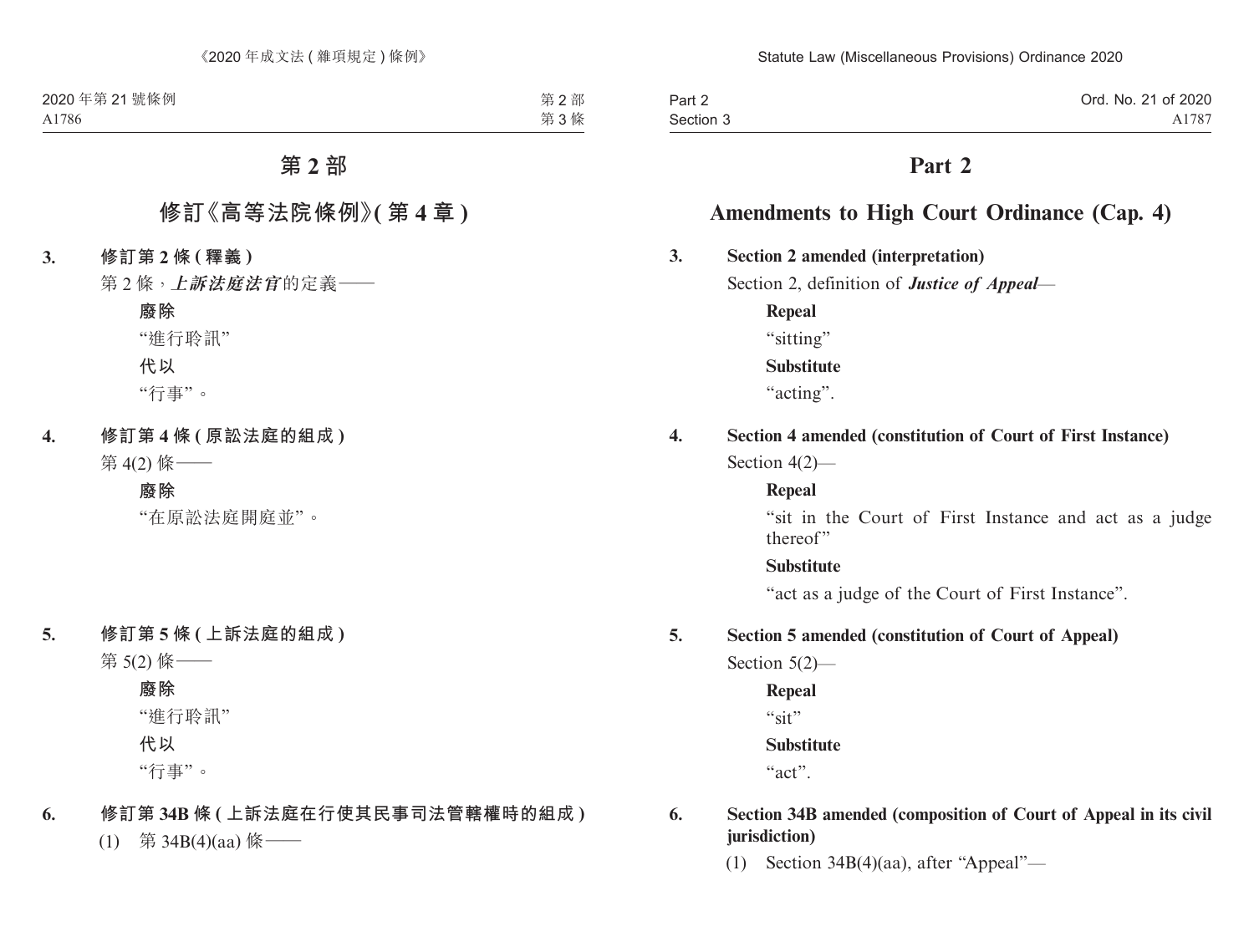# 第 2 部

## 修訂《高等法院條例》(第 4 章)

**3. 修訂第 2 條 (釋義)**

第 2 條，***上訴法庭法官***的定義——

**廢除**

“進行聆訊”

**代以**

“行事”。

**4. 修訂第 4 條 (原訟法庭的組成)**

第 4(2) 條——

**廢除**

“在原訟法庭開庭並”。

**5. 修訂第 5 條 (上訴法庭的組成)**

第 5(2) 條——

**廢除**

“進行聆訊”

**代以**

“行事”。

**6. 修訂第 34B 條 (上訴法庭在行使其民事司法管轄權時的組成)**

(1) 第 34B(4)(aa) 條——

# Part 2

## Amendments to High Court Ordinance (Cap. 4)

**3. Section 2 amended (interpretation)**

Section 2, definition of ***Justice of Appeal***—

**Repeal**

“sitting”

**Substitute**

“acting”.

**4. Section 4 amended (constitution of Court of First Instance)**

Section 4(2)—

**Repeal**

“sit in the Court of First Instance and act as a judge thereof”

**Substitute**

“act as a judge of the Court of First Instance”.

**5. Section 5 amended (constitution of Court of Appeal)**

Section 5(2)—

**Repeal**

“sit”

**Substitute**

“act”.

**6. Section 34B amended (composition of Court of Appeal in its civil jurisdiction)**

(1) Section 34B(4)(aa), after “Appeal”—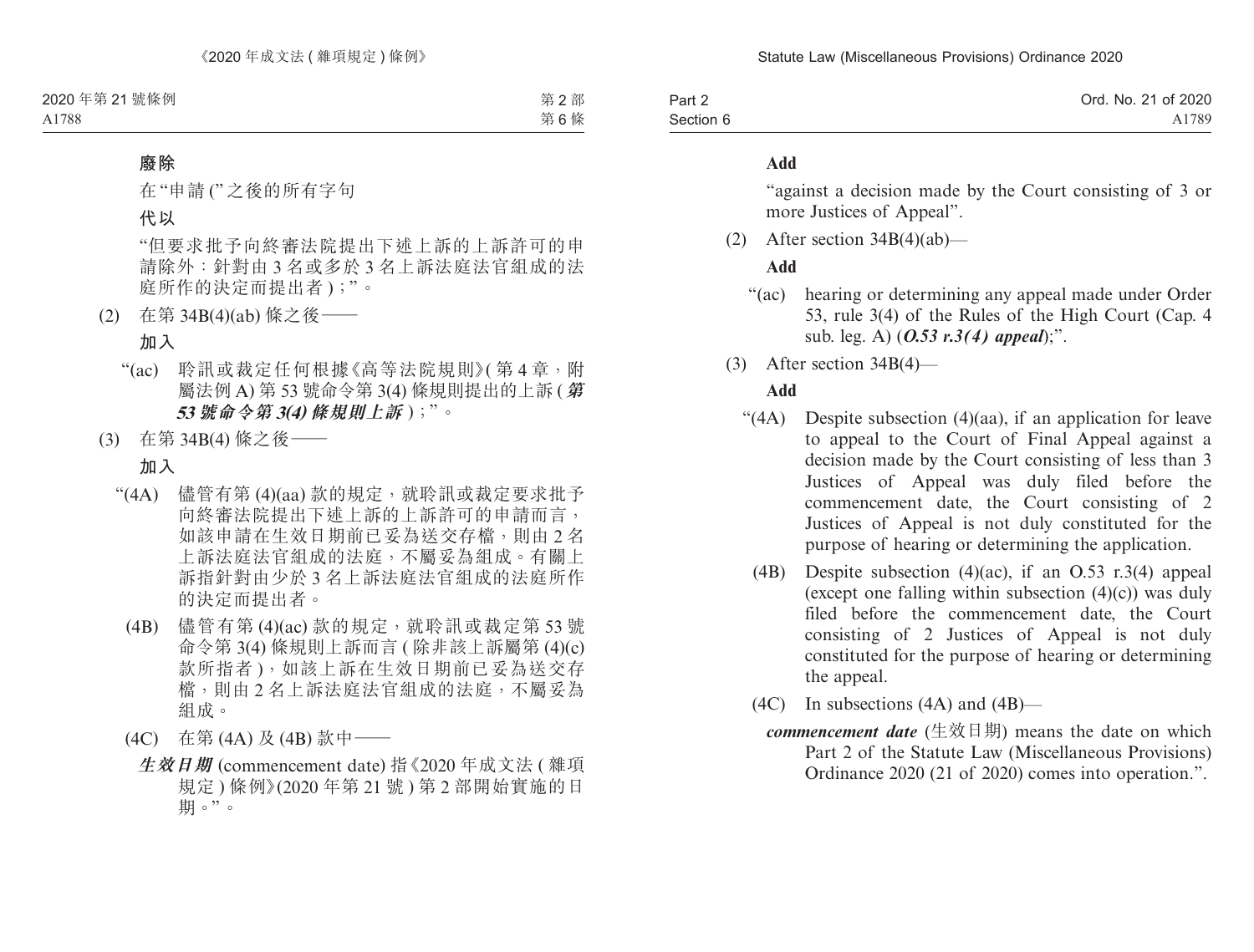**廢除**

在“申請 (”之後的所有字句

**代以**

“但要求批予向終審法院提出下述上訴的上訴許可的申請除外：針對由 3 名或多於 3 名上訴法庭法官組成的法庭所作的決定而提出者 )；”。

(2) 在第 34B(4)(ab) 條之後——

**加入**

“(ac) 聆訊或裁定任何根據《高等法院規則》(第 4 章，附屬法例 A) 第 53 號命令第 3(4) 條規則提出的上訴 (***第 53 號命令第 3(4) 條規則上訴***)；”。

(3) 在第 34B(4) 條之後——

**加入**

“(4A) 儘管有第 (4)(aa) 款的規定，就聆訊或裁定要求批予向終審法院提出下述上訴的上訴許可的申請而言，如該申請在生效日期前已妥為送交存檔，則由 2 名上訴法庭法官組成的法庭，不屬妥為組成。有關上訴指針對由少於 3 名上訴法庭法官組成的法庭所作的決定而提出者。

(4B) 儘管有第 (4)(ac) 款的規定，就聆訊或裁定第 53 號命令第 3(4) 條規則上訴而言 (除非該上訴屬第 (4)(c) 款所指者)，如該上訴在生效日期前已妥為送交存檔，則由 2 名上訴法庭法官組成的法庭，不屬妥為組成。

(4C) 在第 (4A) 及 (4B) 款中——

***生效日期*** (commencement date) 指《2020 年成文法 (雜項規定) 條例》(2020 年第 21 號) 第 2 部開始實施的日期。”。

**Add**

“against a decision made by the Court consisting of 3 or more Justices of Appeal”.

(2) After section 34B(4)(ab)—

**Add**

“(ac) hearing or determining any appeal made under Order 53, rule 3(4) of the Rules of the High Court (Cap. 4 sub. leg. A) (***O.53 r.3(4) appeal***);”.

(3) After section 34B(4)—

**Add**

“(4A) Despite subsection (4)(aa), if an application for leave to appeal to the Court of Final Appeal against a decision made by the Court consisting of less than 3 Justices of Appeal was duly filed before the commencement date, the Court consisting of 2 Justices of Appeal is not duly constituted for the purpose of hearing or determining the application.

(4B) Despite subsection (4)(ac), if an O.53 r.3(4) appeal (except one falling within subsection (4)(c)) was duly filed before the commencement date, the Court consisting of 2 Justices of Appeal is not duly constituted for the purpose of hearing or determining the appeal.

(4C) In subsections (4A) and (4B)—

***commencement date*** (生效日期) means the date on which Part 2 of the Statute Law (Miscellaneous Provisions) Ordinance 2020 (21 of 2020) comes into operation.”.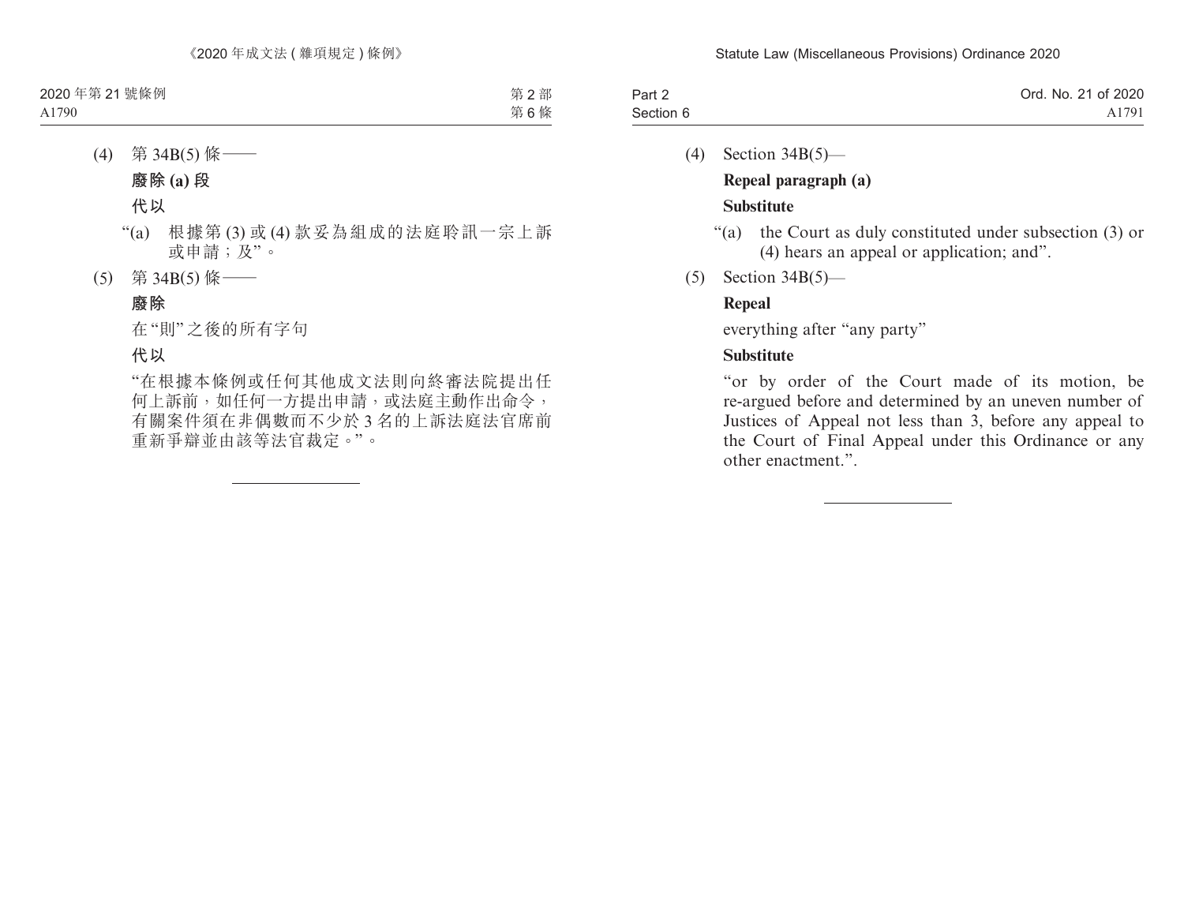(4) 第 34B(5) 條——

**廢除 (a) 段**

**代以**

“(a) 根據第 (3) 或 (4) 款妥為組成的法庭聆訊一宗上訴或申請；及”。

(5) 第 34B(5) 條——

**廢除**

在“則”之後的所有字句

**代以**

“在根據本條例或任何其他成文法則向終審法院提出任何上訴前，如任何一方提出申請，或法庭主動作出命令，有關案件須在非偶數而不少於 3 名的上訴法庭法官席前重新爭辯並由該等法官裁定。”。

---

(4) Section 34B(5)—

**Repeal paragraph (a)**

**Substitute**

“(a) the Court as duly constituted under subsection (3) or (4) hears an appeal or application; and”.

(5) Section 34B(5)—

**Repeal**

everything after “any party”

**Substitute**

“or by order of the Court made of its motion, be re-argued before and determined by an uneven number of Justices of Appeal not less than 3, before any appeal to the Court of Final Appeal under this Ordinance or any other enactment.”.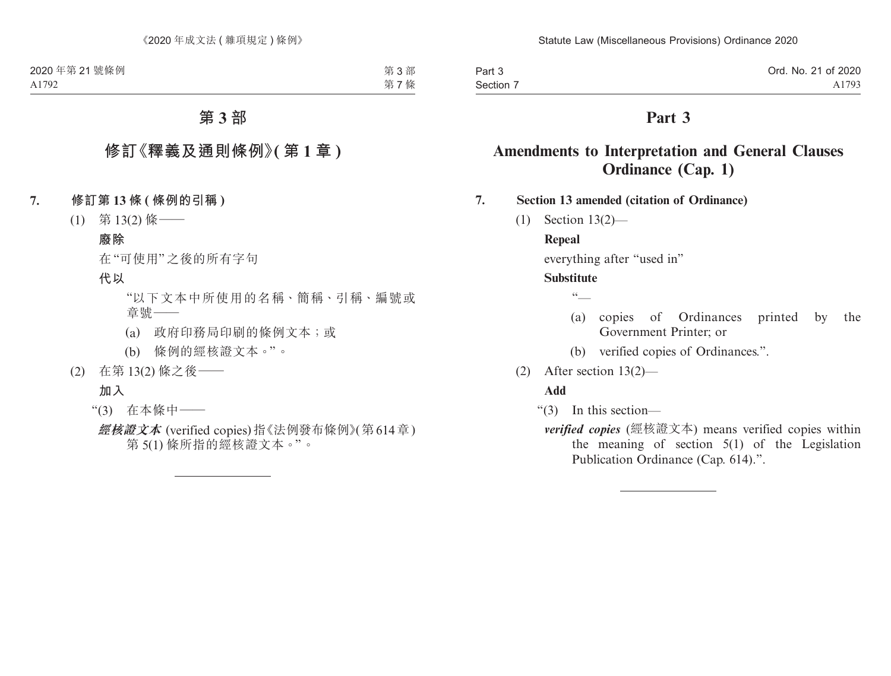# 第 3 部

## 修訂《釋義及通則條例》(第 1 章)

**7. 修訂第 13 條 (條例的引稱)**

(1) 第 13(2) 條——

**廢除**

在“可使用”之後的所有字句

**代以**

“以下文本中所使用的名稱、簡稱、引稱、編號或章號——

(a) 政府印務局印刷的條例文本；或

(b) 條例的經核證文本。”。

(2) 在第 13(2) 條之後——

**加入**

“(3) 在本條中——

***經核證文本*** (verified copies) 指《法例發布條例》(第 614 章) 第 5(1) 條所指的經核證文本。”。

---

# Part 3

## Amendments to Interpretation and General Clauses Ordinance (Cap. 1)

**7. Section 13 amended (citation of Ordinance)**

(1) Section 13(2)—

**Repeal**

everything after “used in”

**Substitute**

“—

(a) copies of Ordinances printed by the Government Printer; or

(b) verified copies of Ordinances.”.

(2) After section 13(2)—

**Add**

“(3) In this section—

***verified copies*** (經核證文本) means verified copies within the meaning of section 5(1) of the Legislation Publication Ordinance (Cap. 614).”.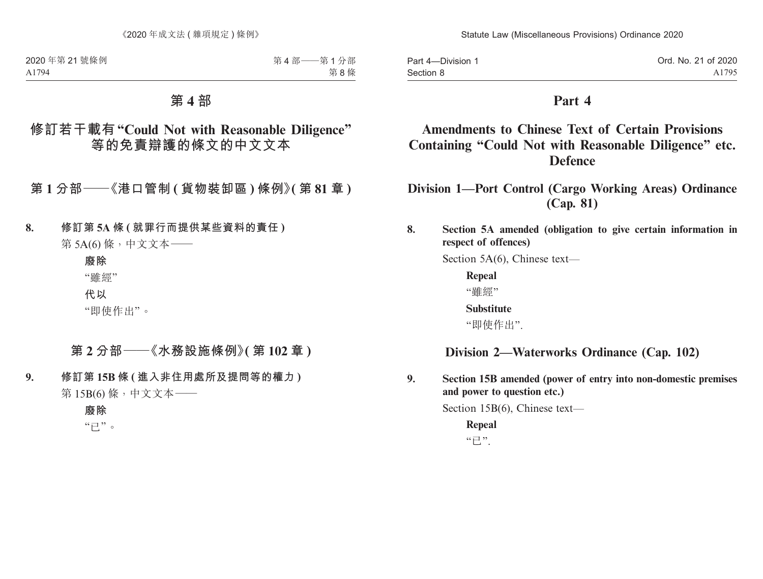# 第 4 部

## 修訂若干載有 “Could Not with Reasonable Diligence” 等的免責辯護的條文的中文文本

### 第 1 分部——《港口管制 ( 貨物裝卸區 ) 條例》( 第 81 章 )

**8. 修訂第 5A 條 ( 就罪行而提供某些資料的責任 )**

第 5A(6) 條，中文文本——

**廢除**

“雖經”

**代以**

“即使作出”。

### 第 2 分部——《水務設施條例》( 第 102 章 )

**9. 修訂第 15B 條 ( 進入非住用處所及提問等的權力 )**

第 15B(6) 條，中文文本——

**廢除**

“已”。

# Part 4

## Amendments to Chinese Text of Certain Provisions Containing “Could Not with Reasonable Diligence” etc. Defence

### Division 1—Port Control (Cargo Working Areas) Ordinance (Cap. 81)

**8. Section 5A amended (obligation to give certain information in respect of offences)**

Section 5A(6), Chinese text—

**Repeal**

“雖經”

**Substitute**

“即使作出”.

### Division 2—Waterworks Ordinance (Cap. 102)

**9. Section 15B amended (power of entry into non-domestic premises and power to question etc.)**

Section 15B(6), Chinese text—

**Repeal**

“已”.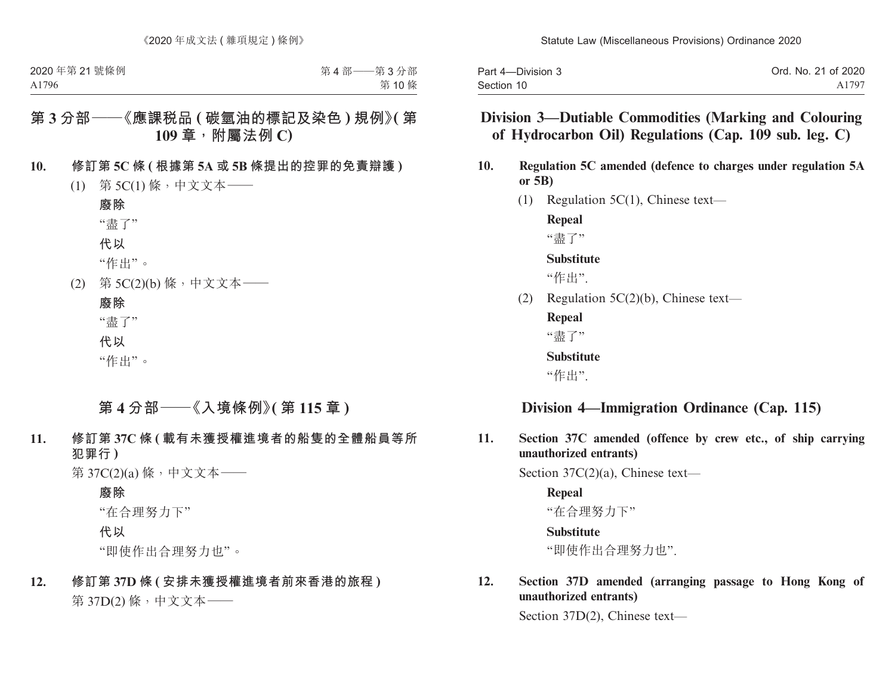## 第 3 分部——《應課稅品 ( 碳氫油的標記及染色 ) 規例》( 第 109 章，附屬法例 C)

**10. 修訂第 5C 條 ( 根據第 5A 或 5B 條提出的控罪的免責辯護 )**

(1) 第 5C(1) 條，中文文本——

**廢除**

"盡了"

**代以**

"作出"。

(2) 第 5C(2)(b) 條，中文文本——

**廢除**

"盡了"

**代以**

"作出"。

## 第 4 分部——《入境條例》( 第 115 章 )

**11. 修訂第 37C 條 ( 載有未獲授權進境者的船隻的全體船員等所犯罪行 )**

第 37C(2)(a) 條，中文文本——

**廢除**

"在合理努力下"

**代以**

"即使作出合理努力也"。

**12. 修訂第 37D 條 ( 安排未獲授權進境者前來香港的旅程 )**

第 37D(2) 條，中文文本——

## Division 3—Dutiable Commodities (Marking and Colouring of Hydrocarbon Oil) Regulations (Cap. 109 sub. leg. C)

**10. Regulation 5C amended (defence to charges under regulation 5A or 5B)**

(1) Regulation 5C(1), Chinese text—

**Repeal**

"盡了"

**Substitute**

"作出".

(2) Regulation 5C(2)(b), Chinese text—

**Repeal**

"盡了"

**Substitute**

"作出".

## Division 4—Immigration Ordinance (Cap. 115)

**11. Section 37C amended (offence by crew etc., of ship carrying unauthorized entrants)**

Section 37C(2)(a), Chinese text—

**Repeal**

"在合理努力下"

**Substitute**

"即使作出合理努力也".

**12. Section 37D amended (arranging passage to Hong Kong of unauthorized entrants)**

Section 37D(2), Chinese text—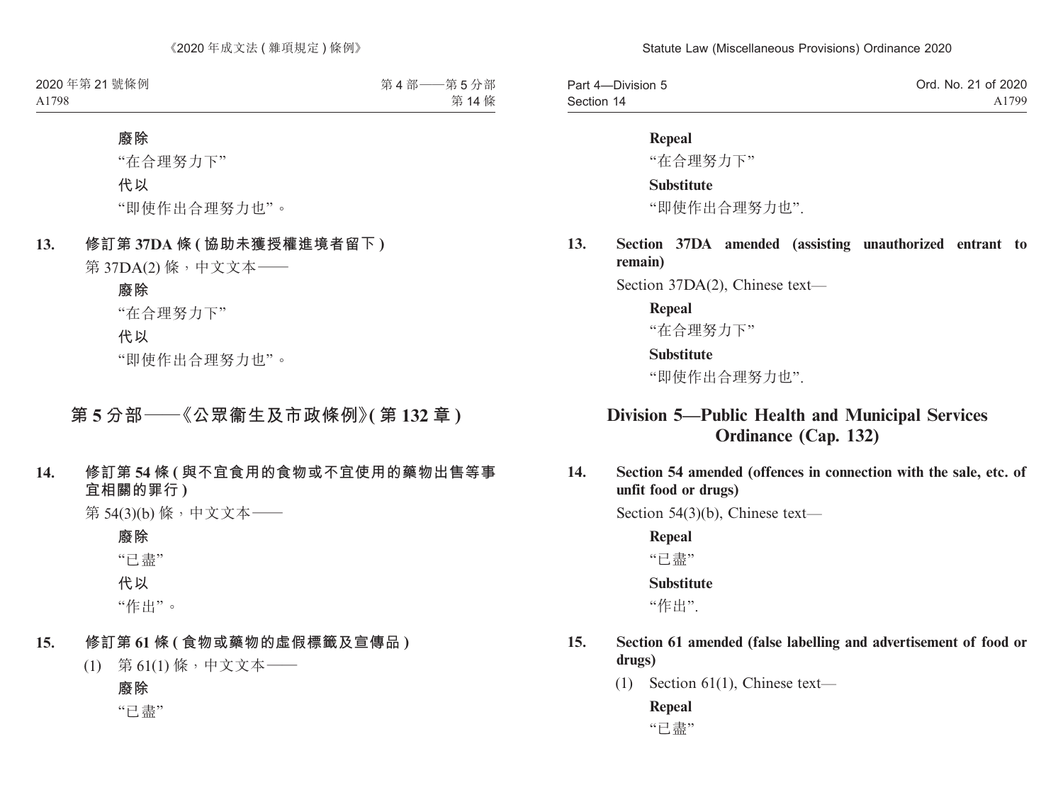**廢除**

“在合理努力下”

**代以**

“即使作出合理努力也”。

**13. 修訂第 37DA 條 (協助未獲授權進境者留下)**

第 37DA(2) 條，中文文本——

**廢除**

“在合理努力下”

**代以**

“即使作出合理努力也”。

## 第 5 分部——《公眾衞生及市政條例》(第 132 章)

**14. 修訂第 54 條 (與不宜食用的食物或不宜使用的藥物出售等事宜相關的罪行)**

第 54(3)(b) 條，中文文本——

**廢除**

“已盡”

**代以**

“作出”。

**15. 修訂第 61 條 (食物或藥物的虛假標籤及宣傳品)**

(1) 第 61(1) 條，中文文本——

**廢除**

“已盡”

**Repeal**

“在合理努力下”

**Substitute**

“即使作出合理努力也”.

**13. Section 37DA amended (assisting unauthorized entrant to remain)**

Section 37DA(2), Chinese text—

**Repeal**

“在合理努力下”

**Substitute**

“即使作出合理努力也”.

## Division 5—Public Health and Municipal Services Ordinance (Cap. 132)

**14. Section 54 amended (offences in connection with the sale, etc. of unfit food or drugs)**

Section 54(3)(b), Chinese text—

**Repeal**

“已盡”

**Substitute**

“作出”.

**15. Section 61 amended (false labelling and advertisement of food or drugs)**

(1) Section 61(1), Chinese text—

**Repeal**

“已盡”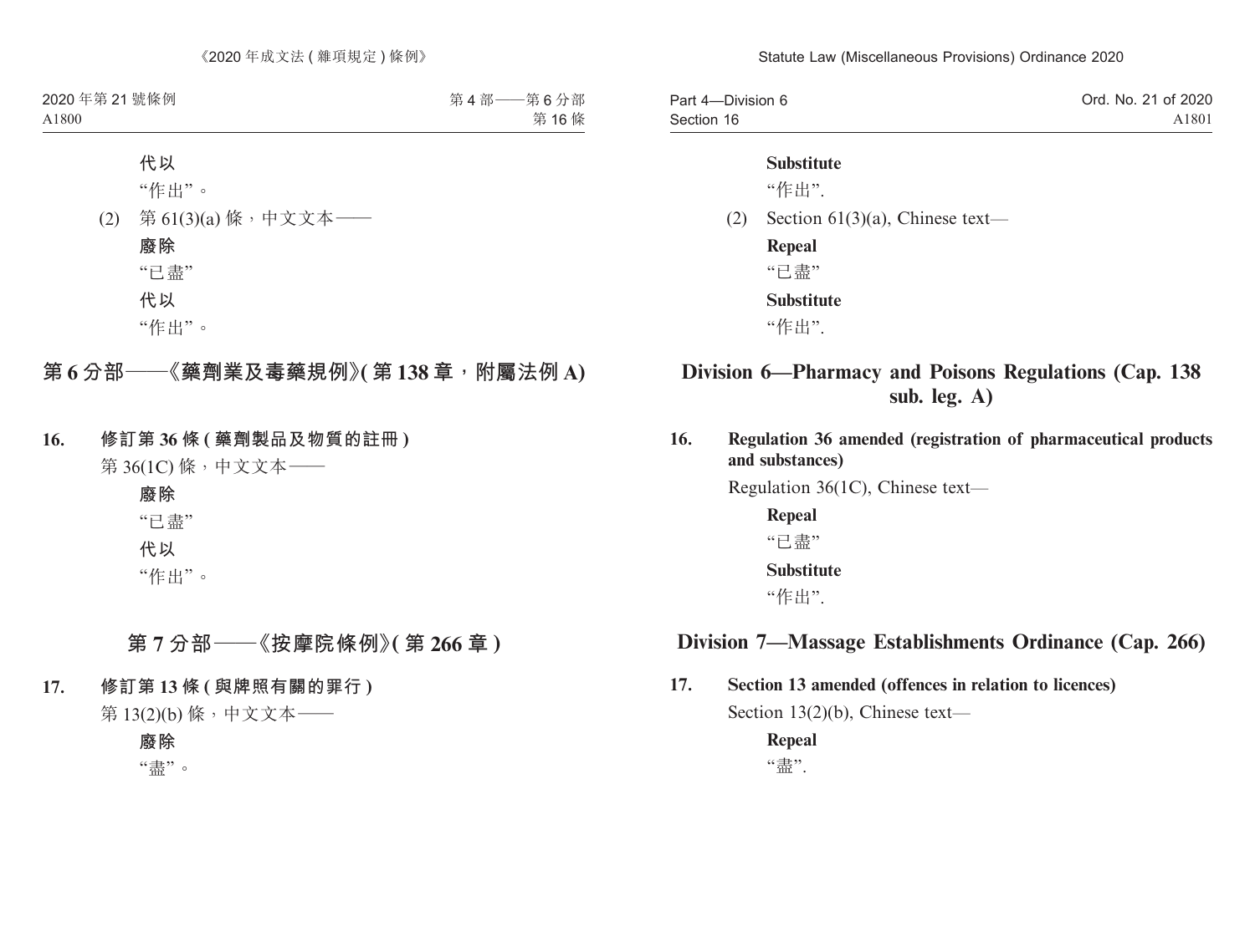代以

"作出"。

(2) 第 61(3)(a) 條，中文文本——

**廢除**

"已盡"

**代以**

"作出"。

## 第 6 分部——《藥劑業及毒藥規例》(第 138 章，附屬法例 A)

**16. 修訂第 36 條 (藥劑製品及物質的註冊)**

第 36(1C) 條，中文文本——

**廢除**

"已盡"

**代以**

"作出"。

## 第 7 分部——《按摩院條例》(第 266 章)

**17. 修訂第 13 條 (與牌照有關的罪行)**

第 13(2)(b) 條，中文文本——

**廢除**

"盡"。

**Substitute**

"作出".

(2) Section 61(3)(a), Chinese text—

**Repeal**

"已盡"

**Substitute**

"作出".

## Division 6—Pharmacy and Poisons Regulations (Cap. 138 sub. leg. A)

**16. Regulation 36 amended (registration of pharmaceutical products and substances)**

Regulation 36(1C), Chinese text—

**Repeal**

"已盡"

**Substitute**

"作出".

## Division 7—Massage Establishments Ordinance (Cap. 266)

**17. Section 13 amended (offences in relation to licences)**

Section 13(2)(b), Chinese text—

**Repeal**

"盡".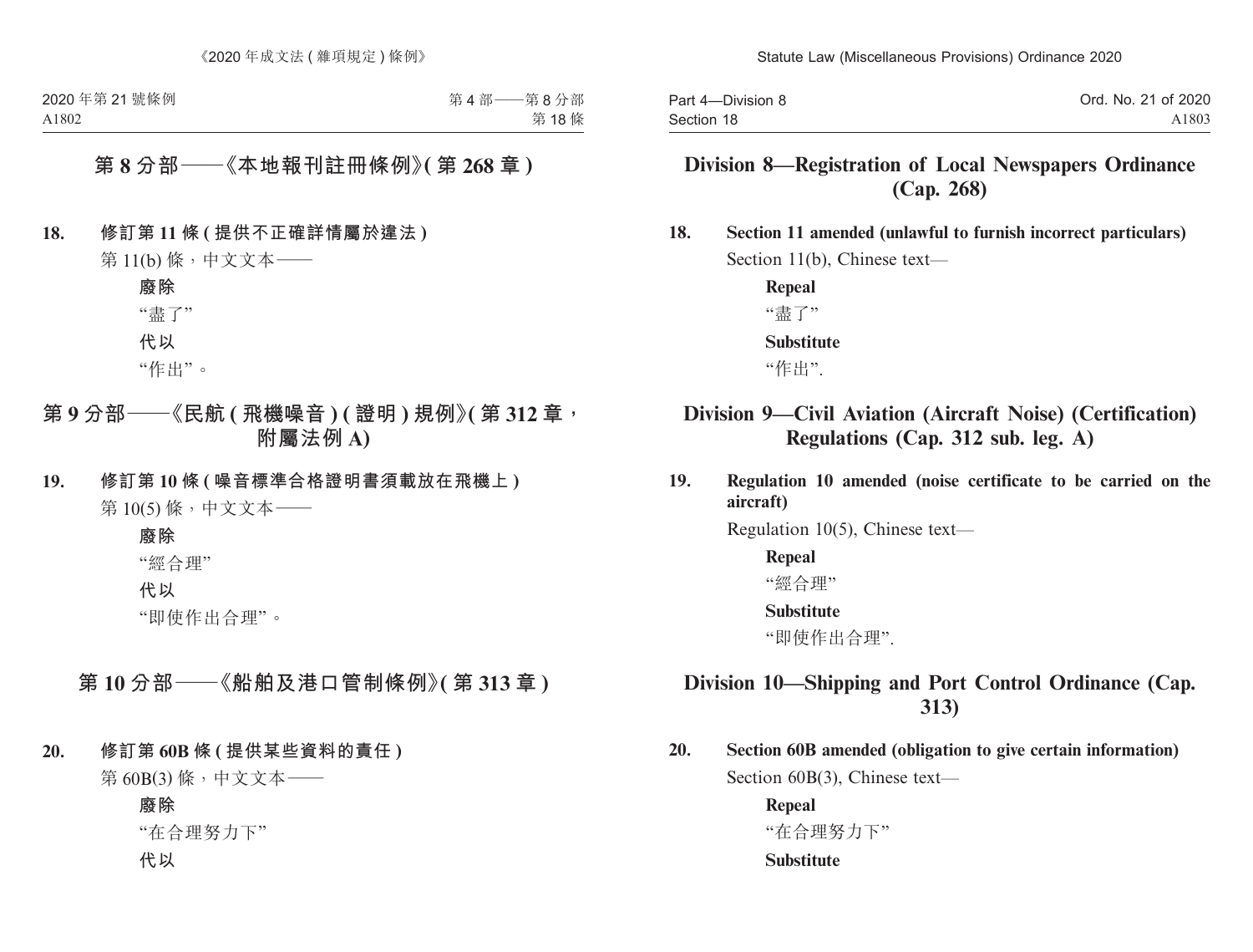## 第 8 分部——《本地報刊註冊條例》(第 268 章)

**18. 修訂第 11 條 (提供不正確詳情屬於違法)**

第 11(b) 條，中文文本——

**廢除**

“盡了”

**代以**

“作出”。

## 第 9 分部——《民航 (飛機噪音) (證明) 規例》(第 312 章，附屬法例 A)

**19. 修訂第 10 條 (噪音標準合格證明書須載放在飛機上)**

第 10(5) 條，中文文本——

**廢除**

“經合理”

**代以**

“即使作出合理”。

## 第 10 分部——《船舶及港口管制條例》(第 313 章)

**20. 修訂第 60B 條 (提供某些資料的責任)**

第 60B(3) 條，中文文本——

**廢除**

“在合理努力下”

**代以**

## Division 8—Registration of Local Newspapers Ordinance (Cap. 268)

**18. Section 11 amended (unlawful to furnish incorrect particulars)**

Section 11(b), Chinese text—

**Repeal**

“盡了”

**Substitute**

“作出”.

## Division 9—Civil Aviation (Aircraft Noise) (Certification) Regulations (Cap. 312 sub. leg. A)

**19. Regulation 10 amended (noise certificate to be carried on the aircraft)**

Regulation 10(5), Chinese text—

**Repeal**

“經合理”

**Substitute**

“即使作出合理”.

## Division 10—Shipping and Port Control Ordinance (Cap. 313)

**20. Section 60B amended (obligation to give certain information)**

Section 60B(3), Chinese text—

**Repeal**

“在合理努力下”

**Substitute**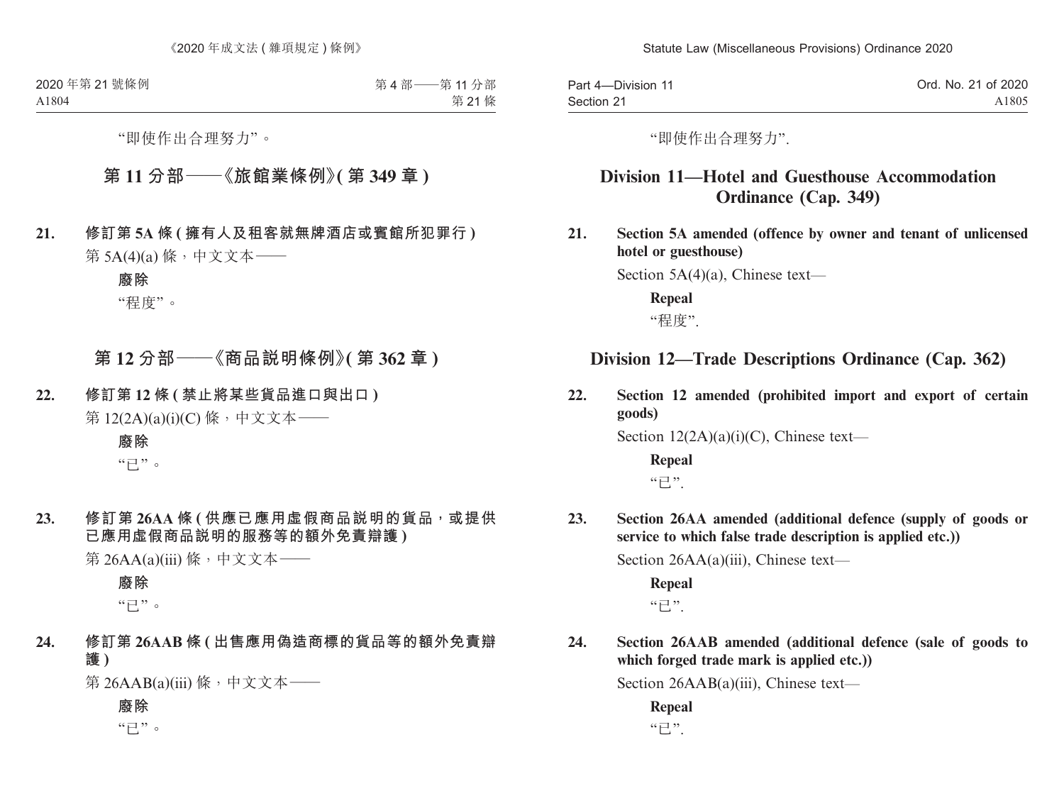“即使作出合理努力”。

## 第 11 分部——《旅館業條例》(第 349 章)

**21. 修訂第 5A 條 (擁有人及租客就無牌酒店或賓館所犯罪行)**

第 5A(4)(a) 條，中文文本——

**廢除**

“程度”。

## 第 12 分部——《商品説明條例》(第 362 章)

**22. 修訂第 12 條 (禁止將某些貨品進口與出口)**

第 12(2A)(a)(i)(C) 條，中文文本——

**廢除**

“已”。

**23. 修訂第 26AA 條 (供應已應用虛假商品説明的貨品，或提供已應用虛假商品説明的服務等的額外免責辯護)**

第 26AA(a)(iii) 條，中文文本——

**廢除**

“已”。

**24. 修訂第 26AAB 條 (出售應用偽造商標的貨品等的額外免責辯護)**

第 26AAB(a)(iii) 條，中文文本——

**廢除**

“已”。

“即使作出合理努力”.

## Division 11—Hotel and Guesthouse Accommodation Ordinance (Cap. 349)

**21. Section 5A amended (offence by owner and tenant of unlicensed hotel or guesthouse)**

Section 5A(4)(a), Chinese text—

**Repeal**

“程度”.

## Division 12—Trade Descriptions Ordinance (Cap. 362)

**22. Section 12 amended (prohibited import and export of certain goods)**

Section 12(2A)(a)(i)(C), Chinese text—

**Repeal**

“已”.

**23. Section 26AA amended (additional defence (supply of goods or service to which false trade description is applied etc.))**

Section 26AA(a)(iii), Chinese text—

**Repeal**

“已”.

**24. Section 26AAB amended (additional defence (sale of goods to which forged trade mark is applied etc.))**

Section 26AAB(a)(iii), Chinese text—

**Repeal**

“已”.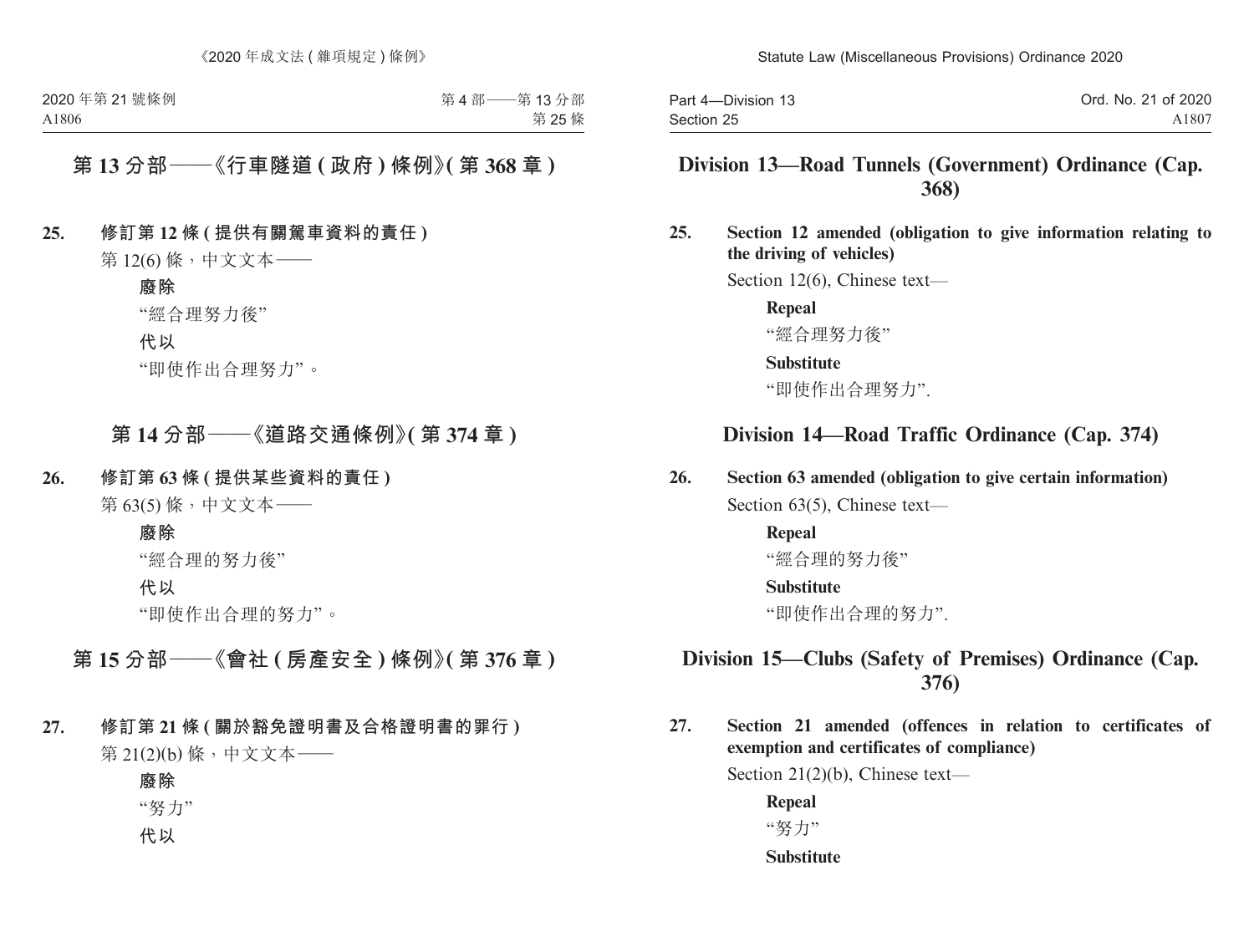## 第 13 分部——《行車隧道 (政府) 條例》(第 368 章)

**25. 修訂第 12 條 (提供有關駕車資料的責任)**

第 12(6) 條，中文文本——

**廢除**

“經合理努力後”

**代以**

“即使作出合理努力”。

## 第 14 分部——《道路交通條例》(第 374 章)

**26. 修訂第 63 條 (提供某些資料的責任)**

第 63(5) 條，中文文本——

**廢除**

“經合理的努力後”

**代以**

“即使作出合理的努力”。

## 第 15 分部——《會社 (房產安全) 條例》(第 376 章)

**27. 修訂第 21 條 (關於豁免證明書及合格證明書的罪行)**

第 21(2)(b) 條，中文文本——

**廢除**

“努力”

**代以**

## Division 13—Road Tunnels (Government) Ordinance (Cap. 368)

**25. Section 12 amended (obligation to give information relating to the driving of vehicles)**

Section 12(6), Chinese text—

**Repeal**

“經合理努力後”

**Substitute**

“即使作出合理努力”.

## Division 14—Road Traffic Ordinance (Cap. 374)

**26. Section 63 amended (obligation to give certain information)**

Section 63(5), Chinese text—

**Repeal**

“經合理的努力後”

**Substitute**

“即使作出合理的努力”.

## Division 15—Clubs (Safety of Premises) Ordinance (Cap. 376)

**27. Section 21 amended (offences in relation to certificates of exemption and certificates of compliance)**

Section 21(2)(b), Chinese text—

**Repeal**

“努力”

**Substitute**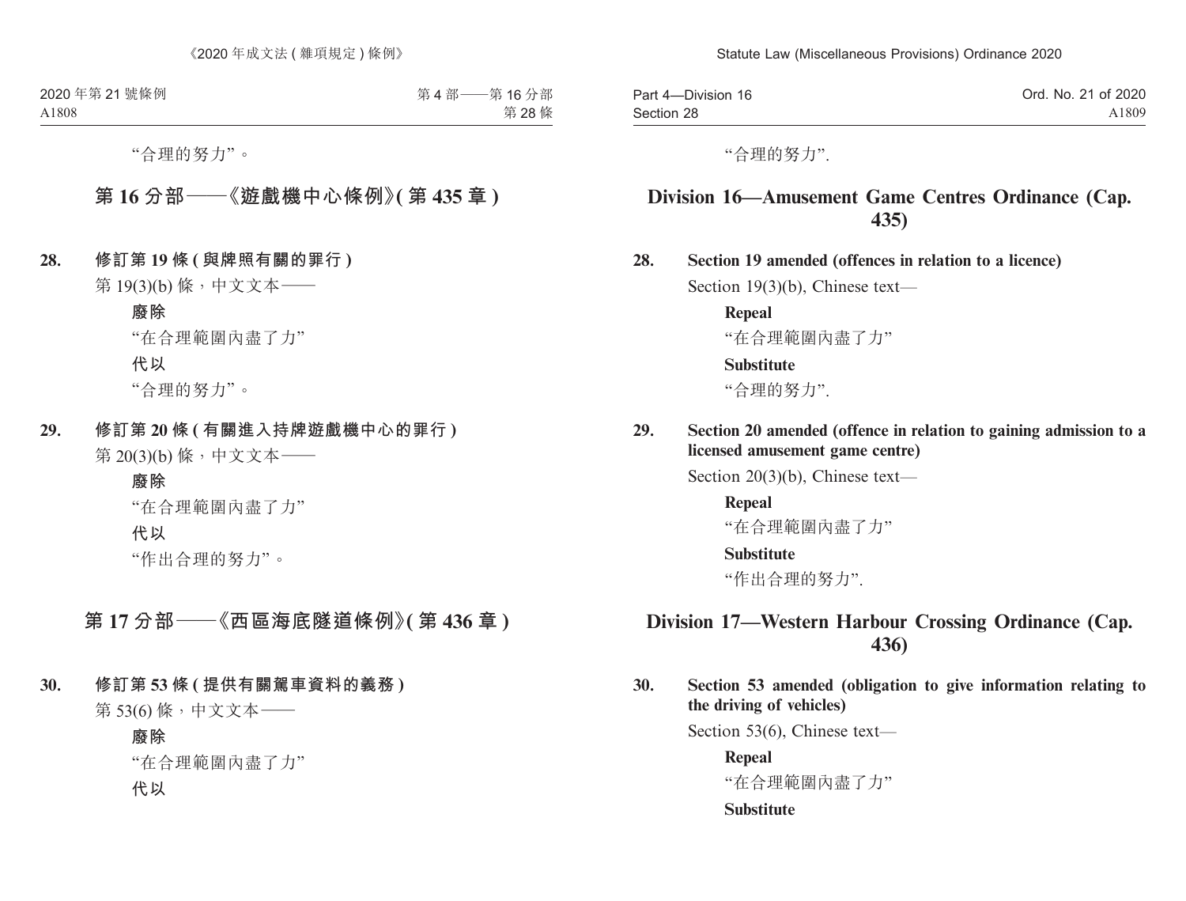“合理的努力”。

## 第 16 分部——《遊戲機中心條例》(第 435 章)

**28. 修訂第 19 條 (與牌照有關的罪行)**

第 19(3)(b) 條，中文文本——

**廢除**

“在合理範圍內盡了力”

**代以**

“合理的努力”。

**29. 修訂第 20 條 (有關進入持牌遊戲機中心的罪行)**

第 20(3)(b) 條，中文文本——

**廢除**

“在合理範圍內盡了力”

**代以**

“作出合理的努力”。

## 第 17 分部——《西區海底隧道條例》(第 436 章)

**30. 修訂第 53 條 (提供有關駕車資料的義務)**

第 53(6) 條，中文文本——

**廢除**

“在合理範圍內盡了力”

**代以**

“合理的努力”.

## Division 16—Amusement Game Centres Ordinance (Cap. 435)

**28. Section 19 amended (offences in relation to a licence)**

Section 19(3)(b), Chinese text—

**Repeal**

“在合理範圍內盡了力”

**Substitute**

“合理的努力”.

**29. Section 20 amended (offence in relation to gaining admission to a licensed amusement game centre)**

Section 20(3)(b), Chinese text—

**Repeal**

“在合理範圍內盡了力”

**Substitute**

“作出合理的努力”.

## Division 17—Western Harbour Crossing Ordinance (Cap. 436)

**30. Section 53 amended (obligation to give information relating to the driving of vehicles)**

Section 53(6), Chinese text—

**Repeal**

“在合理範圍內盡了力”

**Substitute**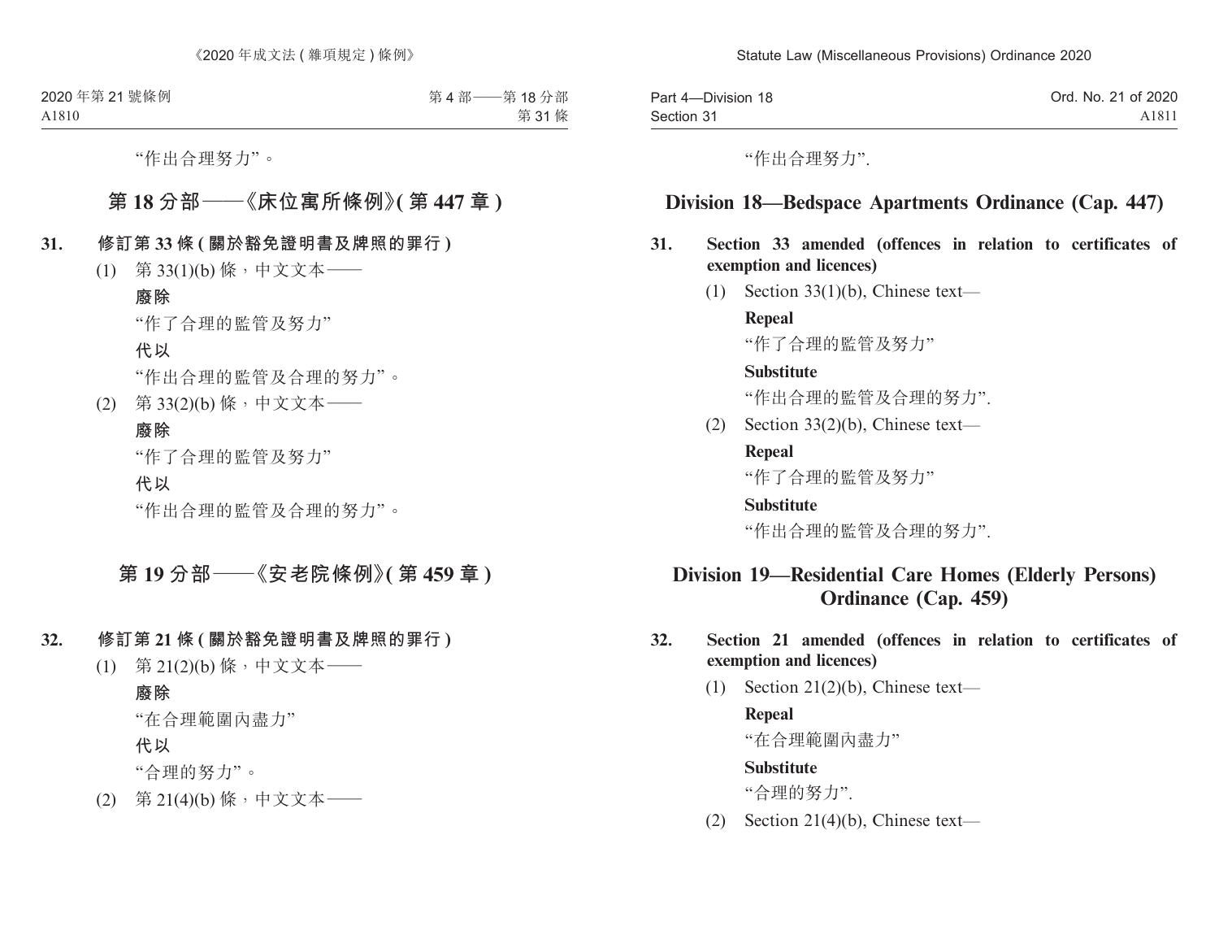“作出合理努力”。

## 第 18 分部——《床位寓所條例》(第 447 章)

**31. 修訂第 33 條 (關於豁免證明書及牌照的罪行)**

(1) 第 33(1)(b) 條，中文文本——

**廢除**

“作了合理的監管及努力”

**代以**

“作出合理的監管及合理的努力”。

(2) 第 33(2)(b) 條，中文文本——

**廢除**

“作了合理的監管及努力”

**代以**

“作出合理的監管及合理的努力”。

## 第 19 分部——《安老院條例》(第 459 章)

**32. 修訂第 21 條 (關於豁免證明書及牌照的罪行)**

(1) 第 21(2)(b) 條，中文文本——

**廢除**

“在合理範圍內盡力”

**代以**

“合理的努力”。

(2) 第 21(4)(b) 條，中文文本——

“作出合理努力”.

## Division 18—Bedspace Apartments Ordinance (Cap. 447)

**31. Section 33 amended (offences in relation to certificates of exemption and licences)**

(1) Section 33(1)(b), Chinese text—

**Repeal**

“作了合理的監管及努力”

**Substitute**

“作出合理的監管及合理的努力”.

(2) Section 33(2)(b), Chinese text—

**Repeal**

“作了合理的監管及努力”

**Substitute**

“作出合理的監管及合理的努力”.

## Division 19—Residential Care Homes (Elderly Persons) Ordinance (Cap. 459)

**32. Section 21 amended (offences in relation to certificates of exemption and licences)**

(1) Section 21(2)(b), Chinese text—

**Repeal**

“在合理範圍內盡力”

**Substitute**

“合理的努力”.

(2) Section 21(4)(b), Chinese text—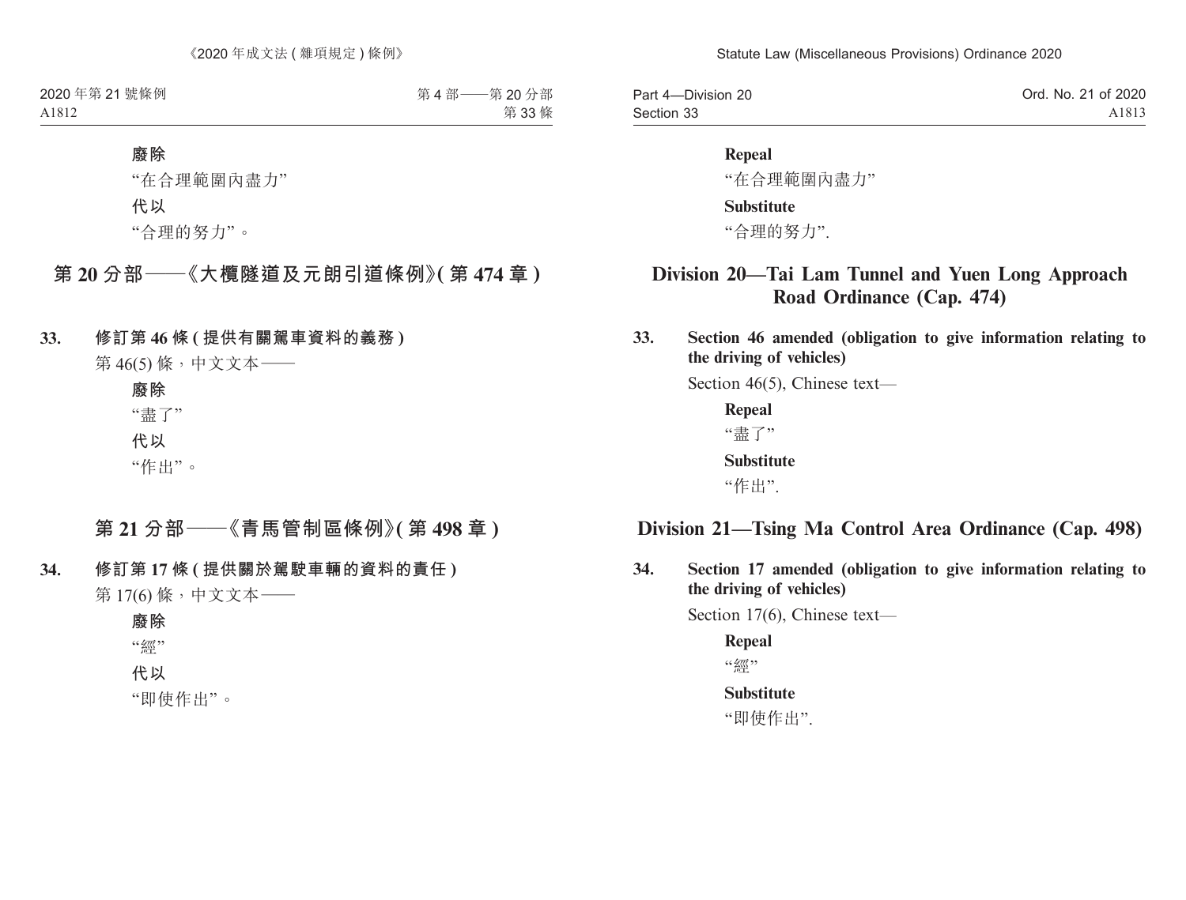**廢除**

"在合理範圍內盡力"

**代以**

"合理的努力"。

## 第 20 分部——《大欖隧道及元朗引道條例》( 第 474 章 )

**33. 修訂第 46 條 ( 提供有關駕車資料的義務 )**

第 46(5) 條，中文文本——

**廢除**

"盡了"

**代以**

"作出"。

## 第 21 分部——《青馬管制區條例》( 第 498 章 )

**34. 修訂第 17 條 ( 提供關於駕駛車輛的資料的責任 )**

第 17(6) 條，中文文本——

**廢除**

"經"

**代以**

"即使作出"。

**Repeal**

"在合理範圍內盡力"

**Substitute**

"合理的努力".

## Division 20—Tai Lam Tunnel and Yuen Long Approach Road Ordinance (Cap. 474)

**33. Section 46 amended (obligation to give information relating to the driving of vehicles)**

Section 46(5), Chinese text—

**Repeal**

"盡了"

**Substitute**

"作出".

## Division 21—Tsing Ma Control Area Ordinance (Cap. 498)

**34. Section 17 amended (obligation to give information relating to the driving of vehicles)**

Section 17(6), Chinese text—

**Repeal**

"經"

**Substitute**

"即使作出".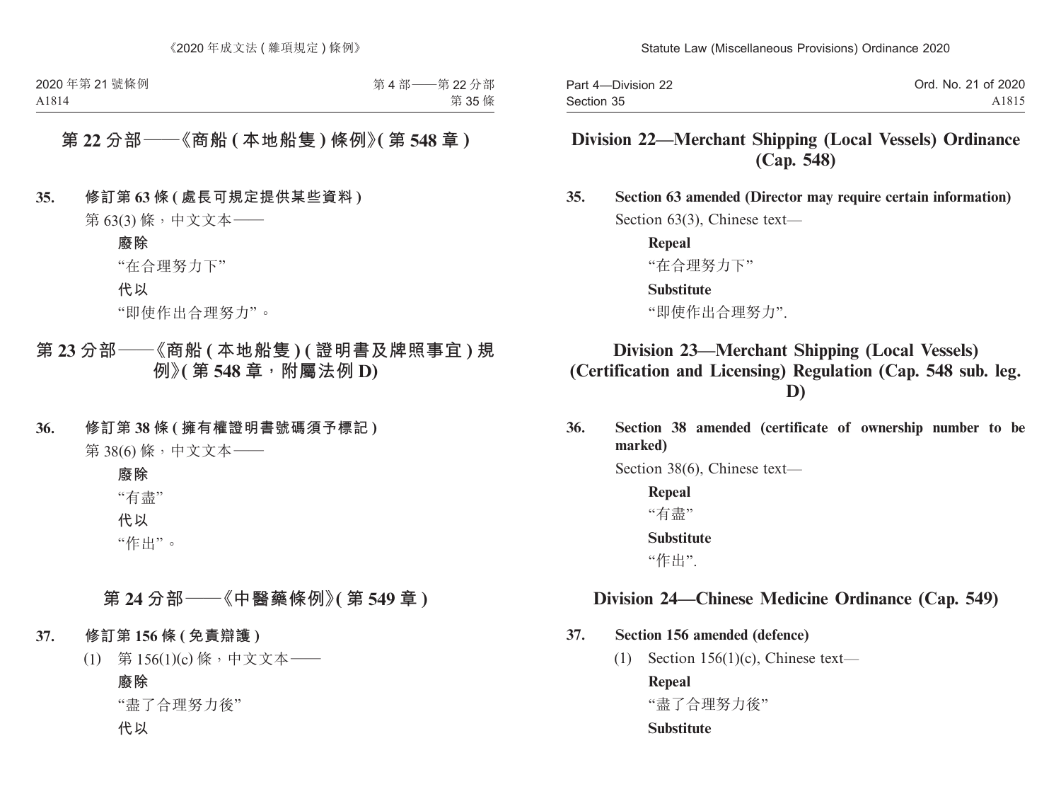## 第 22 分部——《商船 (本地船隻) 條例》(第 548 章)

**35. 修訂第 63 條 (處長可規定提供某些資料)**

第 63(3) 條，中文文本——

**廢除**

“在合理努力下”

**代以**

“即使作出合理努力”。

## 第 23 分部——《商船 (本地船隻) (證明書及牌照事宜) 規例》(第 548 章，附屬法例 D)

**36. 修訂第 38 條 (擁有權證明書號碼須予標記)**

第 38(6) 條，中文文本——

**廢除**

“有盡”

**代以**

“作出”。

## 第 24 分部——《中醫藥條例》(第 549 章)

**37. 修訂第 156 條 (免責辯護)**

(1) 第 156(1)(c) 條，中文文本——

**廢除**

“盡了合理努力後”

**代以**

## Division 22—Merchant Shipping (Local Vessels) Ordinance (Cap. 548)

**35. Section 63 amended (Director may require certain information)**

Section 63(3), Chinese text—

**Repeal**

“在合理努力下”

**Substitute**

“即使作出合理努力”.

## Division 23—Merchant Shipping (Local Vessels) (Certification and Licensing) Regulation (Cap. 548 sub. leg. D)

**36. Section 38 amended (certificate of ownership number to be marked)**

Section 38(6), Chinese text—

**Repeal**

“有盡”

**Substitute**

“作出”.

## Division 24—Chinese Medicine Ordinance (Cap. 549)

**37. Section 156 amended (defence)**

(1) Section 156(1)(c), Chinese text—

**Repeal**

“盡了合理努力後”

**Substitute**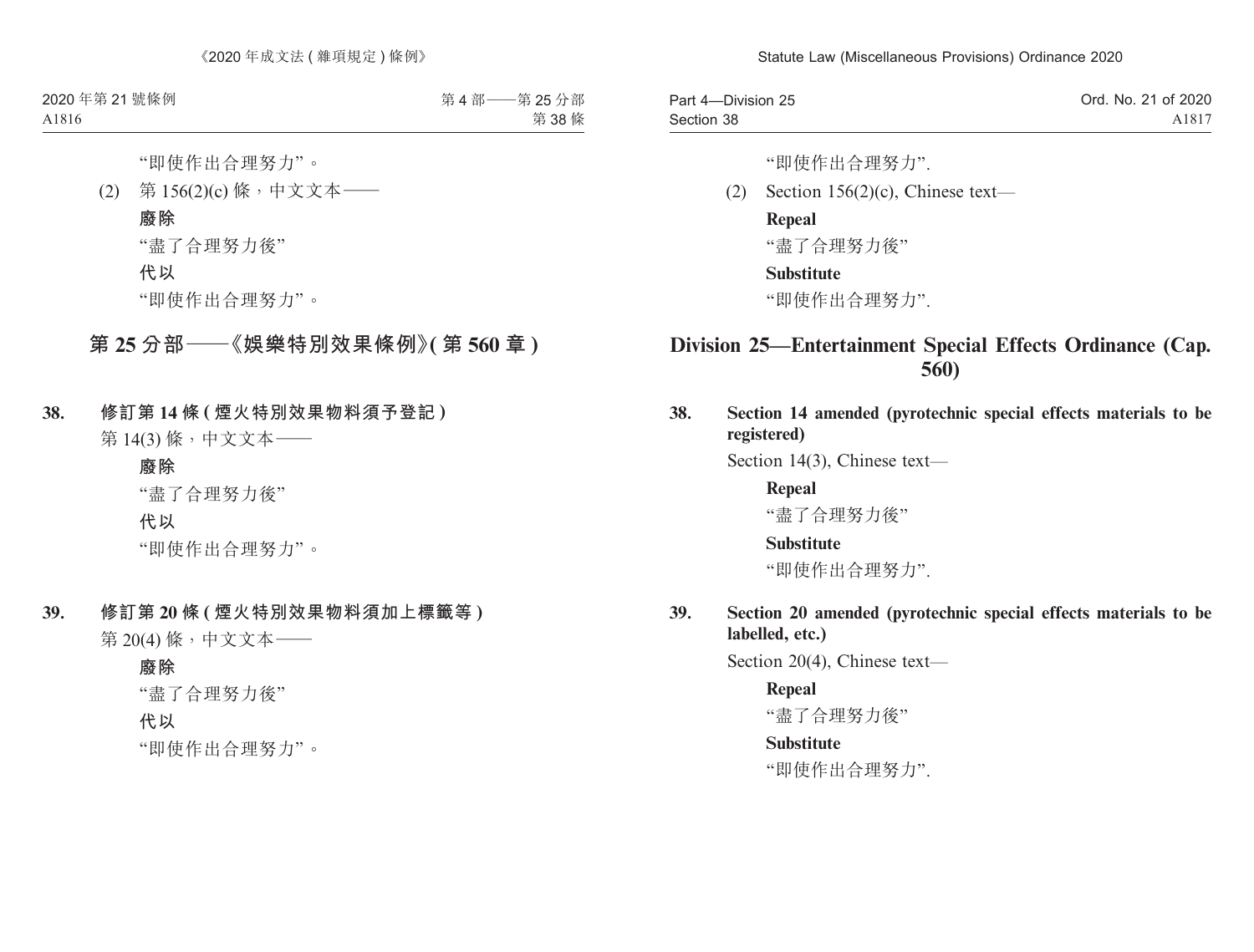“即使作出合理努力”。

(2) 第 156(2)(c) 條，中文文本——

**廢除**

“盡了合理努力後”

**代以**

“即使作出合理努力”。

## 第 25 分部——《娛樂特別效果條例》(第 560 章)

**38. 修訂第 14 條 (煙火特別效果物料須予登記)**

第 14(3) 條，中文文本——

**廢除**

“盡了合理努力後”

**代以**

“即使作出合理努力”。

**39. 修訂第 20 條 (煙火特別效果物料須加上標籤等)**

第 20(4) 條，中文文本——

**廢除**

“盡了合理努力後”

**代以**

“即使作出合理努力”。

“即使作出合理努力”.

(2) Section 156(2)(c), Chinese text—

**Repeal**

“盡了合理努力後”

**Substitute**

“即使作出合理努力”.

## Division 25—Entertainment Special Effects Ordinance (Cap. 560)

**38. Section 14 amended (pyrotechnic special effects materials to be registered)**

Section 14(3), Chinese text—

**Repeal**

“盡了合理努力後”

**Substitute**

“即使作出合理努力”.

**39. Section 20 amended (pyrotechnic special effects materials to be labelled, etc.)**

Section 20(4), Chinese text—

**Repeal**

“盡了合理努力後”

**Substitute**

“即使作出合理努力”.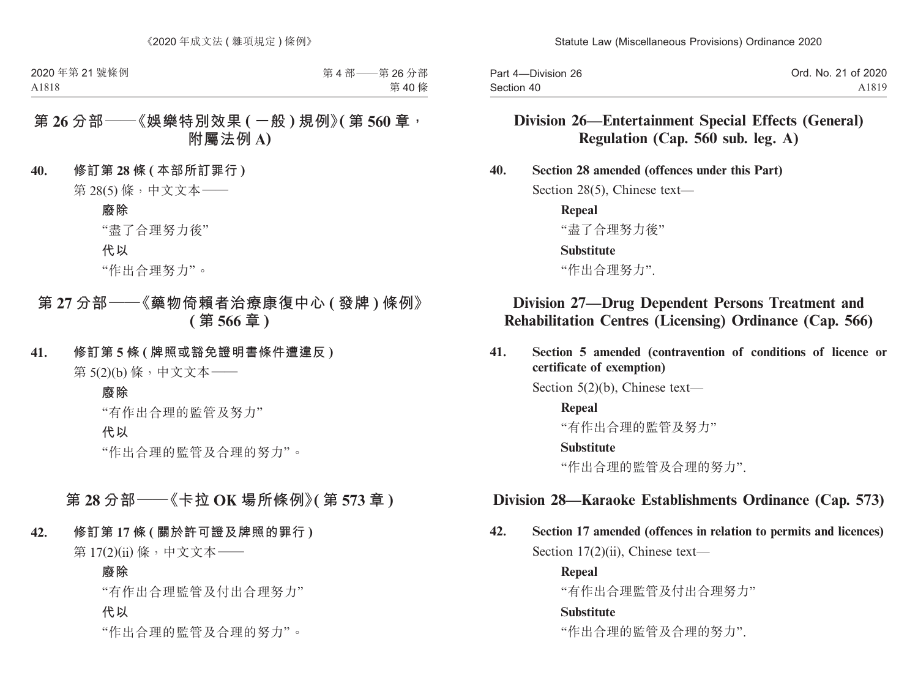## 第 26 分部——《娛樂特別效果 ( 一般 ) 規例》( 第 560 章，附屬法例 A)

**40. 修訂第 28 條 ( 本部所訂罪行 )**

第 28(5) 條，中文文本——

**廢除**

“盡了合理努力後”

**代以**

“作出合理努力”。

## 第 27 分部——《藥物倚賴者治療康復中心 ( 發牌 ) 條例》( 第 566 章 )

**41. 修訂第 5 條 ( 牌照或豁免證明書條件遭違反 )**

第 5(2)(b) 條，中文文本——

**廢除**

“有作出合理的監管及努力”

**代以**

“作出合理的監管及合理的努力”。

## 第 28 分部——《卡拉 OK 場所條例》( 第 573 章 )

**42. 修訂第 17 條 ( 關於許可證及牌照的罪行 )**

第 17(2)(ii) 條，中文文本——

**廢除**

“有作出合理監管及付出合理努力”

**代以**

“作出合理的監管及合理的努力”。

## Division 26—Entertainment Special Effects (General) Regulation (Cap. 560 sub. leg. A)

**40. Section 28 amended (offences under this Part)**

Section 28(5), Chinese text—

**Repeal**

“盡了合理努力後”

**Substitute**

“作出合理努力”.

## Division 27—Drug Dependent Persons Treatment and Rehabilitation Centres (Licensing) Ordinance (Cap. 566)

**41. Section 5 amended (contravention of conditions of licence or certificate of exemption)**

Section 5(2)(b), Chinese text—

**Repeal**

“有作出合理的監管及努力”

**Substitute**

“作出合理的監管及合理的努力”.

## Division 28—Karaoke Establishments Ordinance (Cap. 573)

**42. Section 17 amended (offences in relation to permits and licences)**

Section 17(2)(ii), Chinese text—

**Repeal**

“有作出合理監管及付出合理努力”

**Substitute**

“作出合理的監管及合理的努力”.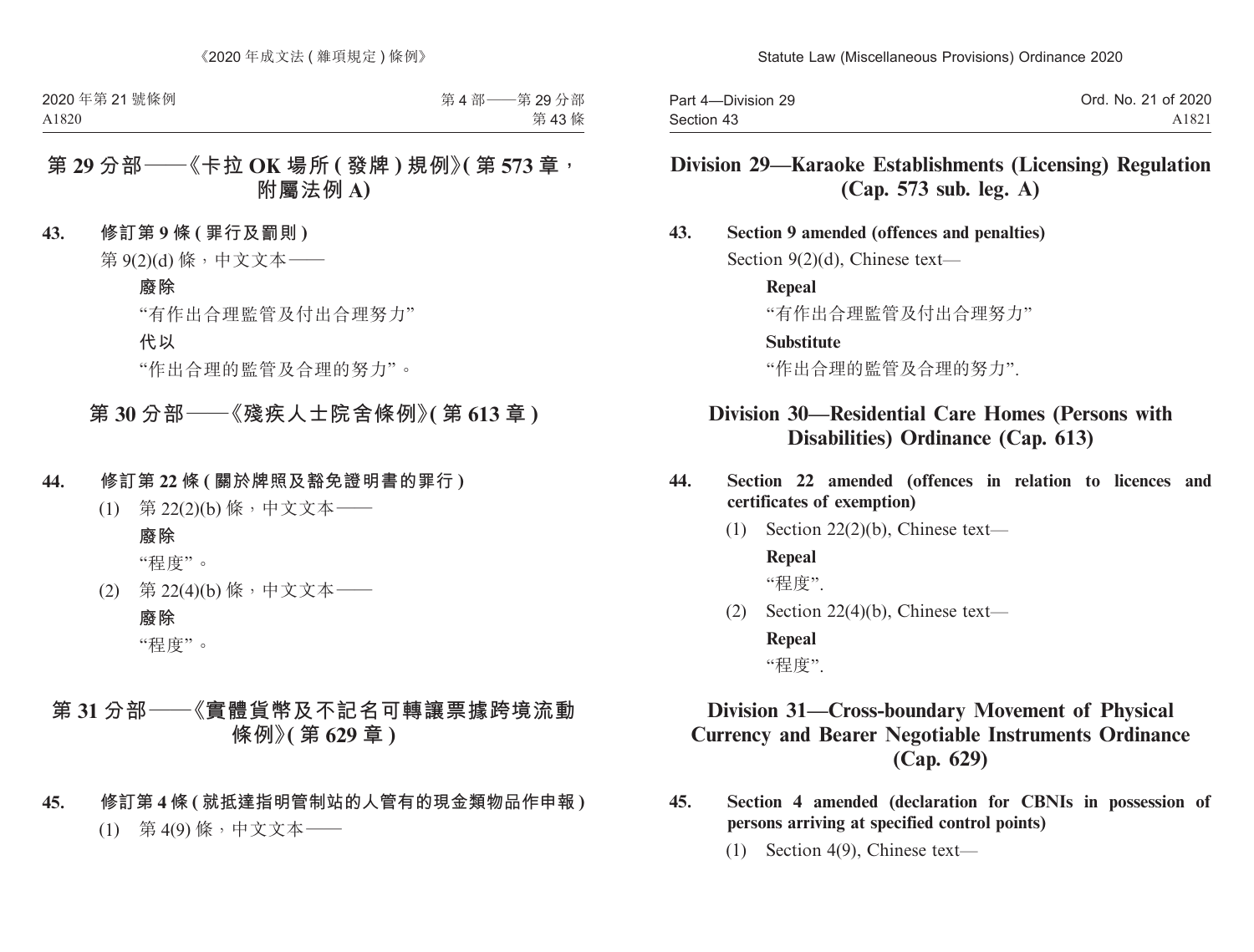## 第 29 分部——《卡拉 OK 場所 ( 發牌 ) 規例》( 第 573 章，附屬法例 A)

**43. 修訂第 9 條 ( 罪行及罰則 )**

第 9(2)(d) 條，中文文本——

**廢除**

“有作出合理監管及付出合理努力”

**代以**

“作出合理的監管及合理的努力”。

## 第 30 分部——《殘疾人士院舍條例》( 第 613 章 )

**44. 修訂第 22 條 ( 關於牌照及豁免證明書的罪行 )**

(1) 第 22(2)(b) 條，中文文本——

**廢除**

“程度”。

(2) 第 22(4)(b) 條，中文文本——

**廢除**

“程度”。

## 第 31 分部——《實體貨幣及不記名可轉讓票據跨境流動條例》( 第 629 章 )

**45. 修訂第 4 條 ( 就抵達指明管制站的人管有的現金類物品作申報 )**

(1) 第 4(9) 條，中文文本——

## Division 29—Karaoke Establishments (Licensing) Regulation (Cap. 573 sub. leg. A)

**43. Section 9 amended (offences and penalties)**

Section 9(2)(d), Chinese text—

**Repeal**

“有作出合理監管及付出合理努力”

**Substitute**

“作出合理的監管及合理的努力”.

## Division 30—Residential Care Homes (Persons with Disabilities) Ordinance (Cap. 613)

**44. Section 22 amended (offences in relation to licences and certificates of exemption)**

(1) Section 22(2)(b), Chinese text—

**Repeal**

“程度”.

(2) Section 22(4)(b), Chinese text—

**Repeal**

“程度”.

## Division 31—Cross-boundary Movement of Physical Currency and Bearer Negotiable Instruments Ordinance (Cap. 629)

**45. Section 4 amended (declaration for CBNIs in possession of persons arriving at specified control points)**

(1) Section 4(9), Chinese text—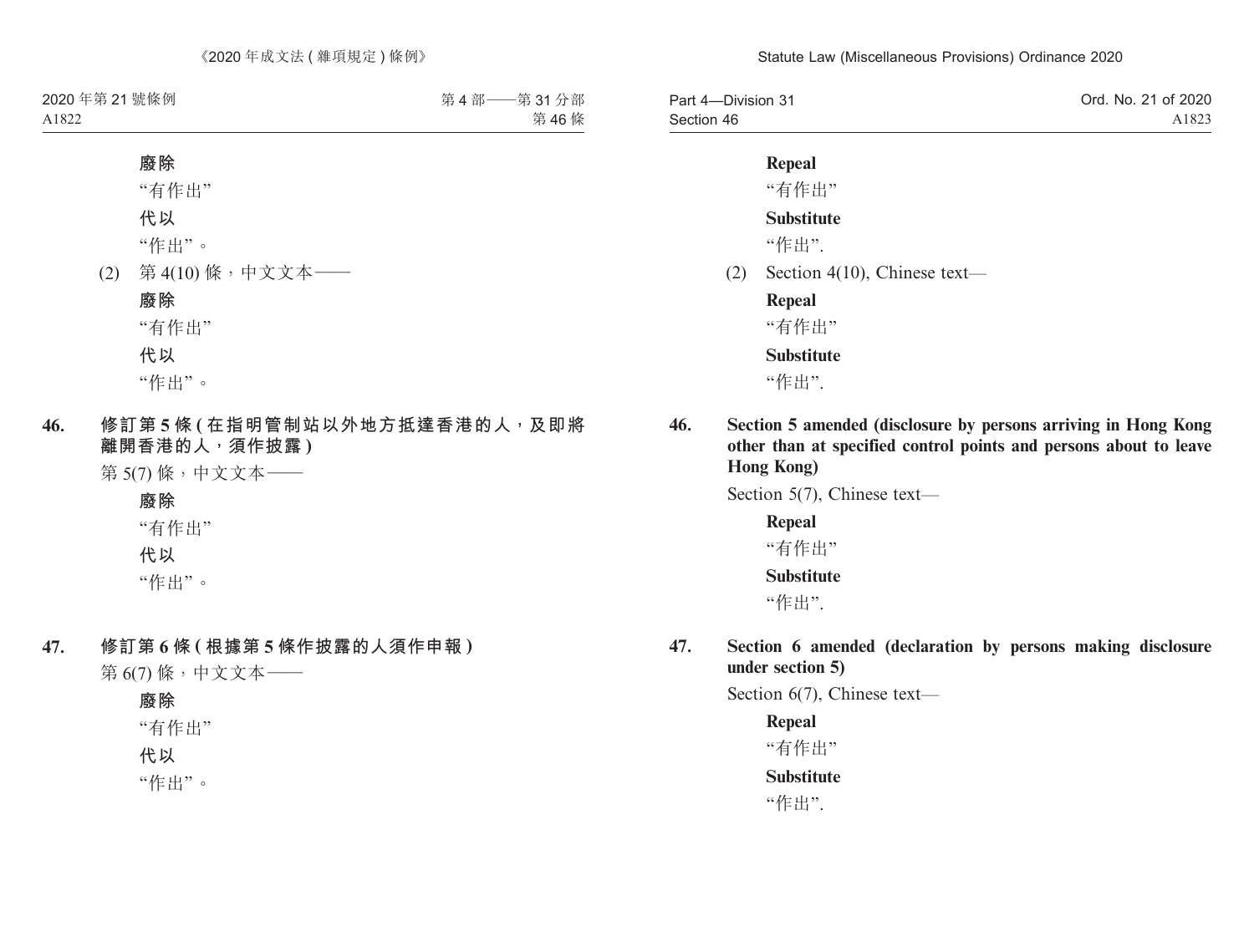**廢除**

"有作出"

**代以**

"作出"。

(2) 第 4(10) 條，中文文本——

**廢除**

"有作出"

**代以**

"作出"。

**46. 修訂第 5 條 (在指明管制站以外地方抵達香港的人，及即將離開香港的人，須作披露)**

第 5(7) 條，中文文本——

**廢除**

"有作出"

**代以**

"作出"。

**47. 修訂第 6 條 (根據第 5 條作披露的人須作申報)**

第 6(7) 條，中文文本——

**廢除**

"有作出"

**代以**

"作出"。

**Repeal**

"有作出"

**Substitute**

"作出".

(2) Section 4(10), Chinese text—

**Repeal**

"有作出"

**Substitute**

"作出".

**46. Section 5 amended (disclosure by persons arriving in Hong Kong other than at specified control points and persons about to leave Hong Kong)**

Section 5(7), Chinese text—

**Repeal**

"有作出"

**Substitute**

"作出".

**47. Section 6 amended (declaration by persons making disclosure under section 5)**

Section 6(7), Chinese text—

**Repeal**

"有作出"

**Substitute**

"作出".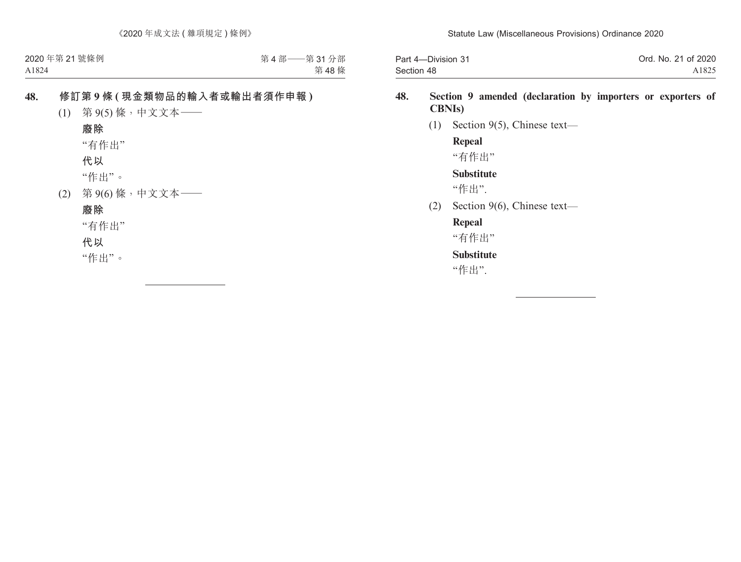## 48. 修訂第 9 條 (現金類物品的輸入者或輸出者須作申報)

(1) 第 9(5) 條，中文文本——

**廢除**

“有作出”

**代以**

“作出”。

(2) 第 9(6) 條，中文文本——

**廢除**

“有作出”

**代以**

“作出”。

## 48. Section 9 amended (declaration by importers or exporters of CBNIs)

(1) Section 9(5), Chinese text—

**Repeal**

“有作出”

**Substitute**

“作出”.

(2) Section 9(6), Chinese text—

**Repeal**

“有作出”

**Substitute**

“作出”.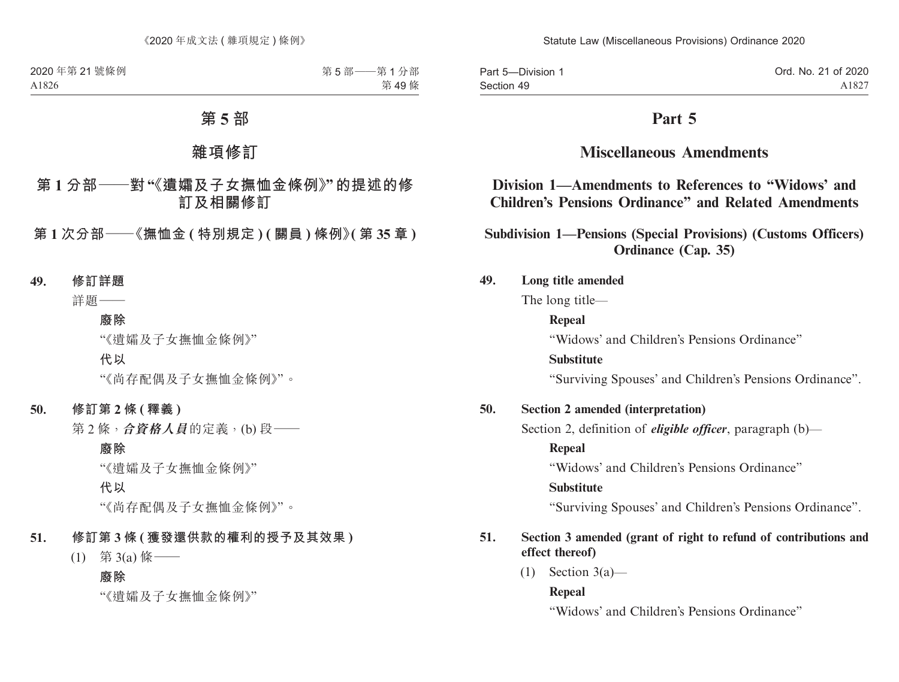# 第 5 部

## 雜項修訂

### 第 1 分部——對“《遺孀及子女撫恤金條例》”的提述的修訂及相關修訂

#### 第 1 次分部——《撫恤金 (特別規定) (關員) 條例》(第 35 章)

**49. 修訂詳題**

詳題——

**廢除**

“《遺孀及子女撫恤金條例》”

**代以**

“《尚存配偶及子女撫恤金條例》”。

**50. 修訂第 2 條 (釋義)**

第 2 條，***合資格人員***的定義，(b) 段——

**廢除**

“《遺孀及子女撫恤金條例》”

**代以**

“《尚存配偶及子女撫恤金條例》”。

**51. 修訂第 3 條 (獲發還供款的權利的授予及其效果)**

(1) 第 3(a) 條——

**廢除**

“《遺孀及子女撫恤金條例》”

# Part 5

## Miscellaneous Amendments

### Division 1—Amendments to References to “Widows’ and Children’s Pensions Ordinance” and Related Amendments

#### Subdivision 1—Pensions (Special Provisions) (Customs Officers) Ordinance (Cap. 35)

**49. Long title amended**

The long title—

**Repeal**

“Widows’ and Children’s Pensions Ordinance”

**Substitute**

“Surviving Spouses’ and Children’s Pensions Ordinance”.

**50. Section 2 amended (interpretation)**

Section 2, definition of ***eligible officer***, paragraph (b)—

**Repeal**

“Widows’ and Children’s Pensions Ordinance”

**Substitute**

“Surviving Spouses’ and Children’s Pensions Ordinance”.

**51. Section 3 amended (grant of right to refund of contributions and effect thereof)**

(1) Section 3(a)—

**Repeal**

“Widows’ and Children’s Pensions Ordinance”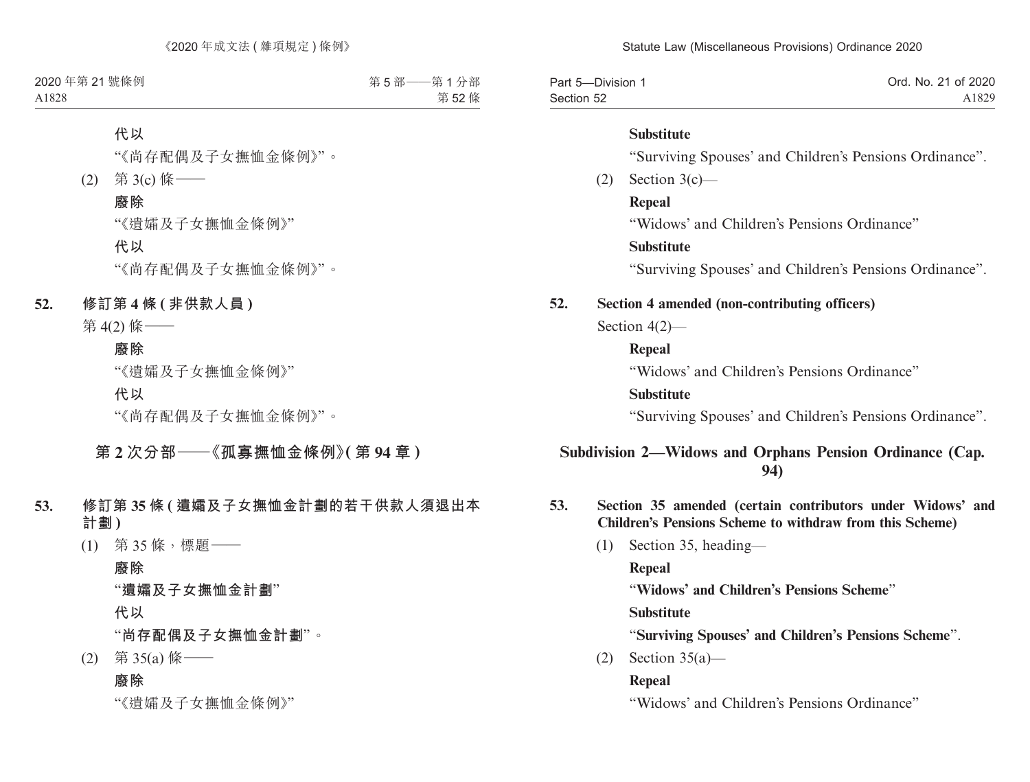代以

“《尚存配偶及子女撫恤金條例》”。

(2) 第 3(c) 條——

廢除

“《遺孀及子女撫恤金條例》”

代以

“《尚存配偶及子女撫恤金條例》”。

**52. 修訂第 4 條 ( 非供款人員 )**

第 4(2) 條——

廢除

“《遺孀及子女撫恤金條例》”

代以

“《尚存配偶及子女撫恤金條例》”。

## 第 2 次分部——《孤寡撫恤金條例》( 第 94 章 )

**53. 修訂第 35 條 ( 遺孀及子女撫恤金計劃的若干供款人須退出本計劃 )**

(1) 第 35 條，標題——

廢除

“**遺孀及子女撫恤金計劃**”

代以

“**尚存配偶及子女撫恤金計劃**”。

(2) 第 35(a) 條——

廢除

“《遺孀及子女撫恤金條例》”

**Substitute**

“Surviving Spouses’ and Children’s Pensions Ordinance”.

(2) Section 3(c)—

**Repeal**

“Widows’ and Children’s Pensions Ordinance”

**Substitute**

“Surviving Spouses’ and Children’s Pensions Ordinance”.

**52. Section 4 amended (non-contributing officers)**

Section 4(2)—

**Repeal**

“Widows’ and Children’s Pensions Ordinance”

**Substitute**

“Surviving Spouses’ and Children’s Pensions Ordinance”.

## Subdivision 2—Widows and Orphans Pension Ordinance (Cap. 94)

**53. Section 35 amended (certain contributors under Widows’ and Children’s Pensions Scheme to withdraw from this Scheme)**

(1) Section 35, heading—

**Repeal**

“**Widows’ and Children’s Pensions Scheme**”

**Substitute**

“**Surviving Spouses’ and Children’s Pensions Scheme**”.

(2) Section 35(a)—

**Repeal**

“Widows’ and Children’s Pensions Ordinance”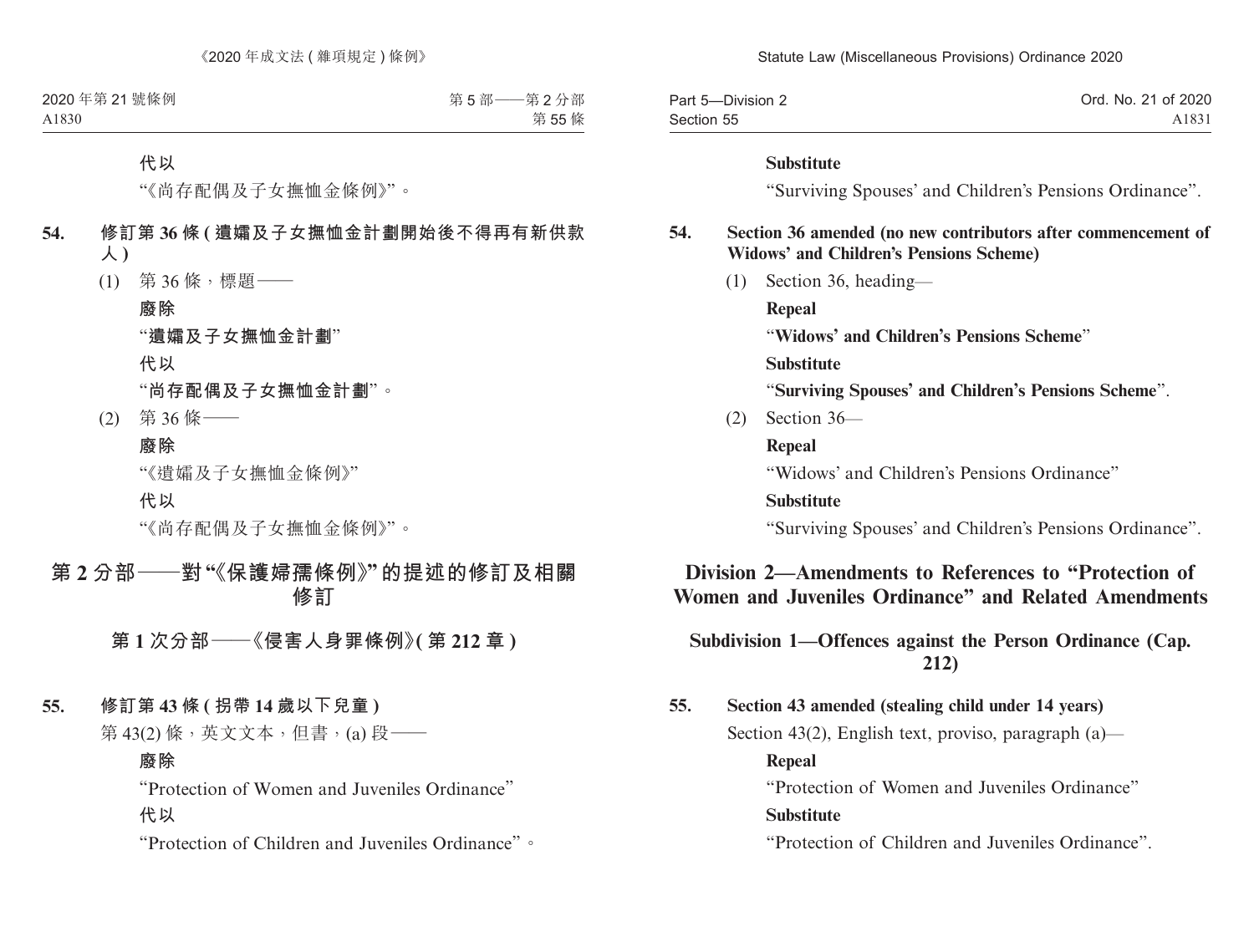代以

“《尚存配偶及子女撫恤金條例》”。

**54. 修訂第 36 條 (遺孀及子女撫恤金計劃開始後不得再有新供款人)**

(1) 第 36 條，標題——

**廢除**

“**遺孀及子女撫恤金計劃**”

**代以**

“**尚存配偶及子女撫恤金計劃**”。

(2) 第 36 條——

**廢除**

“《遺孀及子女撫恤金條例》”

**代以**

“《尚存配偶及子女撫恤金條例》”。

## 第 2 分部——對“《保護婦孺條例》”的提述的修訂及相關修訂

### 第 1 次分部——《侵害人身罪條例》(第 212 章)

**55. 修訂第 43 條 (拐帶 14 歲以下兒童)**

第 43(2) 條，英文文本，但書，(a) 段——

**廢除**

“Protection of Women and Juveniles Ordinance”

**代以**

“Protection of Children and Juveniles Ordinance”。

**Substitute**

“Surviving Spouses’ and Children’s Pensions Ordinance”.

**54. Section 36 amended (no new contributors after commencement of Widows’ and Children’s Pensions Scheme)**

(1) Section 36, heading—

**Repeal**

“**Widows’ and Children’s Pensions Scheme**”

**Substitute**

“**Surviving Spouses’ and Children’s Pensions Scheme**”.

(2) Section 36—

**Repeal**

“Widows’ and Children’s Pensions Ordinance”

**Substitute**

“Surviving Spouses’ and Children’s Pensions Ordinance”.

## Division 2—Amendments to References to “Protection of Women and Juveniles Ordinance” and Related Amendments

### Subdivision 1—Offences against the Person Ordinance (Cap. 212)

**55. Section 43 amended (stealing child under 14 years)**

Section 43(2), English text, proviso, paragraph (a)—

**Repeal**

“Protection of Women and Juveniles Ordinance”

**Substitute**

“Protection of Children and Juveniles Ordinance”.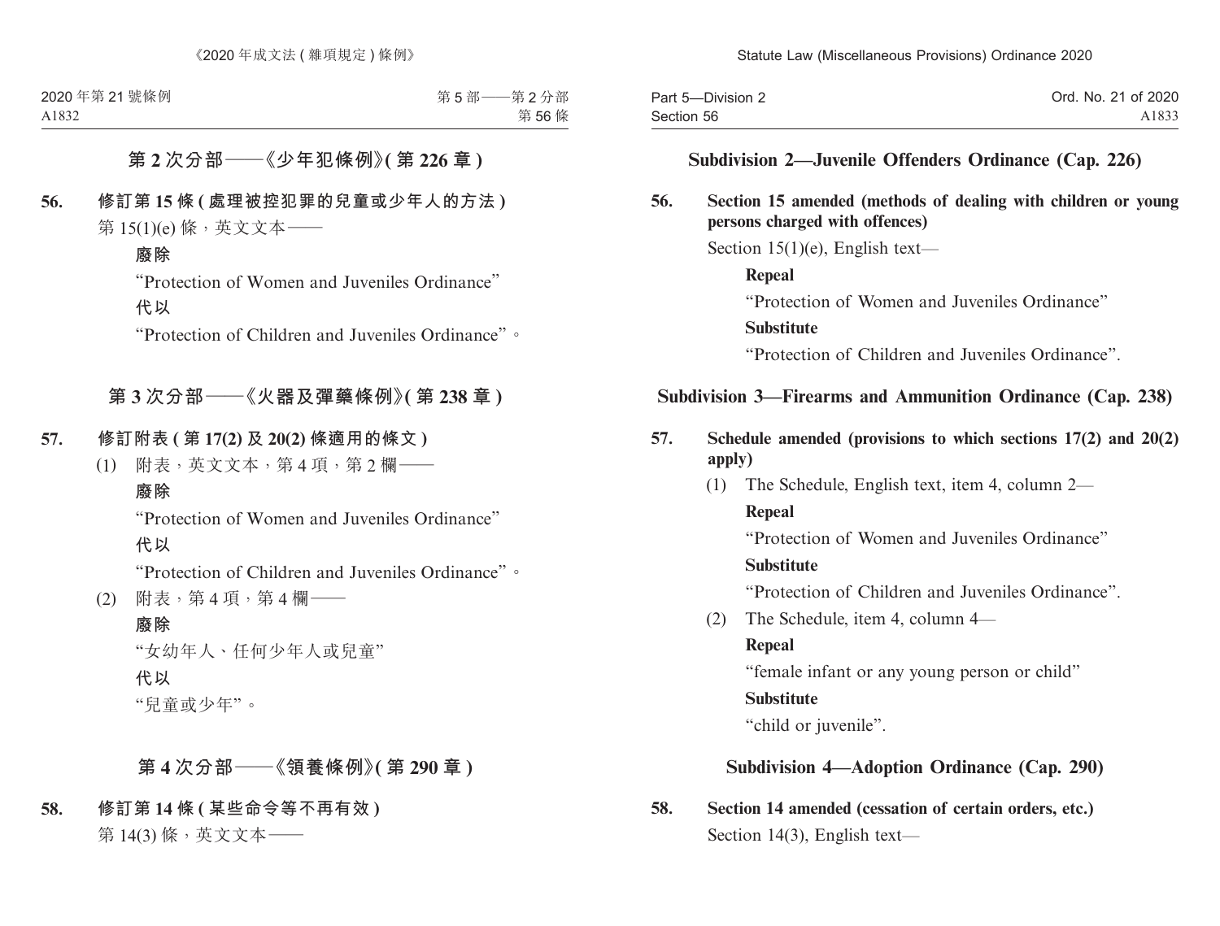## 第 2 次分部——《少年犯條例》(第 226 章)

**56. 修訂第 15 條 (處理被控犯罪的兒童或少年人的方法)**

第 15(1)(e) 條，英文文本——

**廢除**

“Protection of Women and Juveniles Ordinance”

**代以**

“Protection of Children and Juveniles Ordinance”。

## 第 3 次分部——《火器及彈藥條例》(第 238 章)

**57. 修訂附表 (第 17(2) 及 20(2) 條適用的條文)**

(1) 附表，英文文本，第 4 項，第 2 欄——

**廢除**

“Protection of Women and Juveniles Ordinance”

**代以**

“Protection of Children and Juveniles Ordinance”。

(2) 附表，第 4 項，第 4 欄——

**廢除**

“女幼年人、任何少年人或兒童”

**代以**

“兒童或少年”。

## 第 4 次分部——《領養條例》(第 290 章)

**58. 修訂第 14 條 (某些命令等不再有效)**

第 14(3) 條，英文文本——

## Subdivision 2—Juvenile Offenders Ordinance (Cap. 226)

**56. Section 15 amended (methods of dealing with children or young persons charged with offences)**

Section 15(1)(e), English text—

**Repeal**

“Protection of Women and Juveniles Ordinance”

**Substitute**

“Protection of Children and Juveniles Ordinance”.

## Subdivision 3—Firearms and Ammunition Ordinance (Cap. 238)

**57. Schedule amended (provisions to which sections 17(2) and 20(2) apply)**

(1) The Schedule, English text, item 4, column 2—

**Repeal**

“Protection of Women and Juveniles Ordinance”

**Substitute**

“Protection of Children and Juveniles Ordinance”.

(2) The Schedule, item 4, column 4—

**Repeal**

“female infant or any young person or child”

**Substitute**

“child or juvenile”.

## Subdivision 4—Adoption Ordinance (Cap. 290)

**58. Section 14 amended (cessation of certain orders, etc.)**

Section 14(3), English text—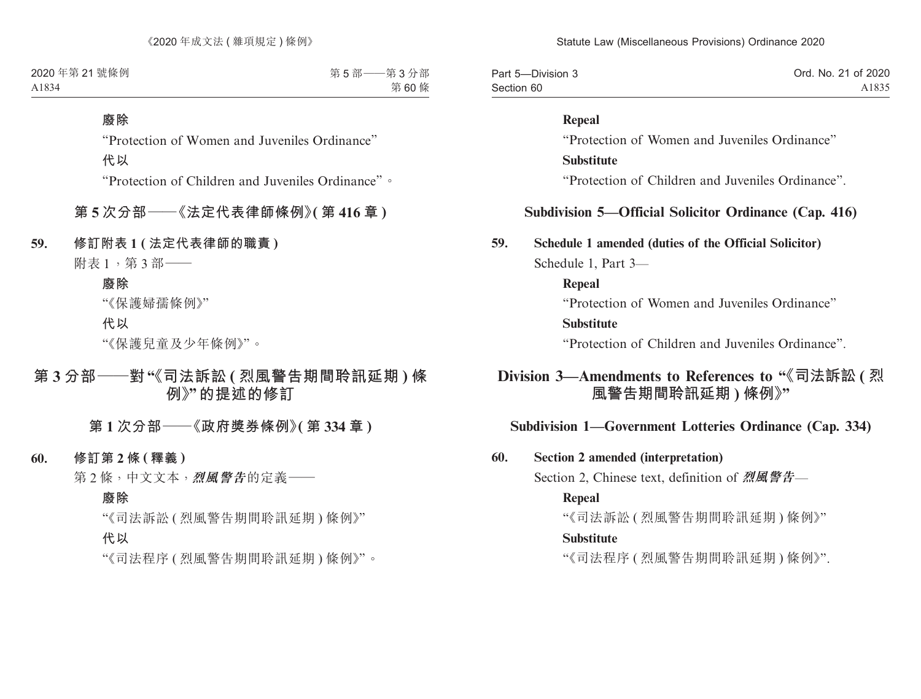**廢除**

"Protection of Women and Juveniles Ordinance"

**代以**

"Protection of Children and Juveniles Ordinance"。

## 第 5 次分部——《法定代表律師條例》(第 416 章)

**59. 修訂附表 1 (法定代表律師的職責)**

附表 1，第 3 部——

**廢除**

"《保護婦孺條例》"

**代以**

"《保護兒童及少年條例》"。

# 第 3 分部——對"《司法訴訟 (烈風警告期間聆訊延期) 條例》"的提述的修訂

## 第 1 次分部——《政府獎券條例》(第 334 章)

**60. 修訂第 2 條 (釋義)**

第 2 條，中文文本，***烈風警告***的定義——

**廢除**

"《司法訴訟 (烈風警告期間聆訊延期) 條例》"

**代以**

"《司法程序 (烈風警告期間聆訊延期) 條例》"。

---

**Repeal**

"Protection of Women and Juveniles Ordinance"

**Substitute**

"Protection of Children and Juveniles Ordinance".

## Subdivision 5—Official Solicitor Ordinance (Cap. 416)

**59. Schedule 1 amended (duties of the Official Solicitor)**

Schedule 1, Part 3—

**Repeal**

"Protection of Women and Juveniles Ordinance"

**Substitute**

"Protection of Children and Juveniles Ordinance".

# Division 3—Amendments to References to "《司法訴訟 (烈風警告期間聆訊延期) 條例》"

## Subdivision 1—Government Lotteries Ordinance (Cap. 334)

**60. Section 2 amended (interpretation)**

Section 2, Chinese text, definition of ***烈風警告***—

**Repeal**

"《司法訴訟 (烈風警告期間聆訊延期) 條例》"

**Substitute**

"《司法程序 (烈風警告期間聆訊延期) 條例》".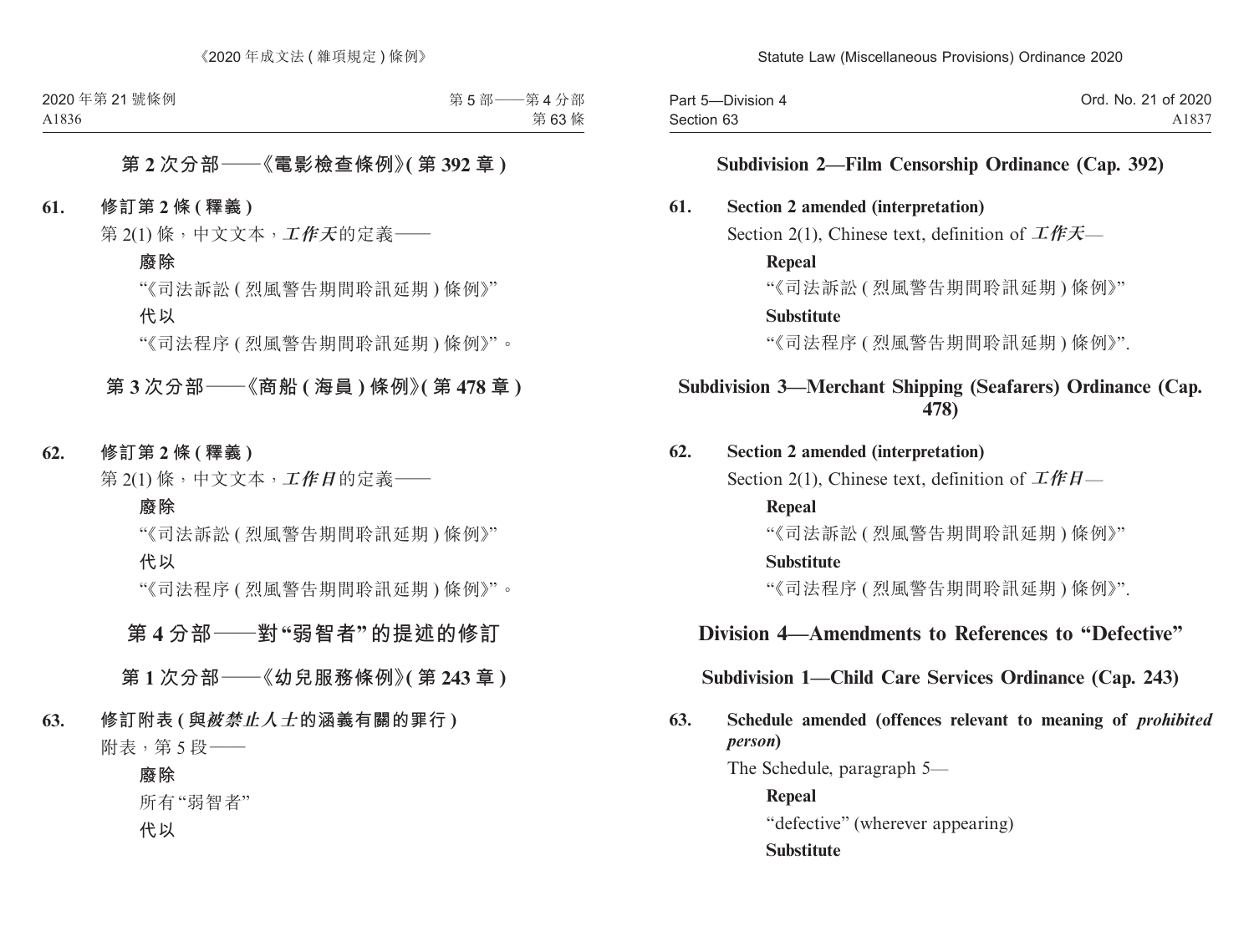## 第 2 次分部——《電影檢查條例》(第 392 章)

**61. 修訂第 2 條 (釋義)**

第 2(1) 條，中文文本，***工作天***的定義——

**廢除**

"《司法訴訟 ( 烈風警告期間聆訊延期 ) 條例》"

**代以**

"《司法程序 ( 烈風警告期間聆訊延期 ) 條例》"。

## 第 3 次分部——《商船 ( 海員 ) 條例》(第 478 章)

**62. 修訂第 2 條 (釋義)**

第 2(1) 條，中文文本，***工作日***的定義——

**廢除**

"《司法訴訟 ( 烈風警告期間聆訊延期 ) 條例》"

**代以**

"《司法程序 ( 烈風警告期間聆訊延期 ) 條例》"。

# 第 4 分部——對"弱智者"的提述的修訂

## 第 1 次分部——《幼兒服務條例》(第 243 章)

**63. 修訂附表 (與*被禁止人士*的涵義有關的罪行)**

附表，第 5 段——

**廢除**

所有"弱智者"

**代以**

## Subdivision 2—Film Censorship Ordinance (Cap. 392)

**61. Section 2 amended (interpretation)**

Section 2(1), Chinese text, definition of ***工作天***—

**Repeal**

"《司法訴訟 ( 烈風警告期間聆訊延期 ) 條例》"

**Substitute**

"《司法程序 ( 烈風警告期間聆訊延期 ) 條例》".

## Subdivision 3—Merchant Shipping (Seafarers) Ordinance (Cap. 478)

**62. Section 2 amended (interpretation)**

Section 2(1), Chinese text, definition of ***工作日***—

**Repeal**

"《司法訴訟 ( 烈風警告期間聆訊延期 ) 條例》"

**Substitute**

"《司法程序 ( 烈風警告期間聆訊延期 ) 條例》".

# Division 4—Amendments to References to "Defective"

## Subdivision 1—Child Care Services Ordinance (Cap. 243)

**63. Schedule amended (offences relevant to meaning of *prohibited person*)**

The Schedule, paragraph 5—

**Repeal**

"defective" (wherever appearing)

**Substitute**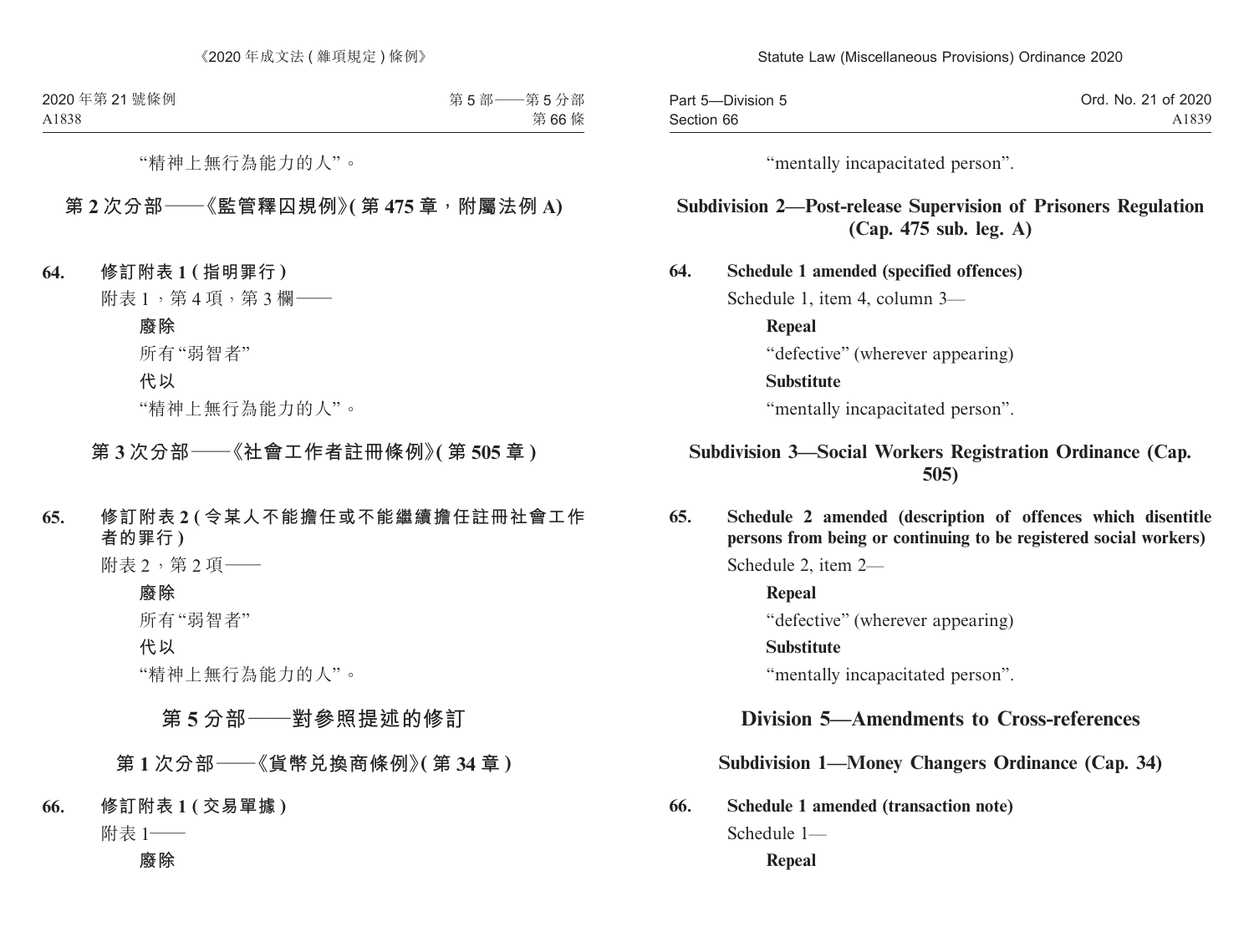"精神上無行為能力的人"。

## 第 2 次分部——《監管釋囚規例》(第 475 章，附屬法例 A)

**64. 修訂附表 1 (指明罪行)**

附表 1，第 4 項，第 3 欄——

**廢除**

所有"弱智者"

**代以**

"精神上無行為能力的人"。

## 第 3 次分部——《社會工作者註冊條例》(第 505 章)

**65. 修訂附表 2 (令某人不能擔任或不能繼續擔任註冊社會工作者的罪行)**

附表 2，第 2 項——

**廢除**

所有"弱智者"

**代以**

"精神上無行為能力的人"。

# 第 5 分部——對參照提述的修訂

## 第 1 次分部——《貨幣兑換商條例》(第 34 章)

**66. 修訂附表 1 (交易單據)**

附表 1——

**廢除**

"mentally incapacitated person".

## Subdivision 2—Post-release Supervision of Prisoners Regulation (Cap. 475 sub. leg. A)

**64. Schedule 1 amended (specified offences)**

Schedule 1, item 4, column 3—

**Repeal**

"defective" (wherever appearing)

**Substitute**

"mentally incapacitated person".

## Subdivision 3—Social Workers Registration Ordinance (Cap. 505)

**65. Schedule 2 amended (description of offences which disentitle persons from being or continuing to be registered social workers)**

Schedule 2, item 2—

**Repeal**

"defective" (wherever appearing)

**Substitute**

"mentally incapacitated person".

# Division 5—Amendments to Cross-references

## Subdivision 1—Money Changers Ordinance (Cap. 34)

**66. Schedule 1 amended (transaction note)**

Schedule 1—

**Repeal**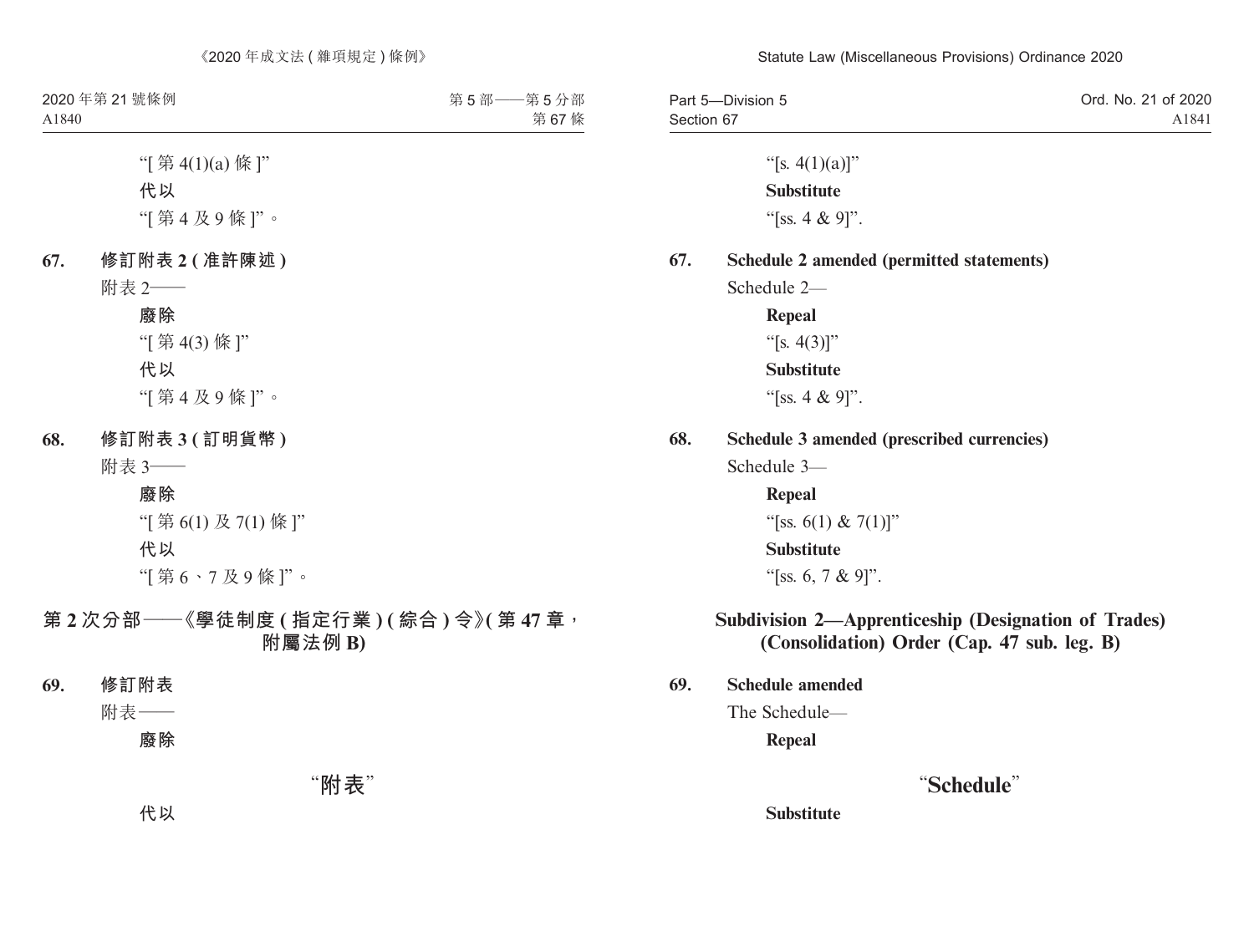"[第 4(1)(a) 條]"

**代以**

"[第 4 及 9 條]"。

**67. 修訂附表 2 (准許陳述)**

附表 2——

**廢除**

"[第 4(3) 條]"

**代以**

"[第 4 及 9 條]"。

**68. 修訂附表 3 (訂明貨幣)**

附表 3——

**廢除**

"[第 6(1) 及 7(1) 條]"

**代以**

"[第 6、7 及 9 條]"。

## 第 2 次分部——《學徒制度 (指定行業) (綜合) 令》(第 47 章，附屬法例 B)

**69. 修訂附表**

附表——

**廢除**

"附表"

**代以**

"[s. 4(1)(a)]"

**Substitute**

"[ss. 4 & 9]".

**67. Schedule 2 amended (permitted statements)**

Schedule 2—

**Repeal**

"[s. 4(3)]"

**Substitute**

"[ss. 4 & 9]".

**68. Schedule 3 amended (prescribed currencies)**

Schedule 3—

**Repeal**

"[ss. 6(1) & 7(1)]"

**Substitute**

"[ss. 6, 7 & 9]".

## Subdivision 2—Apprenticeship (Designation of Trades) (Consolidation) Order (Cap. 47 sub. leg. B)

**69. Schedule amended**

The Schedule—

**Repeal**

"**Schedule**"

**Substitute**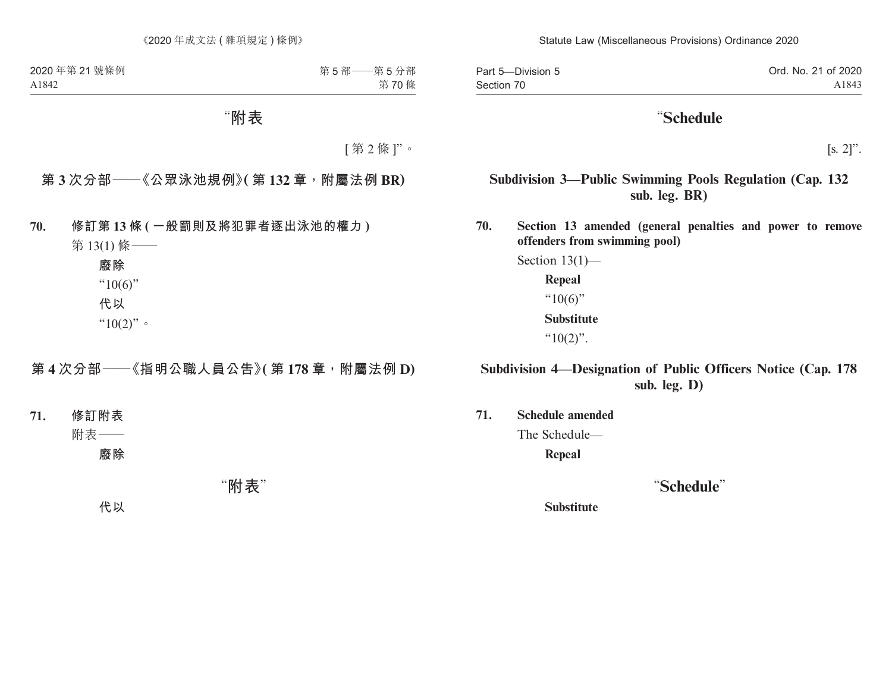“附表

[第 2 條]”。

## 第 3 次分部——《公眾泳池規例》(第 132 章，附屬法例 BR)

**70. 修訂第 13 條 (一般罰則及將犯罪者逐出泳池的權力)**

第 13(1) 條——

**廢除**

“10(6)”

**代以**

“10(2)”。

## 第 4 次分部——《指明公職人員公告》(第 178 章，附屬法例 D)

**71. 修訂附表**

附表——

**廢除**

“附表”

**代以**

“Schedule

[s. 2]”.

## Subdivision 3—Public Swimming Pools Regulation (Cap. 132 sub. leg. BR)

**70. Section 13 amended (general penalties and power to remove offenders from swimming pool)**

Section 13(1)—

**Repeal**

“10(6)”

**Substitute**

“10(2)”.

## Subdivision 4—Designation of Public Officers Notice (Cap. 178 sub. leg. D)

**71. Schedule amended**

The Schedule—

**Repeal**

“Schedule”

**Substitute**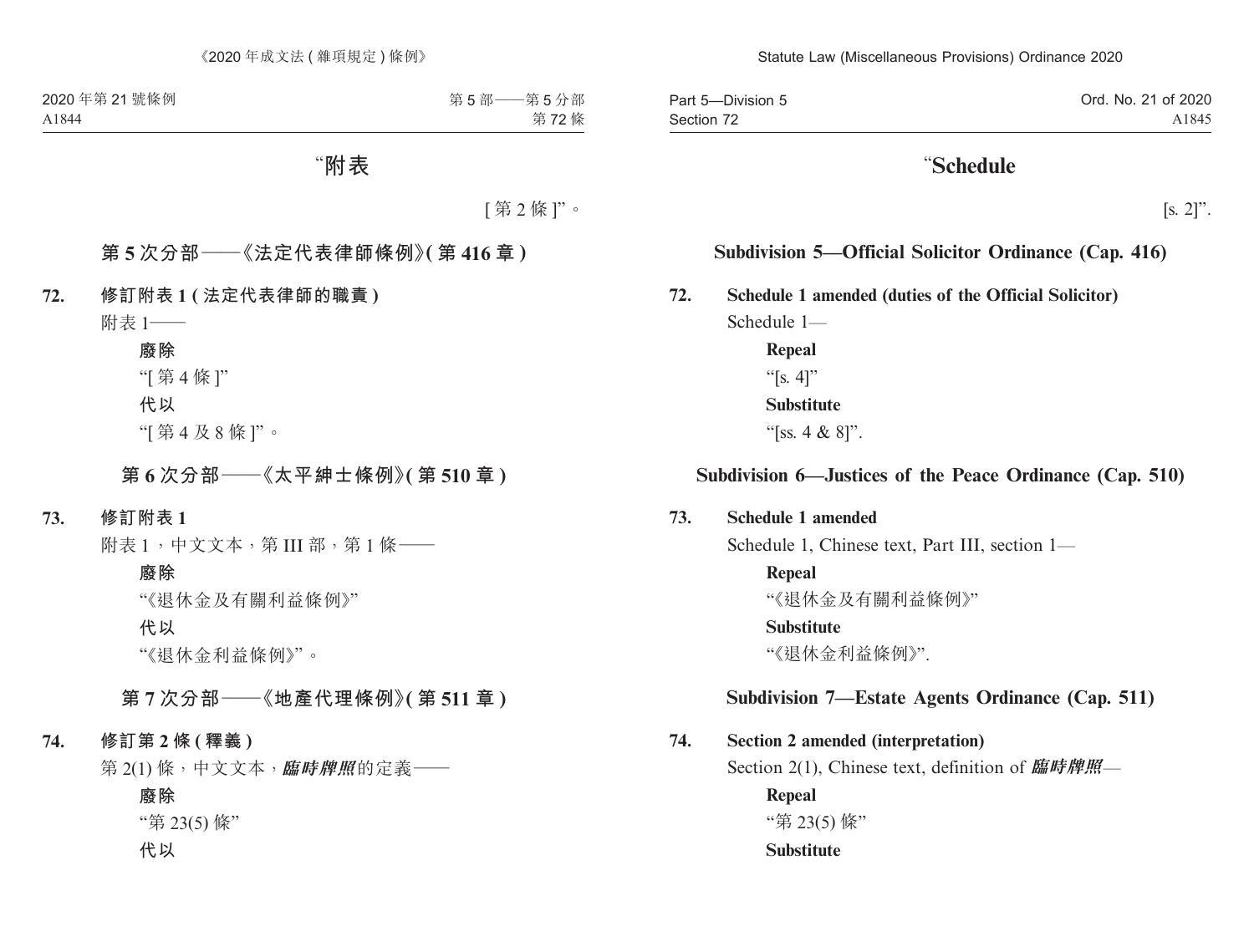“附表

[ 第 2 條 ]”。

### 第 5 次分部——《法定代表律師條例》( 第 416 章 )

**72. 修訂附表 1 ( 法定代表律師的職責 )**

附表 1——

**廢除**

“[ 第 4 條 ]”

**代以**

“[ 第 4 及 8 條 ]”。

### 第 6 次分部——《太平紳士條例》( 第 510 章 )

**73. 修訂附表 1**

附表 1，中文文本，第 III 部，第 1 條——

**廢除**

“《退休金及有關利益條例》”

**代以**

“《退休金利益條例》”。

### 第 7 次分部——《地產代理條例》( 第 511 章 )

**74. 修訂第 2 條 ( 釋義 )**

第 2(1) 條，中文文本，***臨時牌照***的定義——

**廢除**

“第 23(5) 條”

**代以**

“**Schedule**

[s. 2]”.

### Subdivision 5—Official Solicitor Ordinance (Cap. 416)

**72. Schedule 1 amended (duties of the Official Solicitor)**

Schedule 1—

**Repeal**

“[s. 4]”

**Substitute**

“[ss. 4 & 8]”.

### Subdivision 6—Justices of the Peace Ordinance (Cap. 510)

**73. Schedule 1 amended**

Schedule 1, Chinese text, Part III, section 1—

**Repeal**

“《退休金及有關利益條例》”

**Substitute**

“《退休金利益條例》”.

### Subdivision 7—Estate Agents Ordinance (Cap. 511)

**74. Section 2 amended (interpretation)**

Section 2(1), Chinese text, definition of ***臨時牌照***—

**Repeal**

“第 23(5) 條”

**Substitute**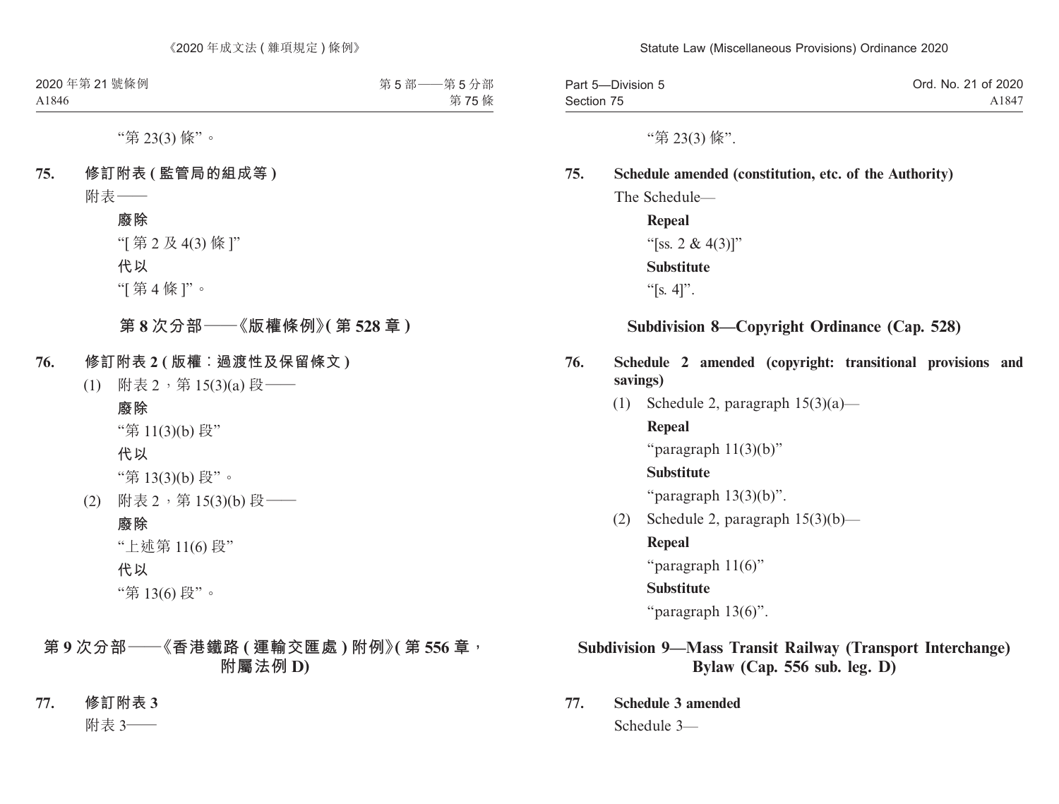"第 23(3) 條"。

**75.　修訂附表 (監管局的組成等)**

附表——

**廢除**

"[ 第 2 及 4(3) 條 ]"

**代以**

"[ 第 4 條 ]"。

## 第 8 次分部——《版權條例》(第 528 章)

**76.　修訂附表 2 (版權：過渡性及保留條文)**

(1)　附表 2，第 15(3)(a) 段——

**廢除**

"第 11(3)(b) 段"

**代以**

"第 13(3)(b) 段"。

(2)　附表 2，第 15(3)(b) 段——

**廢除**

"上述第 11(6) 段"

**代以**

"第 13(6) 段"。

## 第 9 次分部——《香港鐵路 (運輸交匯處) 附例》(第 556 章，附屬法例 D)

**77.　修訂附表 3**

附表 3——

"第 23(3) 條".

**75.　Schedule amended (constitution, etc. of the Authority)**

The Schedule—

**Repeal**

"[ss. 2 & 4(3)]"

**Substitute**

"[s. 4]".

## Subdivision 8—Copyright Ordinance (Cap. 528)

**76.　Schedule 2 amended (copyright: transitional provisions and savings)**

(1)　Schedule 2, paragraph 15(3)(a)—

**Repeal**

"paragraph 11(3)(b)"

**Substitute**

"paragraph 13(3)(b)".

(2)　Schedule 2, paragraph 15(3)(b)—

**Repeal**

"paragraph 11(6)"

**Substitute**

"paragraph 13(6)".

## Subdivision 9—Mass Transit Railway (Transport Interchange) Bylaw (Cap. 556 sub. leg. D)

**77.　Schedule 3 amended**

Schedule 3—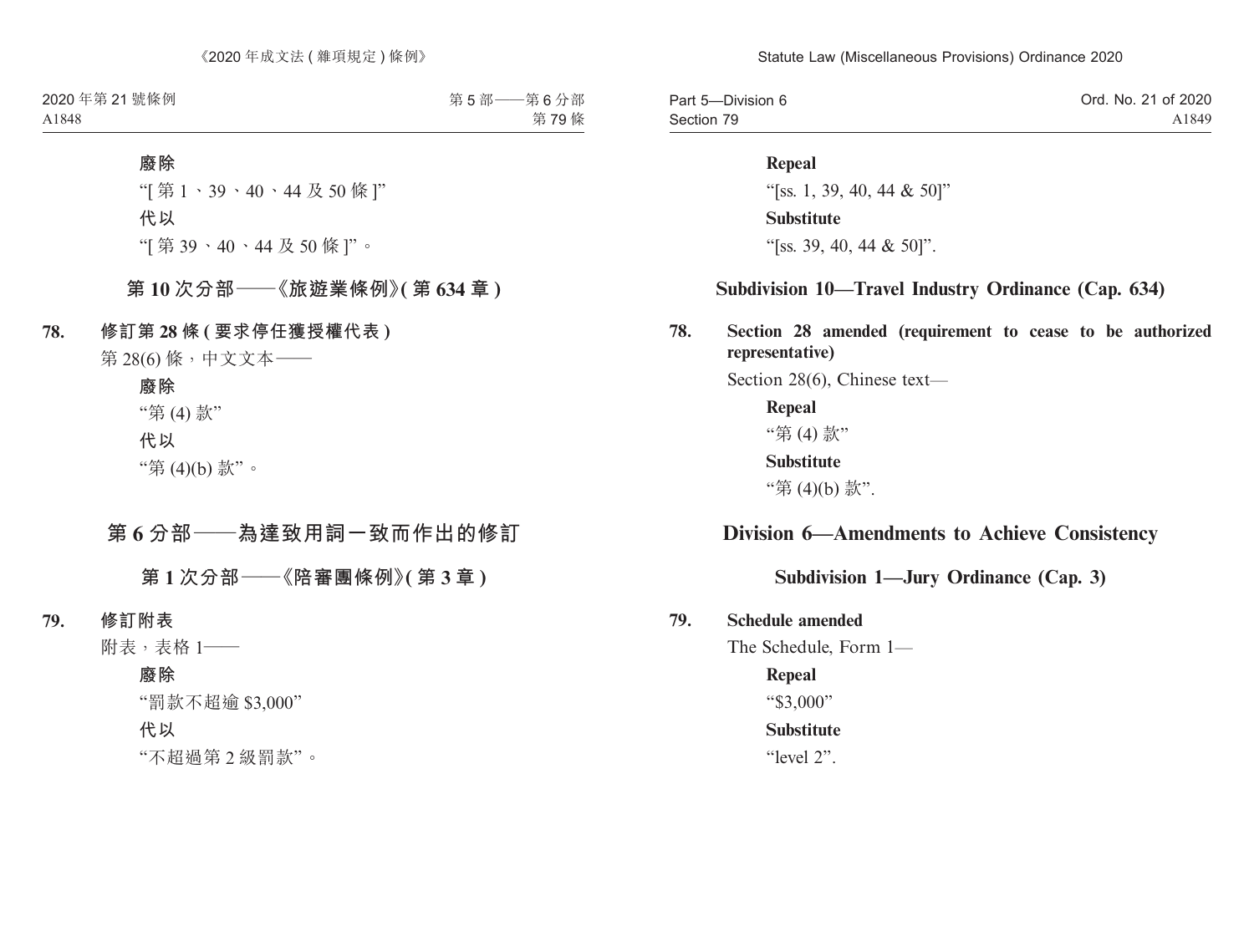**廢除**

“[ 第 1、39、40、44 及 50 條 ]”

**代以**

“[ 第 39、40、44 及 50 條 ]”。

## 第 10 次分部——《旅遊業條例》( 第 634 章 )

**78. 修訂第 28 條 ( 要求停任獲授權代表 )**

第 28(6) 條，中文文本——

**廢除**

“第 (4) 款”

**代以**

“第 (4)(b) 款”。

# 第 6 分部——為達致用詞一致而作出的修訂

## 第 1 次分部——《陪審團條例》( 第 3 章 )

**79. 修訂附表**

附表，表格 1——

**廢除**

“罰款不超逾 $3,000”

**代以**

“不超過第 2 級罰款”。

**Repeal**

“[ss. 1, 39, 40, 44 & 50]”

**Substitute**

“[ss. 39, 40, 44 & 50]”.

## Subdivision 10—Travel Industry Ordinance (Cap. 634)

**78. Section 28 amended (requirement to cease to be authorized representative)**

Section 28(6), Chinese text—

**Repeal**

“第 (4) 款”

**Substitute**

“第 (4)(b) 款”.

# Division 6—Amendments to Achieve Consistency

## Subdivision 1—Jury Ordinance (Cap. 3)

**79. Schedule amended**

The Schedule, Form 1—

**Repeal**

“$3,000”

**Substitute**

“level 2”.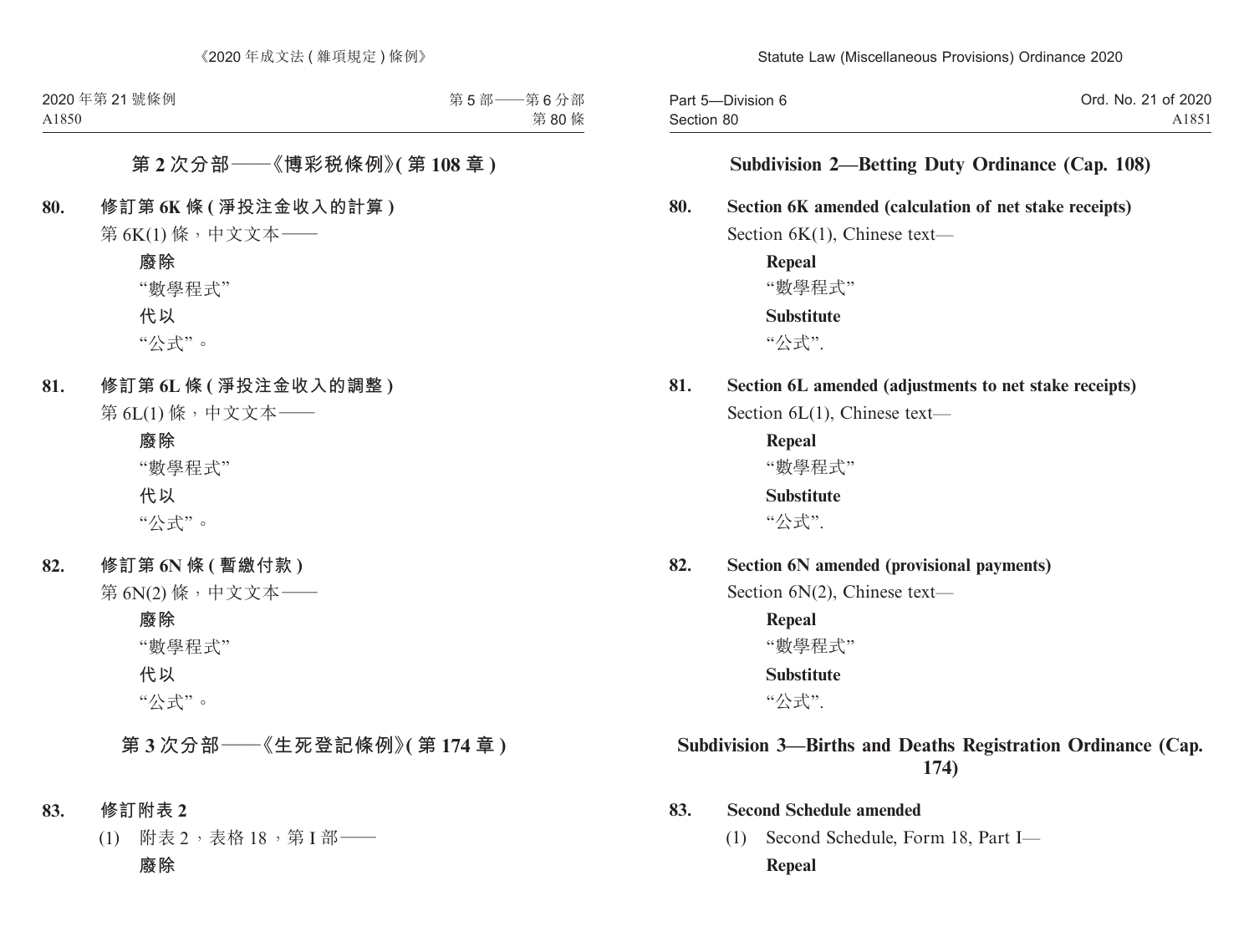## 第 2 次分部——《博彩稅條例》(第 108 章)

**80. 修訂第 6K 條 (淨投注金收入的計算)**

第 6K(1) 條，中文文本——

**廢除**

"數學程式"

**代以**

"公式"。

**81. 修訂第 6L 條 (淨投注金收入的調整)**

第 6L(1) 條，中文文本——

**廢除**

"數學程式"

**代以**

"公式"。

**82. 修訂第 6N 條 (暫繳付款)**

第 6N(2) 條，中文文本——

**廢除**

"數學程式"

**代以**

"公式"。

## 第 3 次分部——《生死登記條例》(第 174 章)

**83. 修訂附表 2**

(1) 附表 2，表格 18，第 I 部——

**廢除**

## Subdivision 2—Betting Duty Ordinance (Cap. 108)

**80. Section 6K amended (calculation of net stake receipts)**

Section 6K(1), Chinese text—

**Repeal**

"數學程式"

**Substitute**

"公式".

**81. Section 6L amended (adjustments to net stake receipts)**

Section 6L(1), Chinese text—

**Repeal**

"數學程式"

**Substitute**

"公式".

**82. Section 6N amended (provisional payments)**

Section 6N(2), Chinese text—

**Repeal**

"數學程式"

**Substitute**

"公式".

## Subdivision 3—Births and Deaths Registration Ordinance (Cap. 174)

**83. Second Schedule amended**

(1) Second Schedule, Form 18, Part I—

**Repeal**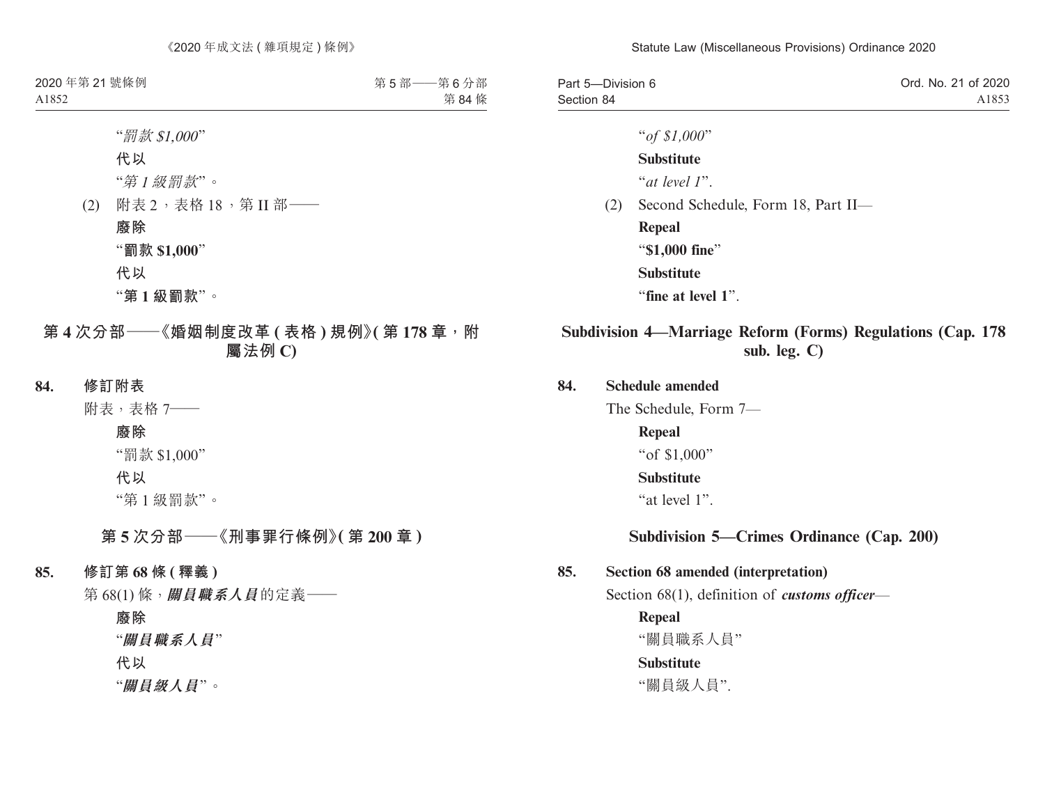"*罰款 $1,000*"

**代以**

"*第 1 級罰款*"。

(2) 附表 2，表格 18，第 II 部——

**廢除**

"**罰款 $1,000**"

**代以**

"**第 1 級罰款**"。

## 第 4 次分部——《婚姻制度改革 (表格) 規例》(第 178 章，附屬法例 C)

**84. 修訂附表**

附表，表格 7——

**廢除**

"罰款 $1,000"

**代以**

"第 1 級罰款"。

## 第 5 次分部——《刑事罪行條例》(第 200 章)

**85. 修訂第 68 條 (釋義)**

第 68(1) 條，***關員職系人員***的定義——

**廢除**

"***關員職系人員***"

**代以**

"***關員級人員***"。

"*of $1,000*"

**Substitute**

"*at level 1*".

(2) Second Schedule, Form 18, Part II—

**Repeal**

"**$1,000 fine**"

**Substitute**

"**fine at level 1**".

## Subdivision 4—Marriage Reform (Forms) Regulations (Cap. 178 sub. leg. C)

**84. Schedule amended**

The Schedule, Form 7—

**Repeal**

"of $1,000"

**Substitute**

"at level 1".

## Subdivision 5—Crimes Ordinance (Cap. 200)

**85. Section 68 amended (interpretation)**

Section 68(1), definition of ***customs officer***—

**Repeal**

"關員職系人員"

**Substitute**

"關員級人員".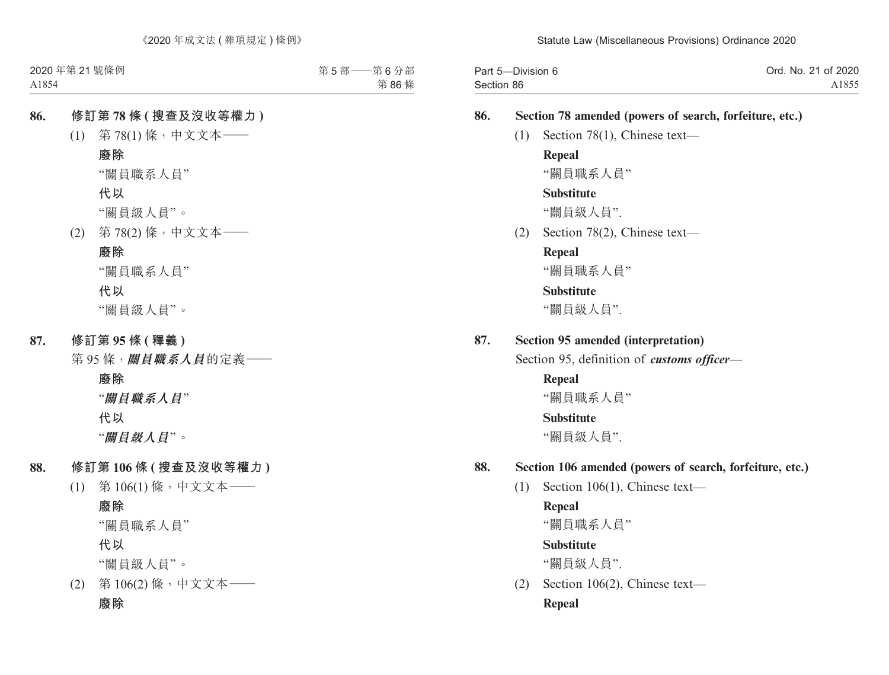**86. 修訂第 78 條 (搜查及沒收等權力)**

(1) 第 78(1) 條，中文文本——

**廢除**

“關員職系人員”

**代以**

“關員級人員”。

(2) 第 78(2) 條，中文文本——

**廢除**

“關員職系人員”

**代以**

“關員級人員”。

**87. 修訂第 95 條 (釋義)**

第 95 條，***關員職系人員***的定義——

**廢除**

“***關員職系人員***”

**代以**

“***關員級人員***”。

**88. 修訂第 106 條 (搜查及沒收等權力)**

(1) 第 106(1) 條，中文文本——

**廢除**

“關員職系人員”

**代以**

“關員級人員”。

(2) 第 106(2) 條，中文文本——

**廢除**

**86. Section 78 amended (powers of search, forfeiture, etc.)**

(1) Section 78(1), Chinese text—

**Repeal**

“關員職系人員”

**Substitute**

“關員級人員”.

(2) Section 78(2), Chinese text—

**Repeal**

“關員職系人員”

**Substitute**

“關員級人員”.

**87. Section 95 amended (interpretation)**

Section 95, definition of ***customs officer***—

**Repeal**

“關員職系人員”

**Substitute**

“關員級人員”.

**88. Section 106 amended (powers of search, forfeiture, etc.)**

(1) Section 106(1), Chinese text—

**Repeal**

“關員職系人員”

**Substitute**

“關員級人員”.

(2) Section 106(2), Chinese text—

**Repeal**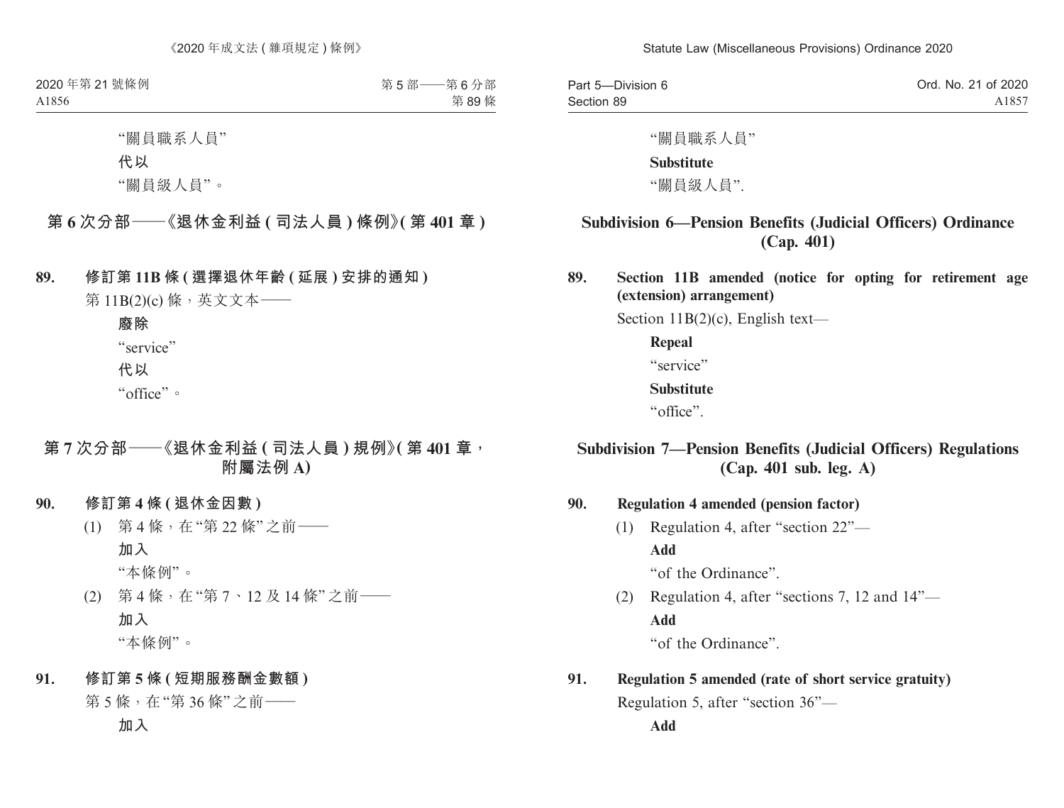"關員職系人員"

**代以**

"關員級人員"。

## 第 6 次分部——《退休金利益 ( 司法人員 ) 條例》( 第 401 章 )

**89. 修訂第 11B 條 ( 選擇退休年齡 ( 延展 ) 安排的通知 )**

第 11B(2)(c) 條，英文文本——

**廢除**

"service"

**代以**

"office"。

## 第 7 次分部——《退休金利益 ( 司法人員 ) 規例》( 第 401 章，附屬法例 A)

**90. 修訂第 4 條 ( 退休金因數 )**

(1) 第 4 條，在 "第 22 條" 之前——

**加入**

"本條例"。

(2) 第 4 條，在 "第 7、12 及 14 條" 之前——

**加入**

"本條例"。

**91. 修訂第 5 條 ( 短期服務酬金數額 )**

第 5 條，在 "第 36 條" 之前——

**加入**

"關員職系人員"

**Substitute**

"關員級人員".

## Subdivision 6—Pension Benefits (Judicial Officers) Ordinance (Cap. 401)

**89. Section 11B amended (notice for opting for retirement age (extension) arrangement)**

Section 11B(2)(c), English text—

**Repeal**

"service"

**Substitute**

"office".

## Subdivision 7—Pension Benefits (Judicial Officers) Regulations (Cap. 401 sub. leg. A)

**90. Regulation 4 amended (pension factor)**

(1) Regulation 4, after "section 22"—

**Add**

"of the Ordinance".

(2) Regulation 4, after "sections 7, 12 and 14"—

**Add**

"of the Ordinance".

**91. Regulation 5 amended (rate of short service gratuity)**

Regulation 5, after "section 36"—

**Add**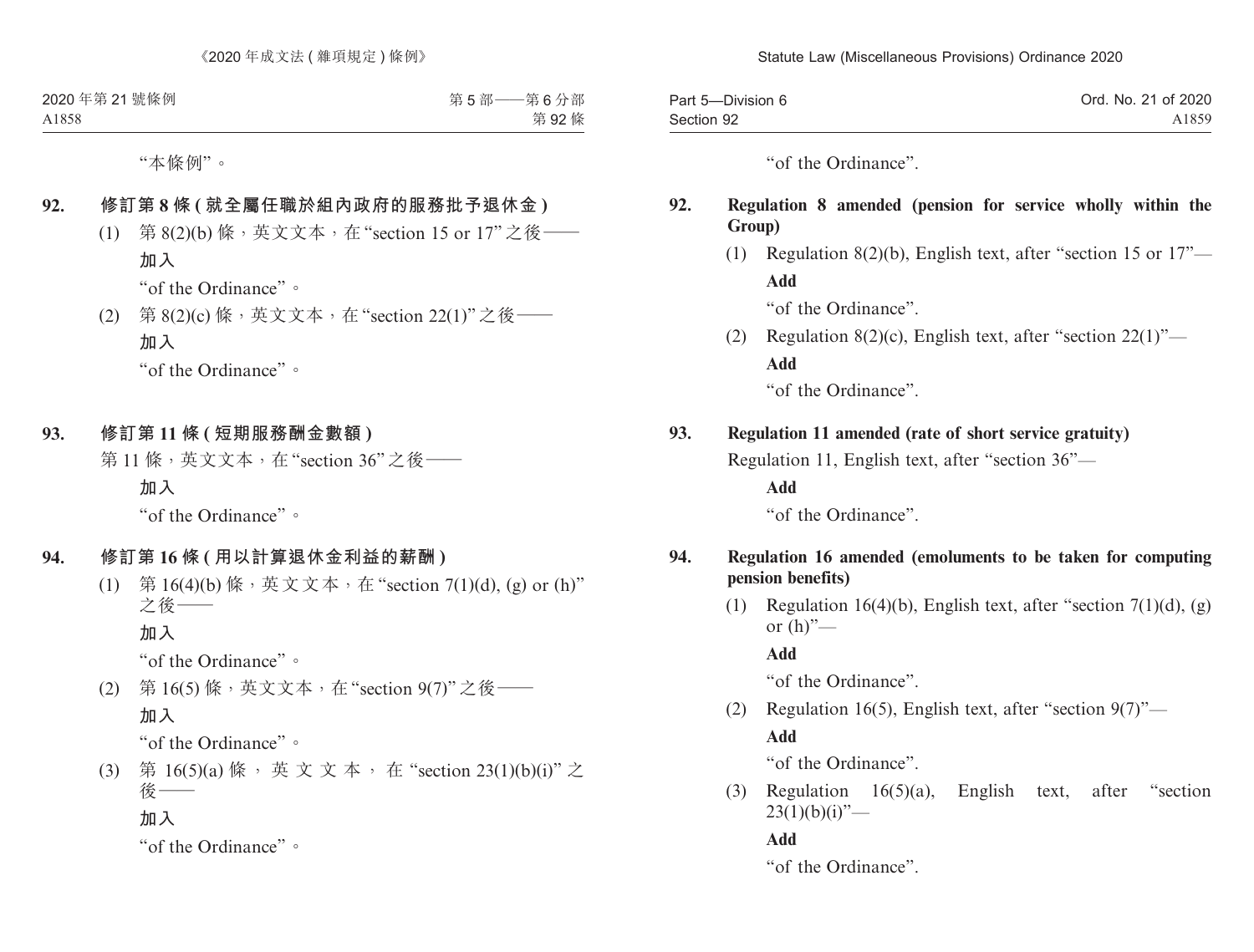"本條例"。

**92. 修訂第 8 條 (就全屬任職於組內政府的服務批予退休金)**

(1) 第 8(2)(b) 條，英文文本，在 "section 15 or 17" 之後——

**加入**

"of the Ordinance"。

(2) 第 8(2)(c) 條，英文文本，在 "section 22(1)" 之後——

**加入**

"of the Ordinance"。

**93. 修訂第 11 條 (短期服務酬金數額)**

第 11 條，英文文本，在 "section 36" 之後——

**加入**

"of the Ordinance"。

**94. 修訂第 16 條 (用以計算退休金利益的薪酬)**

(1) 第 16(4)(b) 條，英文文本，在 "section 7(1)(d), (g) or (h)" 之後——

**加入**

"of the Ordinance"。

(2) 第 16(5) 條，英文文本，在 "section 9(7)" 之後——

**加入**

"of the Ordinance"。

(3) 第 16(5)(a) 條，英文文本，在 "section 23(1)(b)(i)" 之後——

**加入**

"of the Ordinance"。

"of the Ordinance".

**92. Regulation 8 amended (pension for service wholly within the Group)**

(1) Regulation 8(2)(b), English text, after "section 15 or 17"—

**Add**

"of the Ordinance".

(2) Regulation 8(2)(c), English text, after "section 22(1)"—

**Add**

"of the Ordinance".

**93. Regulation 11 amended (rate of short service gratuity)**

Regulation 11, English text, after "section 36"—

**Add**

"of the Ordinance".

**94. Regulation 16 amended (emoluments to be taken for computing pension benefits)**

(1) Regulation 16(4)(b), English text, after "section 7(1)(d), (g) or (h)"—

**Add**

"of the Ordinance".

(2) Regulation 16(5), English text, after "section 9(7)"—

**Add**

"of the Ordinance".

(3) Regulation 16(5)(a), English text, after "section 23(1)(b)(i)"—

**Add**

"of the Ordinance".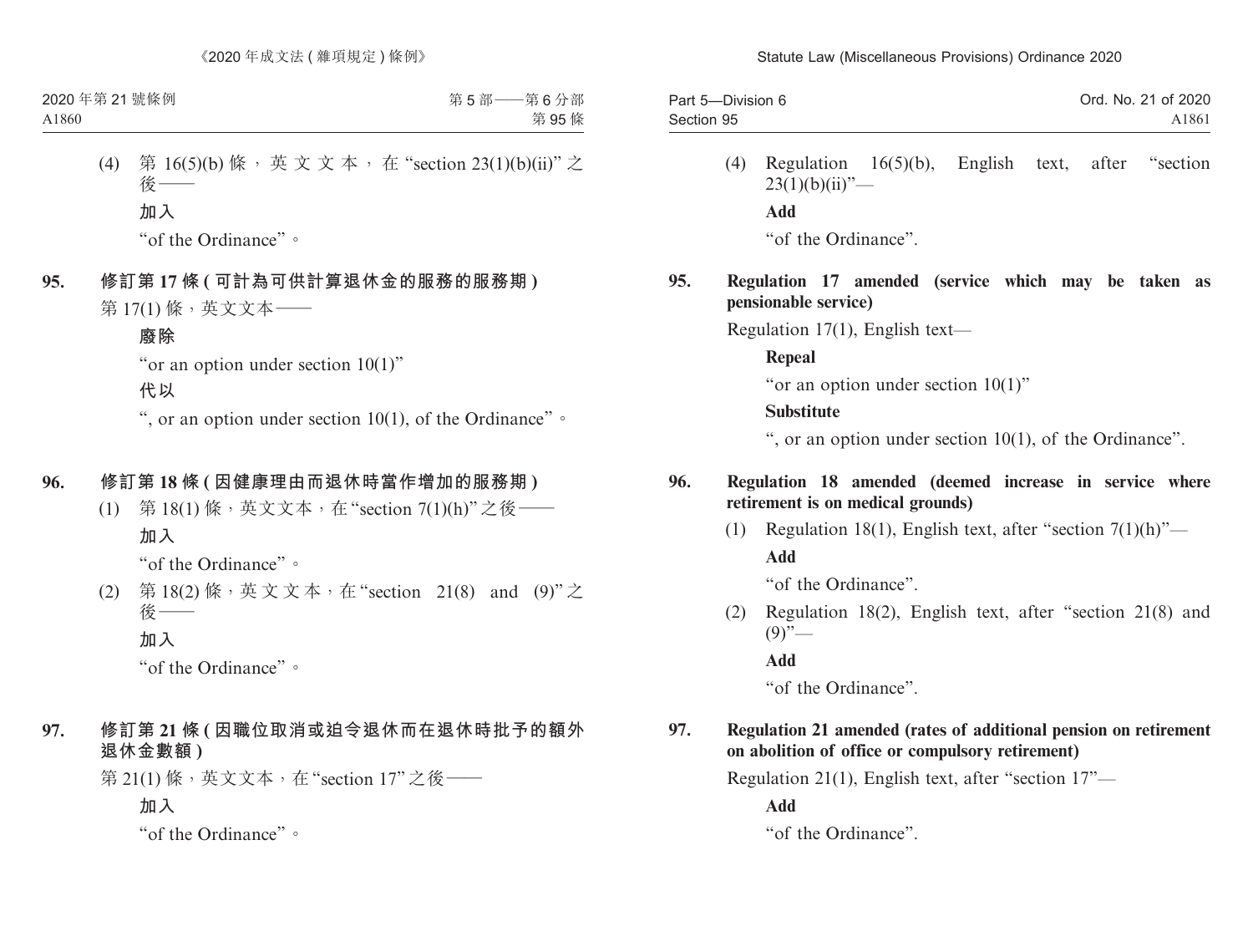(4) 第 16(5)(b) 條，英文文本，在 “section 23(1)(b)(ii)” 之後——

**加入**

“of the Ordinance”。

**95. 修訂第 17 條 (可計為可供計算退休金的服務的服務期)**

第 17(1) 條，英文文本——

**廢除**

“or an option under section 10(1)”

**代以**

“, or an option under section 10(1), of the Ordinance”。

**96. 修訂第 18 條 (因健康理由而退休時當作增加的服務期)**

(1) 第 18(1) 條，英文文本，在 “section 7(1)(h)” 之後——

**加入**

“of the Ordinance”。

(2) 第 18(2) 條，英文文本，在 “section 21(8) and (9)” 之後——

**加入**

“of the Ordinance”。

**97. 修訂第 21 條 (因職位取消或迫令退休而在退休時批予的額外退休金數額)**

第 21(1) 條，英文文本，在 “section 17” 之後——

**加入**

“of the Ordinance”。

(4) Regulation 16(5)(b), English text, after “section 23(1)(b)(ii)”—

**Add**

“of the Ordinance”.

**95. Regulation 17 amended (service which may be taken as pensionable service)**

Regulation 17(1), English text—

**Repeal**

“or an option under section 10(1)”

**Substitute**

“, or an option under section 10(1), of the Ordinance”.

**96. Regulation 18 amended (deemed increase in service where retirement is on medical grounds)**

(1) Regulation 18(1), English text, after “section 7(1)(h)”—

**Add**

“of the Ordinance”.

(2) Regulation 18(2), English text, after “section 21(8) and (9)”—

**Add**

“of the Ordinance”.

**97. Regulation 21 amended (rates of additional pension on retirement on abolition of office or compulsory retirement)**

Regulation 21(1), English text, after “section 17”—

**Add**

“of the Ordinance”.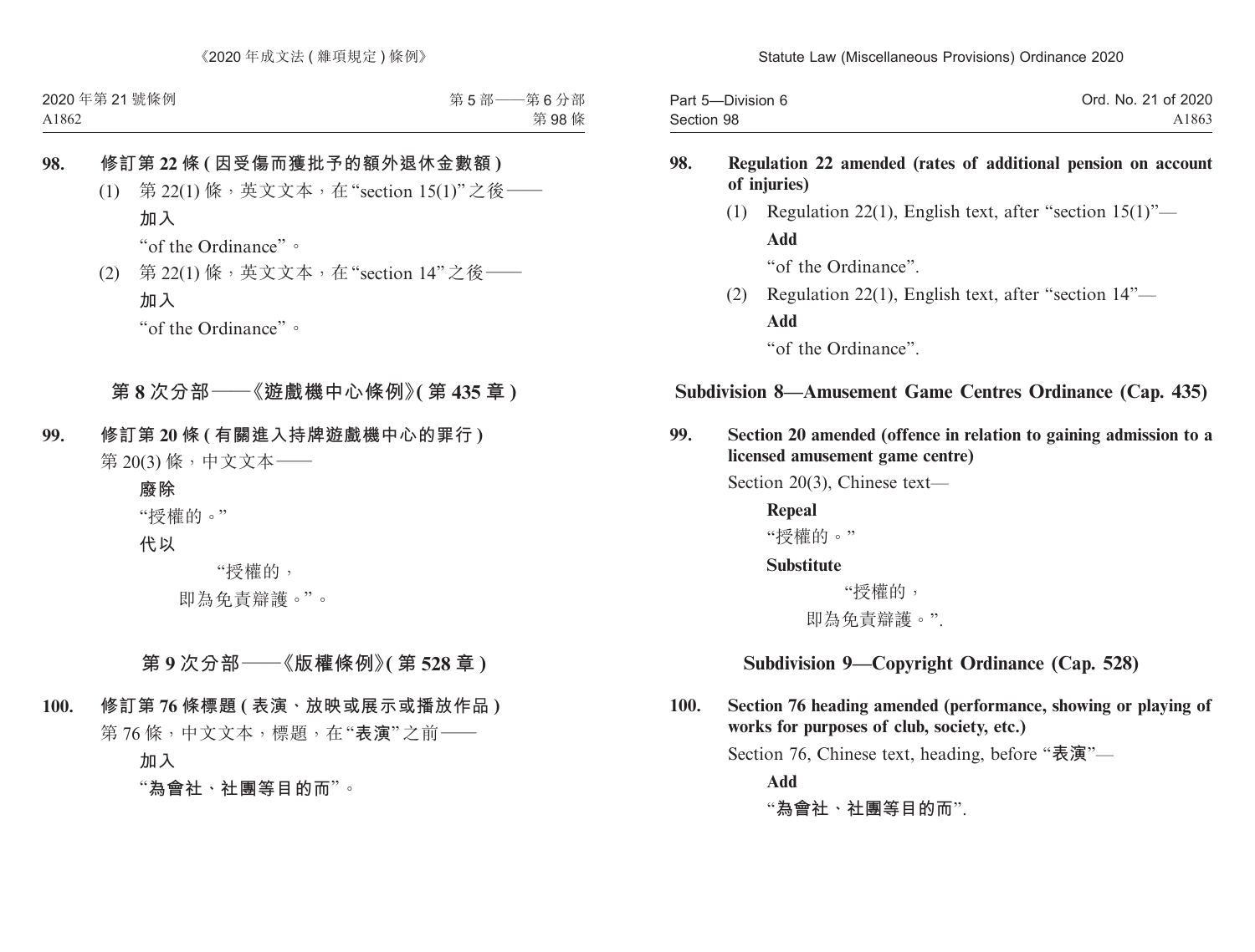**98. 修訂第 22 條 (因受傷而獲批予的額外退休金數額)**

(1) 第 22(1) 條，英文文本，在 "section 15(1)" 之後——

**加入**

"of the Ordinance"。

(2) 第 22(1) 條，英文文本，在 "section 14" 之後——

**加入**

"of the Ordinance"。

## 第 8 次分部——《遊戲機中心條例》(第 435 章)

**99. 修訂第 20 條 (有關進入持牌遊戲機中心的罪行)**

第 20(3) 條，中文文本——

**廢除**

"授權的。"

**代以**

"授權的，
即為免責辯護。"。

## 第 9 次分部——《版權條例》(第 528 章)

**100. 修訂第 76 條標題 (表演、放映或展示或播放作品)**

第 76 條，中文文本，標題，在 "**表演**" 之前——

**加入**

"**為會社、社團等目的而**"。

**98. Regulation 22 amended (rates of additional pension on account of injuries)**

(1) Regulation 22(1), English text, after "section 15(1)"—

**Add**

"of the Ordinance".

(2) Regulation 22(1), English text, after "section 14"—

**Add**

"of the Ordinance".

## Subdivision 8—Amusement Game Centres Ordinance (Cap. 435)

**99. Section 20 amended (offence in relation to gaining admission to a licensed amusement game centre)**

Section 20(3), Chinese text—

**Repeal**

"授權的。"

**Substitute**

"授權的，
即為免責辯護。".

## Subdivision 9—Copyright Ordinance (Cap. 528)

**100. Section 76 heading amended (performance, showing or playing of works for purposes of club, society, etc.)**

Section 76, Chinese text, heading, before "**表演**"—

**Add**

"**為會社、社團等目的而**".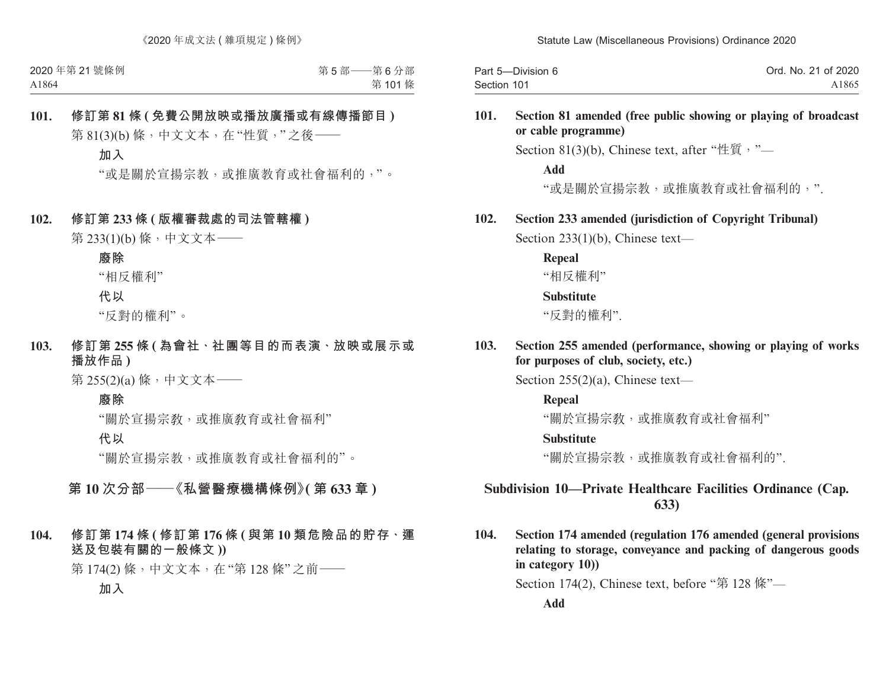**101. 修訂第 81 條 (免費公開放映或播放廣播或有線傳播節目)**

第 81(3)(b) 條，中文文本，在“性質，”之後——

**加入**

“或是關於宣揚宗教，或推廣教育或社會福利的，”。

**102. 修訂第 233 條 (版權審裁處的司法管轄權)**

第 233(1)(b) 條，中文文本——

**廢除**

“相反權利”

**代以**

“反對的權利”。

**103. 修訂第 255 條 (為會社、社團等目的而表演、放映或展示或播放作品)**

第 255(2)(a) 條，中文文本——

**廢除**

“關於宣揚宗教，或推廣教育或社會福利”

**代以**

“關於宣揚宗教，或推廣教育或社會福利的”。

## 第 10 次分部——《私營醫療機構條例》(第 633 章)

**104. 修訂第 174 條 (修訂第 176 條 (與第 10 類危險品的貯存、運送及包裝有關的一般條文))**

第 174(2) 條，中文文本，在“第 128 條”之前——

**加入**

**101. Section 81 amended (free public showing or playing of broadcast or cable programme)**

Section 81(3)(b), Chinese text, after “性質，”—

**Add**

“或是關於宣揚宗教，或推廣教育或社會福利的，”.

**102. Section 233 amended (jurisdiction of Copyright Tribunal)**

Section 233(1)(b), Chinese text—

**Repeal**

“相反權利”

**Substitute**

“反對的權利”.

**103. Section 255 amended (performance, showing or playing of works for purposes of club, society, etc.)**

Section 255(2)(a), Chinese text—

**Repeal**

“關於宣揚宗教，或推廣教育或社會福利”

**Substitute**

“關於宣揚宗教，或推廣教育或社會福利的”.

## Subdivision 10—Private Healthcare Facilities Ordinance (Cap. 633)

**104. Section 174 amended (regulation 176 amended (general provisions relating to storage, conveyance and packing of dangerous goods in category 10))**

Section 174(2), Chinese text, before “第 128 條”—

**Add**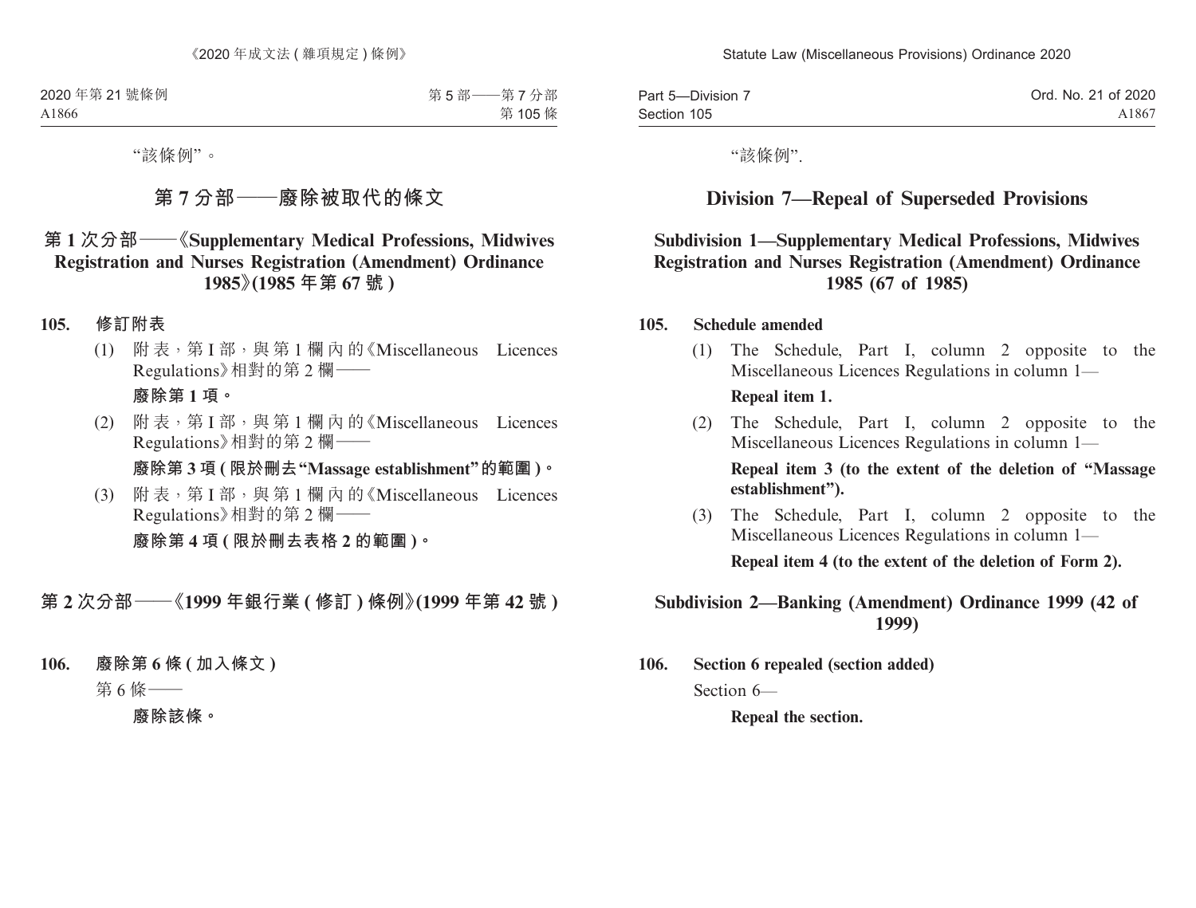“該條例”。

## 第 7 分部——廢除被取代的條文

### 第 1 次分部——《Supplementary Medical Professions, Midwives Registration and Nurses Registration (Amendment) Ordinance 1985》(1985 年第 67 號 )

**105. 修訂附表**

(1) 附表，第 I 部，與第 1 欄內的《Miscellaneous Licences Regulations》相對的第 2 欄——

**廢除第 1 項。**

(2) 附表，第 I 部，與第 1 欄內的《Miscellaneous Licences Regulations》相對的第 2 欄——

**廢除第 3 項 ( 限於刪去 “Massage establishment” 的範圍 )。**

(3) 附表，第 I 部，與第 1 欄內的《Miscellaneous Licences Regulations》相對的第 2 欄——

**廢除第 4 項 ( 限於刪去表格 2 的範圍 )。**

### 第 2 次分部——《1999 年銀行業 ( 修訂 ) 條例》(1999 年第 42 號 )

**106. 廢除第 6 條 ( 加入條文 )**

第 6 條——

**廢除該條。**

“該條例”.

## Division 7—Repeal of Superseded Provisions

### Subdivision 1—Supplementary Medical Professions, Midwives Registration and Nurses Registration (Amendment) Ordinance 1985 (67 of 1985)

**105. Schedule amended**

(1) The Schedule, Part I, column 2 opposite to the Miscellaneous Licences Regulations in column 1—

**Repeal item 1.**

(2) The Schedule, Part I, column 2 opposite to the Miscellaneous Licences Regulations in column 1—

**Repeal item 3 (to the extent of the deletion of “Massage establishment”).**

(3) The Schedule, Part I, column 2 opposite to the Miscellaneous Licences Regulations in column 1—

**Repeal item 4 (to the extent of the deletion of Form 2).**

### Subdivision 2—Banking (Amendment) Ordinance 1999 (42 of 1999)

**106. Section 6 repealed (section added)**

Section 6—

**Repeal the section.**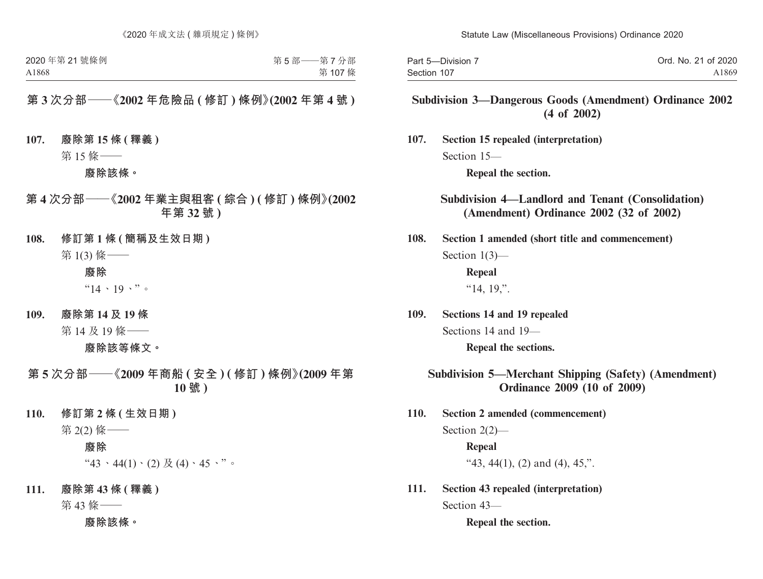## 第 3 次分部——《2002 年危險品 ( 修訂 ) 條例》(2002 年第 4 號 )

**107. 廢除第 15 條 ( 釋義 )**

第 15 條——

**廢除該條。**

## 第 4 次分部——《2002 年業主與租客 ( 綜合 ) ( 修訂 ) 條例》(2002 年第 32 號 )

**108. 修訂第 1 條 ( 簡稱及生效日期 )**

第 1(3) 條——

**廢除**

“14、19、”。

**109. 廢除第 14 及 19 條**

第 14 及 19 條——

**廢除該等條文。**

## 第 5 次分部——《2009 年商船 ( 安全 ) ( 修訂 ) 條例》(2009 年第 10 號 )

**110. 修訂第 2 條 ( 生效日期 )**

第 2(2) 條——

**廢除**

“43、44(1)、(2) 及 (4)、45、”。

**111. 廢除第 43 條 ( 釋義 )**

第 43 條——

**廢除該條。**

## Subdivision 3—Dangerous Goods (Amendment) Ordinance 2002 (4 of 2002)

**107. Section 15 repealed (interpretation)**

Section 15—

**Repeal the section.**

## Subdivision 4—Landlord and Tenant (Consolidation) (Amendment) Ordinance 2002 (32 of 2002)

**108. Section 1 amended (short title and commencement)**

Section 1(3)—

**Repeal**

“14, 19,”.

**109. Sections 14 and 19 repealed**

Sections 14 and 19—

**Repeal the sections.**

## Subdivision 5—Merchant Shipping (Safety) (Amendment) Ordinance 2009 (10 of 2009)

**110. Section 2 amended (commencement)**

Section 2(2)—

**Repeal**

“43, 44(1), (2) and (4), 45,”.

**111. Section 43 repealed (interpretation)**

Section 43—

**Repeal the section.**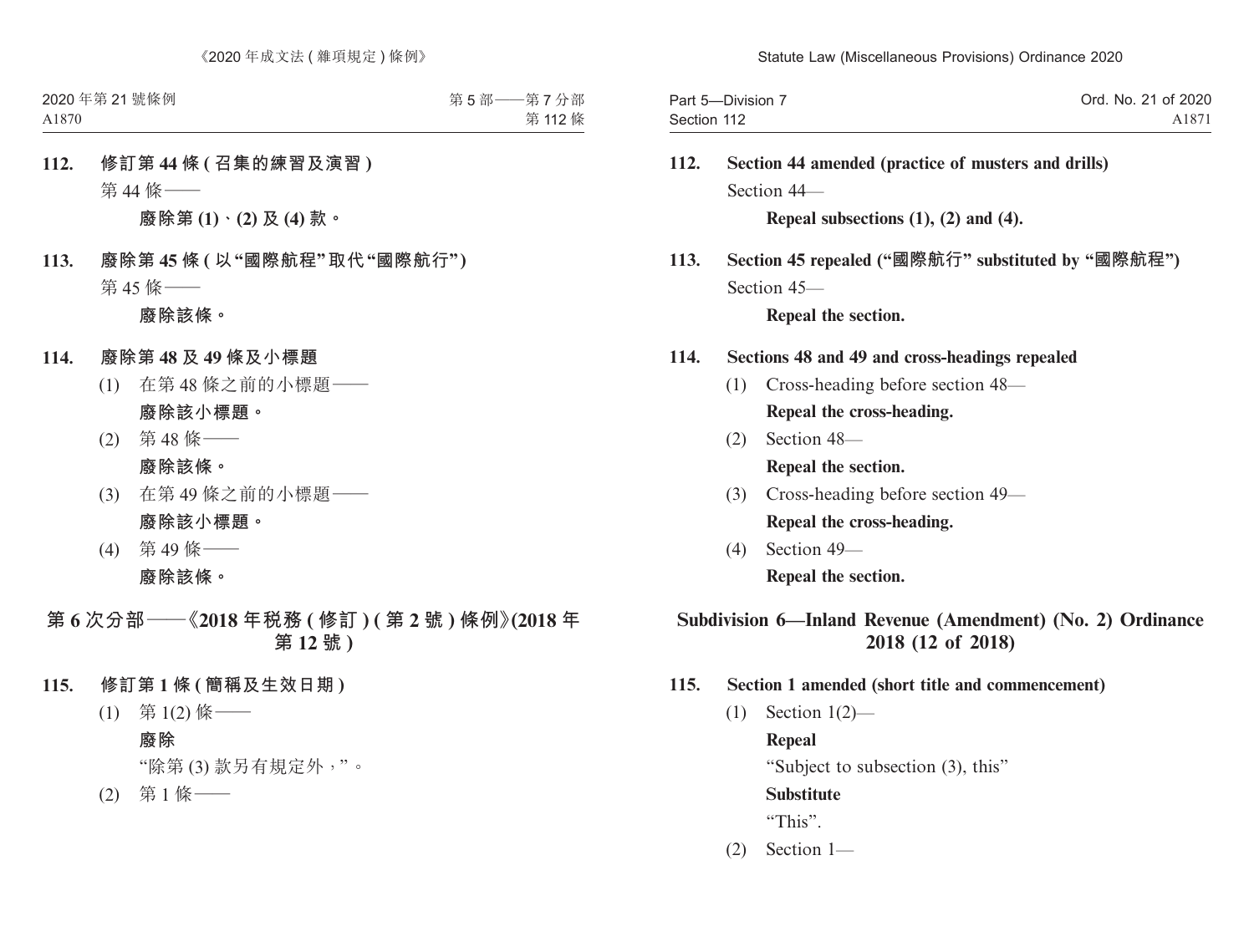**112. 修訂第 44 條 (召集的練習及演習)**

第 44 條——

**廢除第 (1)、(2) 及 (4) 款。**

**113. 廢除第 45 條 (以“國際航程”取代“國際航行”)**

第 45 條——

**廢除該條。**

**114. 廢除第 48 及 49 條及小標題**

(1) 在第 48 條之前的小標題——

**廢除該小標題。**

(2) 第 48 條——

**廢除該條。**

(3) 在第 49 條之前的小標題——

**廢除該小標題。**

(4) 第 49 條——

**廢除該條。**

## 第 6 次分部——《2018 年稅務 (修訂) (第 2 號) 條例》(2018 年第 12 號)

**115. 修訂第 1 條 (簡稱及生效日期)**

(1) 第 1(2) 條——

**廢除**

“除第 (3) 款另有規定外，”。

(2) 第 1 條——

**112. Section 44 amended (practice of musters and drills)**

Section 44—

**Repeal subsections (1), (2) and (4).**

**113. Section 45 repealed (“國際航行” substituted by “國際航程”)**

Section 45—

**Repeal the section.**

**114. Sections 48 and 49 and cross-headings repealed**

(1) Cross-heading before section 48—

**Repeal the cross-heading.**

(2) Section 48—

**Repeal the section.**

(3) Cross-heading before section 49—

**Repeal the cross-heading.**

(4) Section 49—

**Repeal the section.**

## Subdivision 6—Inland Revenue (Amendment) (No. 2) Ordinance 2018 (12 of 2018)

**115. Section 1 amended (short title and commencement)**

(1) Section 1(2)—

**Repeal**

“Subject to subsection (3), this”

**Substitute**

“This”.

(2) Section 1—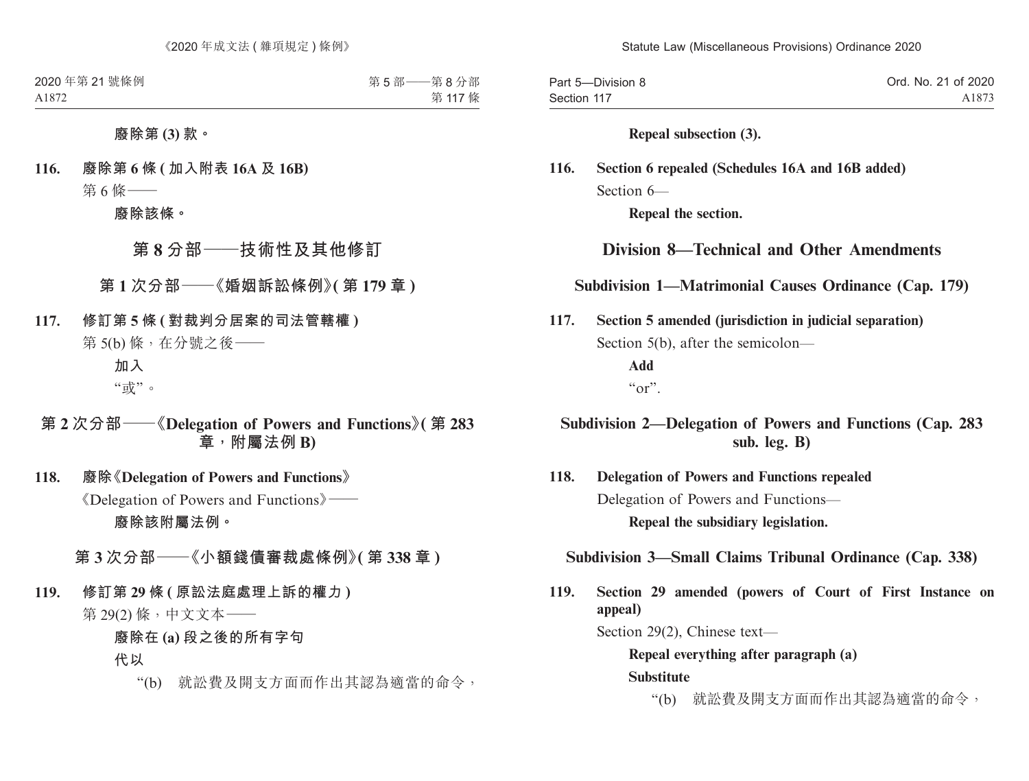**廢除第 (3) 款。**

**116. 廢除第 6 條 (加入附表 16A 及 16B)**

第 6 條——

**廢除該條。**

## 第 8 分部——技術性及其他修訂

### 第 1 次分部——《婚姻訴訟條例》(第 179 章)

**117. 修訂第 5 條 (對裁判分居案的司法管轄權)**

第 5(b) 條，在分號之後——

**加入**

"或"。

### 第 2 次分部——《Delegation of Powers and Functions》(第 283 章，附屬法例 B)

**118. 廢除《Delegation of Powers and Functions》**

《Delegation of Powers and Functions》——

**廢除該附屬法例。**

### 第 3 次分部——《小額錢債審裁處條例》(第 338 章)

**119. 修訂第 29 條 (原訟法庭處理上訴的權力)**

第 29(2) 條，中文文本——

**廢除在 (a) 段之後的所有字句**

**代以**

"(b) 就訟費及開支方面而作出其認為適當的命令，

---

**Repeal subsection (3).**

**116. Section 6 repealed (Schedules 16A and 16B added)**

Section 6—

**Repeal the section.**

## Division 8—Technical and Other Amendments

### Subdivision 1—Matrimonial Causes Ordinance (Cap. 179)

**117. Section 5 amended (jurisdiction in judicial separation)**

Section 5(b), after the semicolon—

**Add**

"or".

### Subdivision 2—Delegation of Powers and Functions (Cap. 283 sub. leg. B)

**118. Delegation of Powers and Functions repealed**

Delegation of Powers and Functions—

**Repeal the subsidiary legislation.**

### Subdivision 3—Small Claims Tribunal Ordinance (Cap. 338)

**119. Section 29 amended (powers of Court of First Instance on appeal)**

Section 29(2), Chinese text—

**Repeal everything after paragraph (a)**

**Substitute**

"(b) 就訟費及開支方面而作出其認為適當的命令，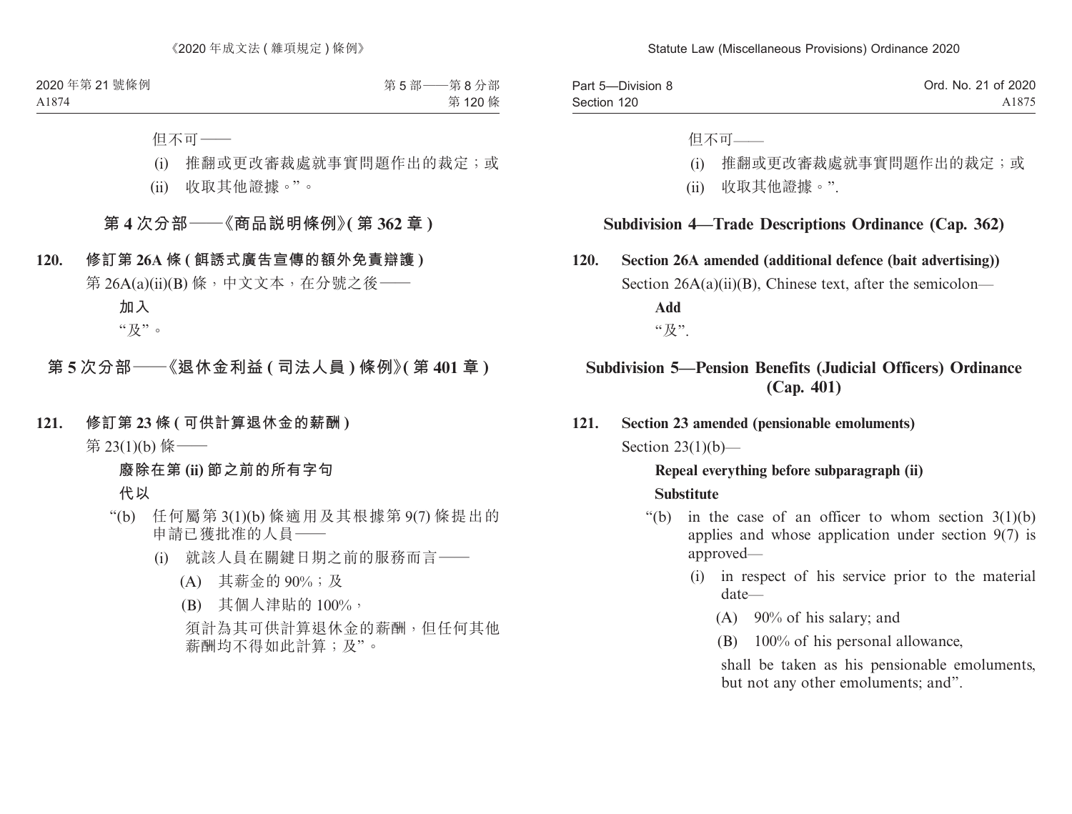但不可——

(i) 推翻或更改審裁處就事實問題作出的裁定；或

(ii) 收取其他證據。”。

## 第 4 次分部——《商品説明條例》(第 362 章)

**120. 修訂第 26A 條 (餌誘式廣告宣傳的額外免責辯護)**

第 26A(a)(ii)(B) 條，中文文本，在分號之後——

**加入**

“及”。

## 第 5 次分部——《退休金利益 (司法人員) 條例》(第 401 章)

**121. 修訂第 23 條 (可供計算退休金的薪酬)**

第 23(1)(b) 條——

**廢除在第 (ii) 節之前的所有字句**

**代以**

“(b) 任何屬第 3(1)(b) 條適用及其根據第 9(7) 條提出的申請已獲批准的人員——

(i) 就該人員在關鍵日期之前的服務而言——

(A) 其薪金的 90%；及

(B) 其個人津貼的 100%，

須計為其可供計算退休金的薪酬，但任何其他薪酬均不得如此計算；及”。

但不可——

(i) 推翻或更改審裁處就事實問題作出的裁定；或

(ii) 收取其他證據。”.

## Subdivision 4—Trade Descriptions Ordinance (Cap. 362)

**120. Section 26A amended (additional defence (bait advertising))**

Section 26A(a)(ii)(B), Chinese text, after the semicolon—

**Add**

“及”.

## Subdivision 5—Pension Benefits (Judicial Officers) Ordinance (Cap. 401)

**121. Section 23 amended (pensionable emoluments)**

Section 23(1)(b)—

**Repeal everything before subparagraph (ii)**

**Substitute**

“(b) in the case of an officer to whom section 3(1)(b) applies and whose application under section 9(7) is approved—

(i) in respect of his service prior to the material date—

(A) 90% of his salary; and

(B) 100% of his personal allowance,

shall be taken as his pensionable emoluments, but not any other emoluments; and”.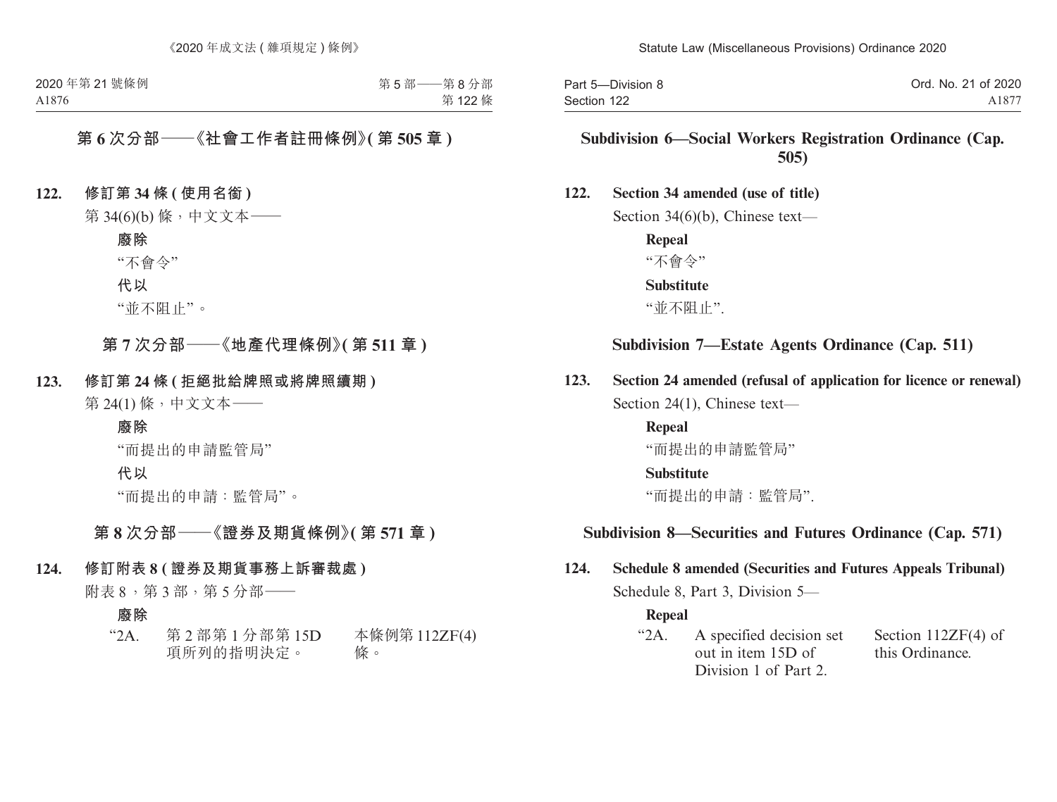## 第 6 次分部——《社會工作者註冊條例》(第 505 章)

**122. 修訂第 34 條 (使用名銜)**

第 34(6)(b) 條，中文文本——

**廢除**

“不會令”

**代以**

“並不阻止”。

## 第 7 次分部——《地產代理條例》(第 511 章)

**123. 修訂第 24 條 (拒絕批給牌照或將牌照續期)**

第 24(1) 條，中文文本——

**廢除**

“而提出的申請監管局”

**代以**

“而提出的申請：監管局”。

## 第 8 次分部——《證券及期貨條例》(第 571 章)

**124. 修訂附表 8 (證券及期貨事務上訴審裁處)**

附表 8，第 3 部，第 5 分部——

**廢除**

| “2A. | 第 2 部第 1 分部第 15D 項所列的指明決定。 | 本條例第 112ZF(4) 條。 |
|---|---|---|

## Subdivision 6—Social Workers Registration Ordinance (Cap. 505)

**122. Section 34 amended (use of title)**

Section 34(6)(b), Chinese text—

**Repeal**

“不會令”

**Substitute**

“並不阻止”.

## Subdivision 7—Estate Agents Ordinance (Cap. 511)

**123. Section 24 amended (refusal of application for licence or renewal)**

Section 24(1), Chinese text—

**Repeal**

“而提出的申請監管局”

**Substitute**

“而提出的申請：監管局”.

## Subdivision 8—Securities and Futures Ordinance (Cap. 571)

**124. Schedule 8 amended (Securities and Futures Appeals Tribunal)**

Schedule 8, Part 3, Division 5—

**Repeal**

| “2A. | A specified decision set out in item 15D of Division 1 of Part 2. | Section 112ZF(4) of this Ordinance. |
|---|---|---|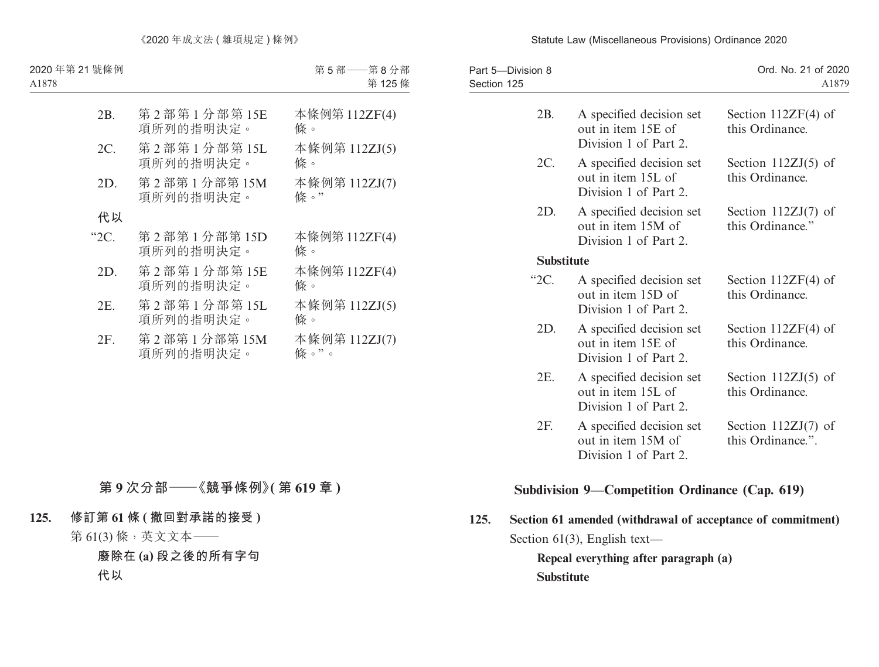| 2B. | 第 2 部第 1 分部第 15E 項所列的指明決定。 | 本條例第 112ZF(4) 條。 |
|---|---|---|
| 2C. | 第 2 部第 1 分部第 15L 項所列的指明決定。 | 本條例第 112ZJ(5) 條。 |
| 2D. | 第 2 部第 1 分部第 15M 項所列的指明決定。 | 本條例第 112ZJ(7) 條。” |

**代以**

| “2C. | 第 2 部第 1 分部第 15D 項所列的指明決定。 | 本條例第 112ZF(4) 條。 |
|---|---|---|
| 2D. | 第 2 部第 1 分部第 15E 項所列的指明決定。 | 本條例第 112ZF(4) 條。 |
| 2E. | 第 2 部第 1 分部第 15L 項所列的指明決定。 | 本條例第 112ZJ(5) 條。 |
| 2F. | 第 2 部第 1 分部第 15M 項所列的指明決定。 | 本條例第 112ZJ(7) 條。”。 |

## 第 9 次分部——《競爭條例》(第 619 章)

**125. 修訂第 61 條 (撤回對承諾的接受)**

第 61(3) 條，英文文本——

**廢除在 (a) 段之後的所有字句**

**代以**

| 2B. | A specified decision set out in item 15E of Division 1 of Part 2. | Section 112ZF(4) of this Ordinance. |
|---|---|---|
| 2C. | A specified decision set out in item 15L of Division 1 of Part 2. | Section 112ZJ(5) of this Ordinance. |
| 2D. | A specified decision set out in item 15M of Division 1 of Part 2. | Section 112ZJ(7) of this Ordinance.” |

**Substitute**

| “2C. | A specified decision set out in item 15D of Division 1 of Part 2. | Section 112ZF(4) of this Ordinance. |
|---|---|---|
| 2D. | A specified decision set out in item 15E of Division 1 of Part 2. | Section 112ZF(4) of this Ordinance. |
| 2E. | A specified decision set out in item 15L of Division 1 of Part 2. | Section 112ZJ(5) of this Ordinance. |
| 2F. | A specified decision set out in item 15M of Division 1 of Part 2. | Section 112ZJ(7) of this Ordinance.”. |

## Subdivision 9—Competition Ordinance (Cap. 619)

**125. Section 61 amended (withdrawal of acceptance of commitment)**

Section 61(3), English text—

**Repeal everything after paragraph (a)**

**Substitute**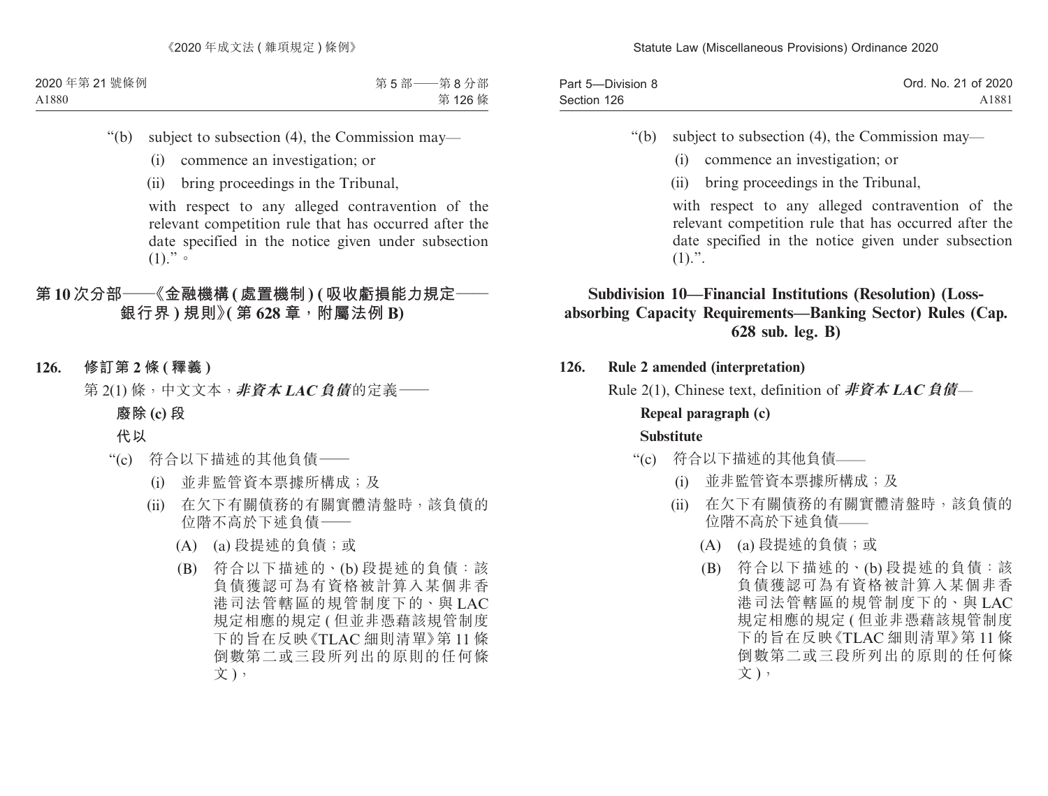"(b) subject to subsection (4), the Commission may—

(i) commence an investigation; or

(ii) bring proceedings in the Tribunal,

with respect to any alleged contravention of the relevant competition rule that has occurred after the date specified in the notice given under subsection (1)."。

## 第 10 次分部——《金融機構 (處置機制) (吸收虧損能力規定——銀行界) 規則》(第 628 章，附屬法例 B)

### 126. 修訂第 2 條 (釋義)

第 2(1) 條，中文文本，***非資本 LAC 負債***的定義——

**廢除 (c) 段**

**代以**

"(c) 符合以下描述的其他負債——

(i) 並非監管資本票據所構成；及

(ii) 在欠下有關債務的有關實體清盤時，該負債的位階不高於下述負債——

(A) (a) 段提述的負債；或

(B) 符合以下描述的、(b) 段提述的負債：該負債獲認可為有資格被計算入某個非香港司法管轄區的規管制度下的、與 LAC 規定相應的規定 (但並非憑藉該規管制度下的旨在反映《TLAC 細則清單》第 11 條倒數第二或三段所列出的原則的任何條文)，

"(b) subject to subsection (4), the Commission may—

(i) commence an investigation; or

(ii) bring proceedings in the Tribunal,

with respect to any alleged contravention of the relevant competition rule that has occurred after the date specified in the notice given under subsection (1).".

## Subdivision 10—Financial Institutions (Resolution) (Loss-absorbing Capacity Requirements—Banking Sector) Rules (Cap. 628 sub. leg. B)

### 126. Rule 2 amended (interpretation)

Rule 2(1), Chinese text, definition of ***非資本 LAC 負債***—

**Repeal paragraph (c)**

**Substitute**

"(c) 符合以下描述的其他負債——

(i) 並非監管資本票據所構成；及

(ii) 在欠下有關債務的有關實體清盤時，該負債的位階不高於下述負債——

(A) (a) 段提述的負債；或

(B) 符合以下描述的、(b) 段提述的負債：該負債獲認可為有資格被計算入某個非香港司法管轄區的規管制度下的、與 LAC 規定相應的規定 (但並非憑藉該規管制度下的旨在反映《TLAC 細則清單》第 11 條倒數第二或三段所列出的原則的任何條文)，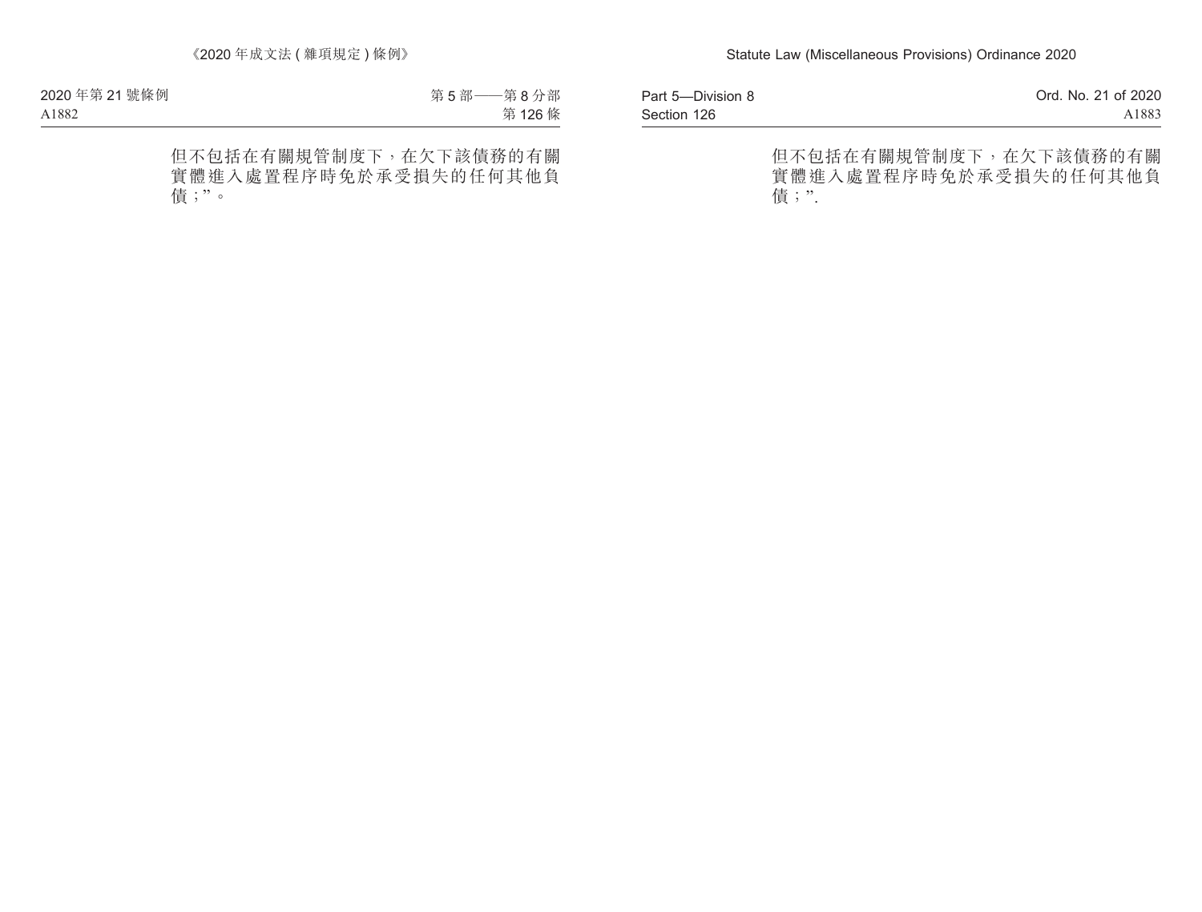但不包括在有關規管制度下，在欠下該債務的有關實體進入處置程序時免於承受損失的任何其他負債；”。

但不包括在有關規管制度下，在欠下該債務的有關實體進入處置程序時免於承受損失的任何其他負債；”.